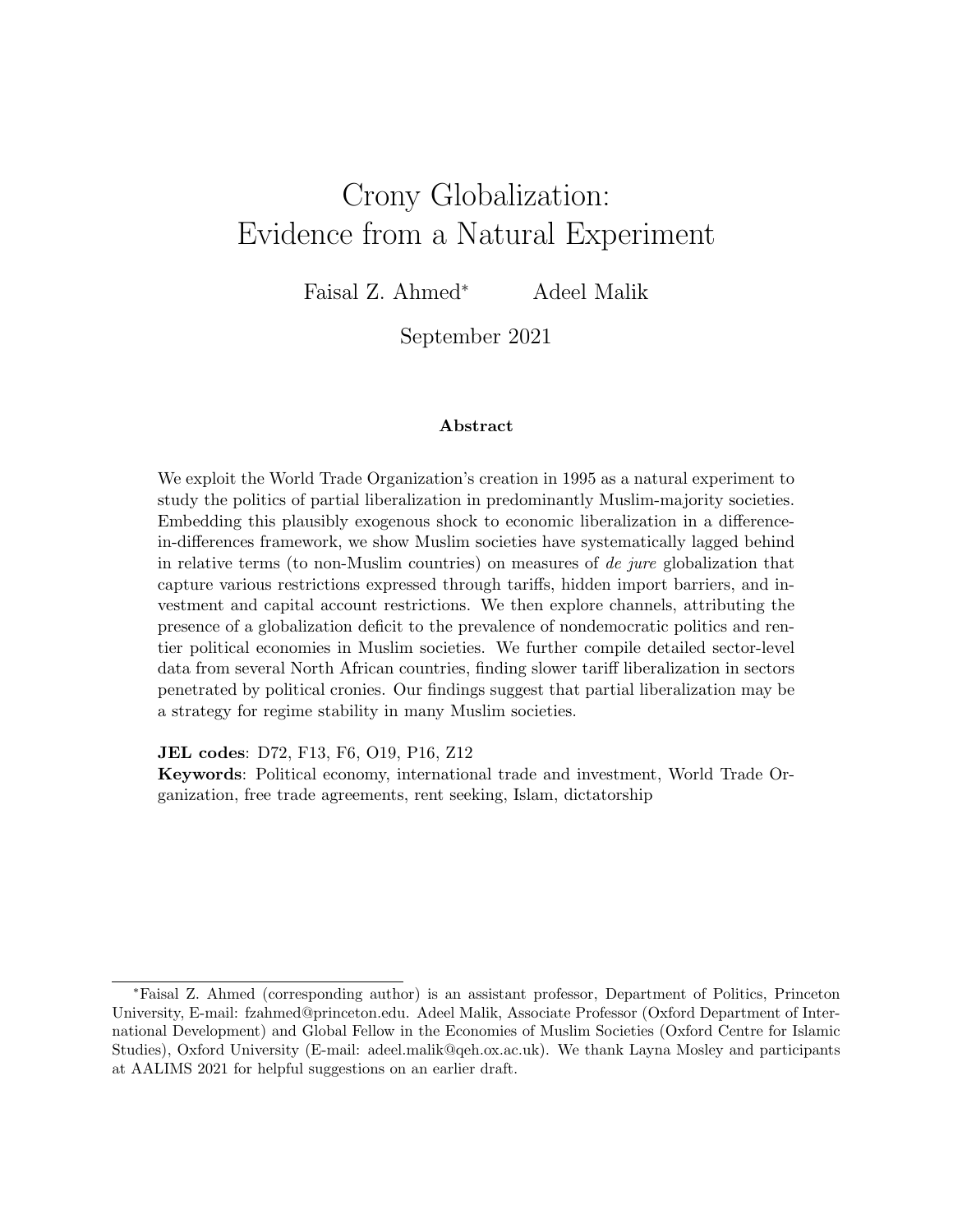# Crony Globalization: Evidence from a Natural Experiment

Faisal Z. Ahmed[*] Adeel Malik

September 2021

### Abstract

We exploit the World Trade Organization's creation in 1995 as a natural experiment to study the politics of partial liberalization in predominantly Muslim-majority societies. Embedding this plausibly exogenous shock to economic liberalization in a difference-in-differences framework, we show Muslim societies have systematically lagged behind in relative terms (to non-Muslim countries) on measures of *de jure* globalization that capture various restrictions expressed through tariffs, hidden import barriers, and investment and capital account restrictions. We then explore channels, attributing the presence of a globalization deficit to the prevalence of nondemocratic politics and rentier political economies in Muslim societies. We further compile detailed sector-level data from several North African countries, finding slower tariff liberalization in sectors penetrated by political cronies. Our findings suggest that partial liberalization may be a strategy for regime stability in many Muslim societies.

**JEL codes**: D72, F13, F6, O19, P16, Z12

**Keywords**: Political economy, international trade and investment, World Trade Organization, free trade agreements, rent seeking, Islam, dictatorship

[*]Faisal Z. Ahmed (corresponding author) is an assistant professor, Department of Politics, Princeton University, E-mail: fzahmed@princeton.edu. Adeel Malik, Associate Professor (Oxford Department of International Development) and Global Fellow in the Economies of Muslim Societies (Oxford Centre for Islamic Studies), Oxford University (E-mail: adeel.malik@qeh.ox.ac.uk). We thank Layna Mosley and participants at AALIMS 2021 for helpful suggestions on an earlier draft.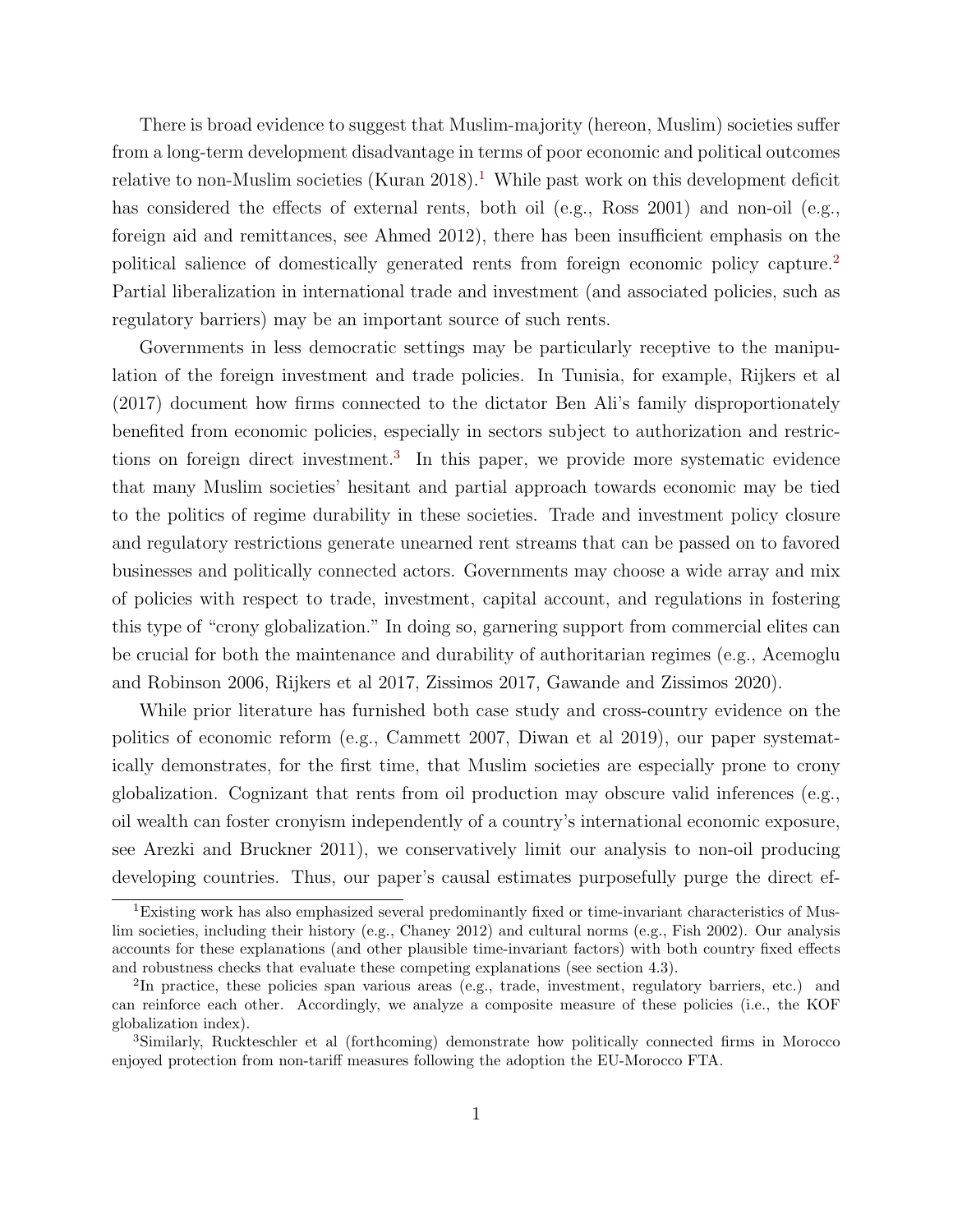There is broad evidence to suggest that Muslim-majority (hereon, Muslim) societies suffer from a long-term development disadvantage in terms of poor economic and political outcomes relative to non-Muslim societies (Kuran 2018).[1] While past work on this development deficit has considered the effects of external rents, both oil (e.g., Ross 2001) and non-oil (e.g., foreign aid and remittances, see Ahmed 2012), there has been insufficient emphasis on the political salience of domestically generated rents from foreign economic policy capture.[2] Partial liberalization in international trade and investment (and associated policies, such as regulatory barriers) may be an important source of such rents.

Governments in less democratic settings may be particularly receptive to the manipulation of the foreign investment and trade policies. In Tunisia, for example, Rijkers et al (2017) document how firms connected to the dictator Ben Ali's family disproportionately benefited from economic policies, especially in sectors subject to authorization and restrictions on foreign direct investment.[3] In this paper, we provide more systematic evidence that many Muslim societies' hesitant and partial approach towards economic may be tied to the politics of regime durability in these societies. Trade and investment policy closure and regulatory restrictions generate unearned rent streams that can be passed on to favored businesses and politically connected actors. Governments may choose a wide array and mix of policies with respect to trade, investment, capital account, and regulations in fostering this type of "crony globalization." In doing so, garnering support from commercial elites can be crucial for both the maintenance and durability of authoritarian regimes (e.g., Acemoglu and Robinson 2006, Rijkers et al 2017, Zissimos 2017, Gawande and Zissimos 2020).

While prior literature has furnished both case study and cross-country evidence on the politics of economic reform (e.g., Cammett 2007, Diwan et al 2019), our paper systematically demonstrates, for the first time, that Muslim societies are especially prone to crony globalization. Cognizant that rents from oil production may obscure valid inferences (e.g., oil wealth can foster cronyism independently of a country's international economic exposure, see Arezki and Bruckner 2011), we conservatively limit our analysis to non-oil producing developing countries. Thus, our paper's causal estimates purposefully purge the direct ef-

[1] Existing work has also emphasized several predominantly fixed or time-invariant characteristics of Muslim societies, including their history (e.g., Chaney 2012) and cultural norms (e.g., Fish 2002). Our analysis accounts for these explanations (and other plausible time-invariant factors) with both country fixed effects and robustness checks that evaluate these competing explanations (see section 4.3).

[2] In practice, these policies span various areas (e.g., trade, investment, regulatory barriers, etc.) and can reinforce each other. Accordingly, we analyze a composite measure of these policies (i.e., the KOF globalization index).

[3] Similarly, Ruckteschler et al (forthcoming) demonstrate how politically connected firms in Morocco enjoyed protection from non-tariff measures following the adoption the EU-Morocco FTA.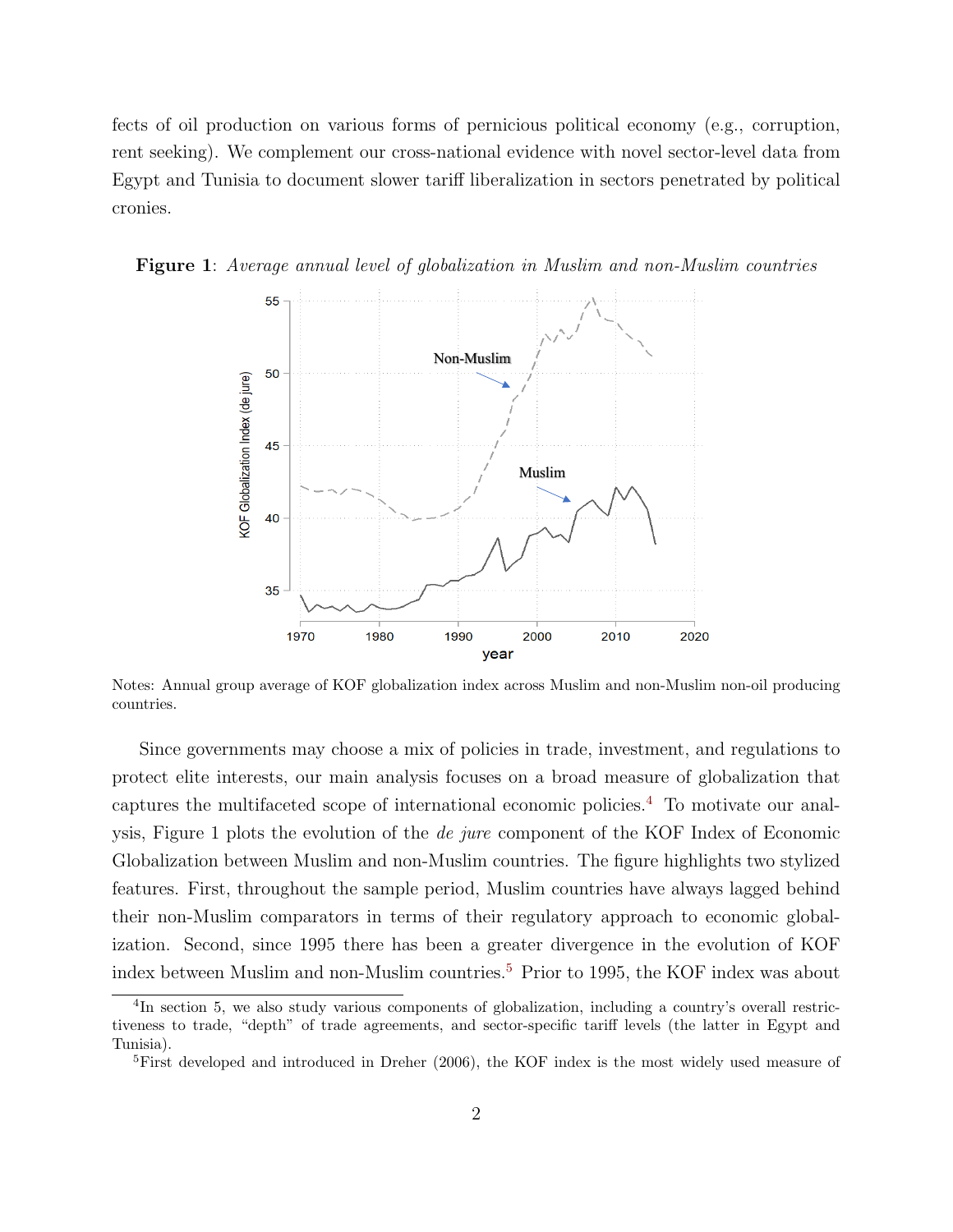fects of oil production on various forms of pernicious political economy (e.g., corruption, rent seeking). We complement our cross-national evidence with novel sector-level data from Egypt and Tunisia to document slower tariff liberalization in sectors penetrated by political cronies.

**Figure 1**: *Average annual level of globalization in Muslim and non-Muslim countries*

KOF Globalization Index (de jure)

55
50
45
40
35

1970 1980 1990 2000 2010 2020

year

Non-Muslim

Muslim

Notes: Annual group average of KOF globalization index across Muslim and non-Muslim non-oil producing countries.

Since governments may choose a mix of policies in trade, investment, and regulations to protect elite interests, our main analysis focuses on a broad measure of globalization that captures the multifaceted scope of international economic policies.[4] To motivate our analysis, Figure 1 plots the evolution of the *de jure* component of the KOF Index of Economic Globalization between Muslim and non-Muslim countries. The figure highlights two stylized features. First, throughout the sample period, Muslim countries have always lagged behind their non-Muslim comparators in terms of their regulatory approach to economic globalization. Second, since 1995 there has been a greater divergence in the evolution of KOF index between Muslim and non-Muslim countries.[5] Prior to 1995, the KOF index was about

[4] In section 5, we also study various components of globalization, including a country's overall restrictiveness to trade, "depth" of trade agreements, and sector-specific tariff levels (the latter in Egypt and Tunisia).

[5] First developed and introduced in Dreher (2006), the KOF index is the most widely used measure of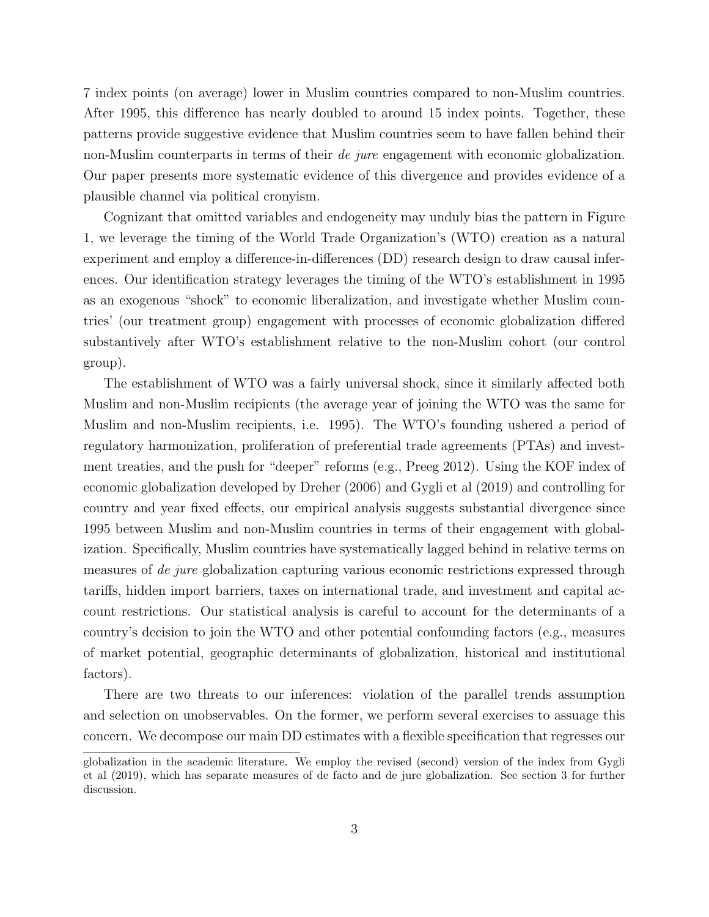7 index points (on average) lower in Muslim countries compared to non-Muslim countries. After 1995, this difference has nearly doubled to around 15 index points. Together, these patterns provide suggestive evidence that Muslim countries seem to have fallen behind their non-Muslim counterparts in terms of their *de jure* engagement with economic globalization. Our paper presents more systematic evidence of this divergence and provides evidence of a plausible channel via political cronyism.

Cognizant that omitted variables and endogeneity may unduly bias the pattern in Figure 1, we leverage the timing of the World Trade Organization's (WTO) creation as a natural experiment and employ a difference-in-differences (DD) research design to draw causal inferences. Our identification strategy leverages the timing of the WTO's establishment in 1995 as an exogenous "shock" to economic liberalization, and investigate whether Muslim countries' (our treatment group) engagement with processes of economic globalization differed substantively after WTO's establishment relative to the non-Muslim cohort (our control group).

The establishment of WTO was a fairly universal shock, since it similarly affected both Muslim and non-Muslim recipients (the average year of joining the WTO was the same for Muslim and non-Muslim recipients, i.e. 1995). The WTO's founding ushered a period of regulatory harmonization, proliferation of preferential trade agreements (PTAs) and investment treaties, and the push for "deeper" reforms (e.g., Preeg 2012). Using the KOF index of economic globalization developed by Dreher (2006) and Gygli et al (2019) and controlling for country and year fixed effects, our empirical analysis suggests substantial divergence since 1995 between Muslim and non-Muslim countries in terms of their engagement with globalization. Specifically, Muslim countries have systematically lagged behind in relative terms on measures of *de jure* globalization capturing various economic restrictions expressed through tariffs, hidden import barriers, taxes on international trade, and investment and capital account restrictions. Our statistical analysis is careful to account for the determinants of a country's decision to join the WTO and other potential confounding factors (e.g., measures of market potential, geographic determinants of globalization, historical and institutional factors).

There are two threats to our inferences: violation of the parallel trends assumption and selection on unobservables. On the former, we perform several exercises to assuage this concern. We decompose our main DD estimates with a flexible specification that regresses our

globalization in the academic literature. We employ the revised (second) version of the index from Gygli et al (2019), which has separate measures of de facto and de jure globalization. See section 3 for further discussion.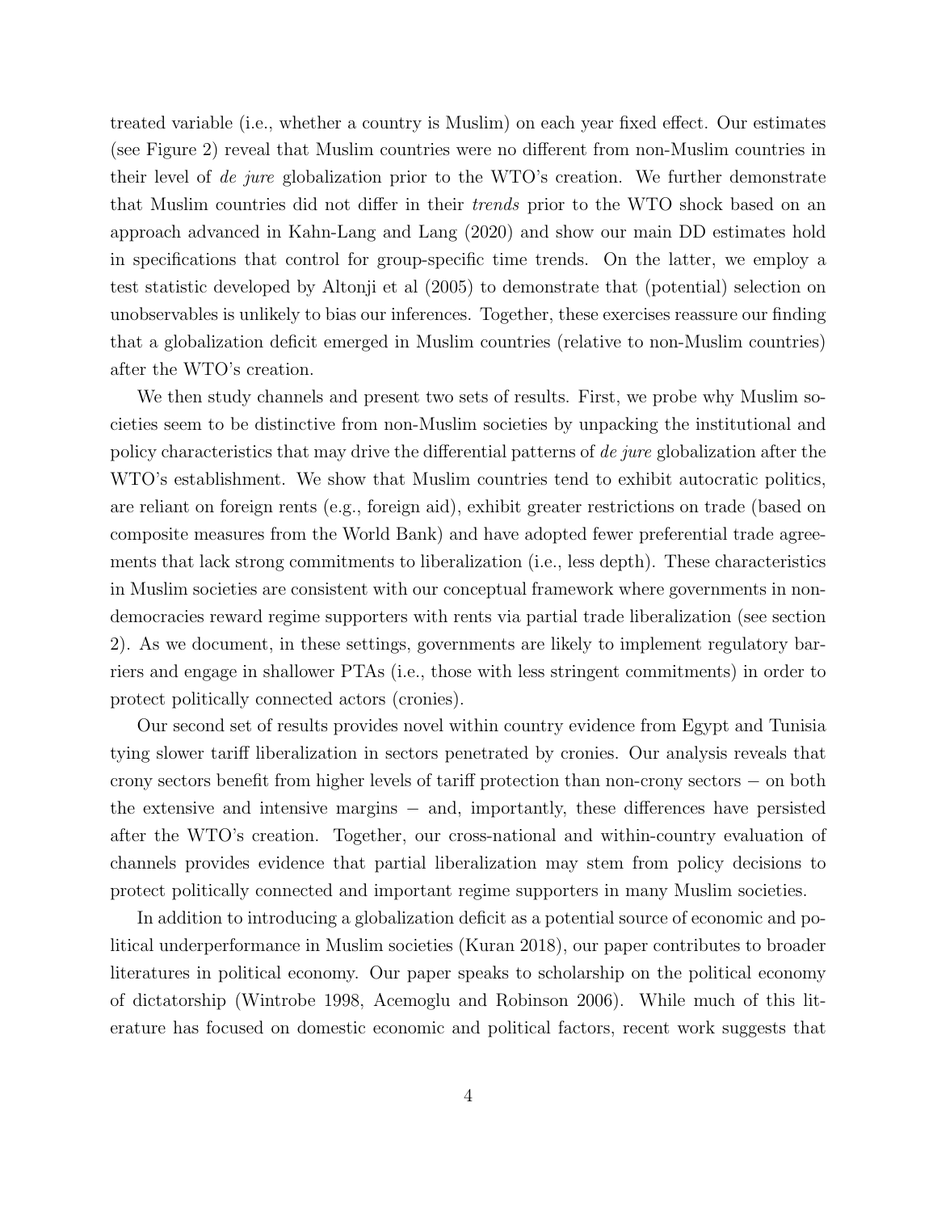treated variable (i.e., whether a country is Muslim) on each year fixed effect. Our estimates (see Figure 2) reveal that Muslim countries were no different from non-Muslim countries in their level of *de jure* globalization prior to the WTO's creation. We further demonstrate that Muslim countries did not differ in their *trends* prior to the WTO shock based on an approach advanced in Kahn-Lang and Lang (2020) and show our main DD estimates hold in specifications that control for group-specific time trends. On the latter, we employ a test statistic developed by Altonji et al (2005) to demonstrate that (potential) selection on unobservables is unlikely to bias our inferences. Together, these exercises reassure our finding that a globalization deficit emerged in Muslim countries (relative to non-Muslim countries) after the WTO's creation.

We then study channels and present two sets of results. First, we probe why Muslim societies seem to be distinctive from non-Muslim societies by unpacking the institutional and policy characteristics that may drive the differential patterns of *de jure* globalization after the WTO's establishment. We show that Muslim countries tend to exhibit autocratic politics, are reliant on foreign rents (e.g., foreign aid), exhibit greater restrictions on trade (based on composite measures from the World Bank) and have adopted fewer preferential trade agreements that lack strong commitments to liberalization (i.e., less depth). These characteristics in Muslim societies are consistent with our conceptual framework where governments in non-democracies reward regime supporters with rents via partial trade liberalization (see section 2). As we document, in these settings, governments are likely to implement regulatory barriers and engage in shallower PTAs (i.e., those with less stringent commitments) in order to protect politically connected actors (cronies).

Our second set of results provides novel within country evidence from Egypt and Tunisia tying slower tariff liberalization in sectors penetrated by cronies. Our analysis reveals that crony sectors benefit from higher levels of tariff protection than non-crony sectors − on both the extensive and intensive margins − and, importantly, these differences have persisted after the WTO's creation. Together, our cross-national and within-country evaluation of channels provides evidence that partial liberalization may stem from policy decisions to protect politically connected and important regime supporters in many Muslim societies.

In addition to introducing a globalization deficit as a potential source of economic and political underperformance in Muslim societies (Kuran 2018), our paper contributes to broader literatures in political economy. Our paper speaks to scholarship on the political economy of dictatorship (Wintrobe 1998, Acemoglu and Robinson 2006). While much of this literature has focused on domestic economic and political factors, recent work suggests that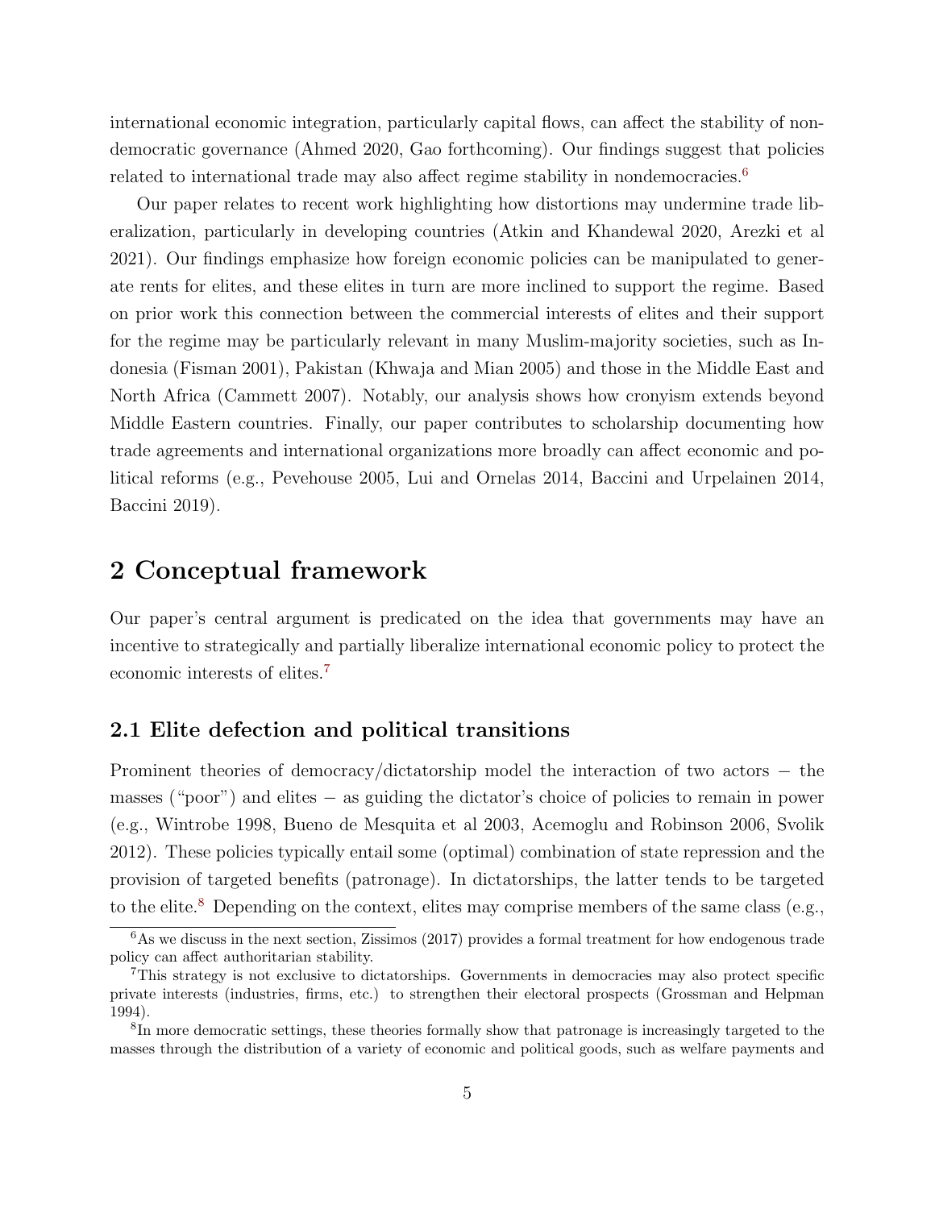international economic integration, particularly capital flows, can affect the stability of nondemocratic governance (Ahmed 2020, Gao forthcoming). Our findings suggest that policies related to international trade may also affect regime stability in nondemocracies.[6]

Our paper relates to recent work highlighting how distortions may undermine trade liberalization, particularly in developing countries (Atkin and Khandewal 2020, Arezki et al 2021). Our findings emphasize how foreign economic policies can be manipulated to generate rents for elites, and these elites in turn are more inclined to support the regime. Based on prior work this connection between the commercial interests of elites and their support for the regime may be particularly relevant in many Muslim-majority societies, such as Indonesia (Fisman 2001), Pakistan (Khwaja and Mian 2005) and those in the Middle East and North Africa (Cammett 2007). Notably, our analysis shows how cronyism extends beyond Middle Eastern countries. Finally, our paper contributes to scholarship documenting how trade agreements and international organizations more broadly can affect economic and political reforms (e.g., Pevehouse 2005, Lui and Ornelas 2014, Baccini and Urpelainen 2014, Baccini 2019).

# 2 Conceptual framework

Our paper's central argument is predicated on the idea that governments may have an incentive to strategically and partially liberalize international economic policy to protect the economic interests of elites.[7]

## 2.1 Elite defection and political transitions

Prominent theories of democracy/dictatorship model the interaction of two actors − the masses ("poor") and elites − as guiding the dictator's choice of policies to remain in power (e.g., Wintrobe 1998, Bueno de Mesquita et al 2003, Acemoglu and Robinson 2006, Svolik 2012). These policies typically entail some (optimal) combination of state repression and the provision of targeted benefits (patronage). In dictatorships, the latter tends to be targeted to the elite.[8] Depending on the context, elites may comprise members of the same class (e.g.,

[6] As we discuss in the next section, Zissimos (2017) provides a formal treatment for how endogenous trade policy can affect authoritarian stability.

[7] This strategy is not exclusive to dictatorships. Governments in democracies may also protect specific private interests (industries, firms, etc.) to strengthen their electoral prospects (Grossman and Helpman 1994).

[8] In more democratic settings, these theories formally show that patronage is increasingly targeted to the masses through the distribution of a variety of economic and political goods, such as welfare payments and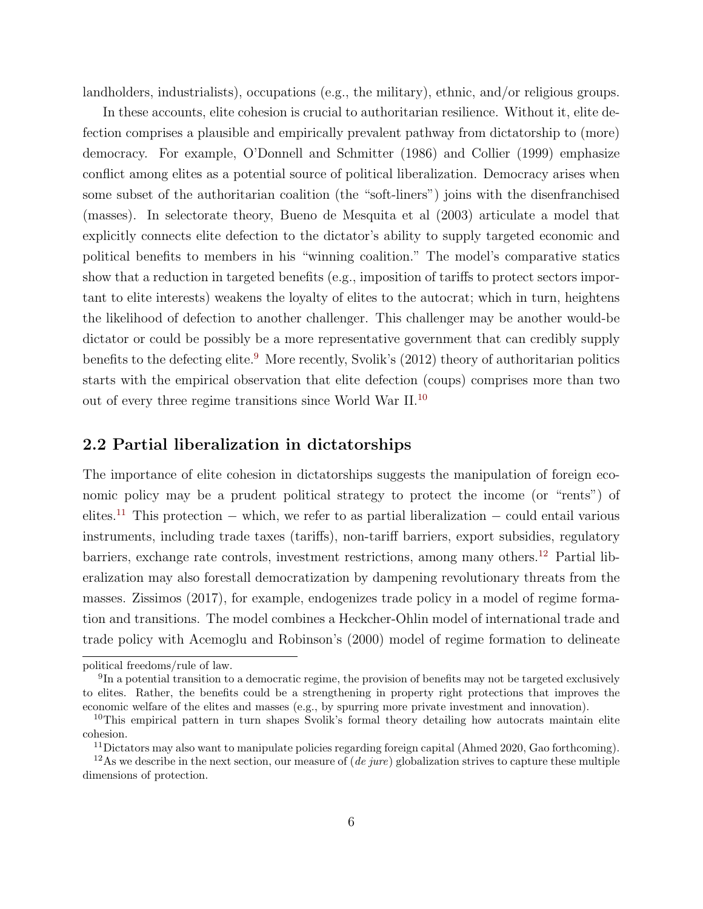landholders, industrialists), occupations (e.g., the military), ethnic, and/or religious groups.

In these accounts, elite cohesion is crucial to authoritarian resilience. Without it, elite defection comprises a plausible and empirically prevalent pathway from dictatorship to (more) democracy. For example, O'Donnell and Schmitter (1986) and Collier (1999) emphasize conflict among elites as a potential source of political liberalization. Democracy arises when some subset of the authoritarian coalition (the "soft-liners") joins with the disenfranchised (masses). In selectorate theory, Bueno de Mesquita et al (2003) articulate a model that explicitly connects elite defection to the dictator's ability to supply targeted economic and political benefits to members in his "winning coalition." The model's comparative statics show that a reduction in targeted benefits (e.g., imposition of tariffs to protect sectors important to elite interests) weakens the loyalty of elites to the autocrat; which in turn, heightens the likelihood of defection to another challenger. This challenger may be another would-be dictator or could be possibly be a more representative government that can credibly supply benefits to the defecting elite.[9] More recently, Svolik's (2012) theory of authoritarian politics starts with the empirical observation that elite defection (coups) comprises more than two out of every three regime transitions since World War II.[10]

## 2.2 Partial liberalization in dictatorships

The importance of elite cohesion in dictatorships suggests the manipulation of foreign economic policy may be a prudent political strategy to protect the income (or "rents") of elites.[11] This protection − which, we refer to as partial liberalization − could entail various instruments, including trade taxes (tariffs), non-tariff barriers, export subsidies, regulatory barriers, exchange rate controls, investment restrictions, among many others.[12] Partial liberalization may also forestall democratization by dampening revolutionary threats from the masses. Zissimos (2017), for example, endogenizes trade policy in a model of regime formation and transitions. The model combines a Heckcher-Ohlin model of international trade and trade policy with Acemoglu and Robinson's (2000) model of regime formation to delineate

---

political freedoms/rule of law.

[9] In a potential transition to a democratic regime, the provision of benefits may not be targeted exclusively to elites. Rather, the benefits could be a strengthening in property right protections that improves the economic welfare of the elites and masses (e.g., by spurring more private investment and innovation).

[10] This empirical pattern in turn shapes Svolik's formal theory detailing how autocrats maintain elite cohesion.

[11] Dictators may also want to manipulate policies regarding foreign capital (Ahmed 2020, Gao forthcoming).

[12] As we describe in the next section, our measure of (*de jure*) globalization strives to capture these multiple dimensions of protection.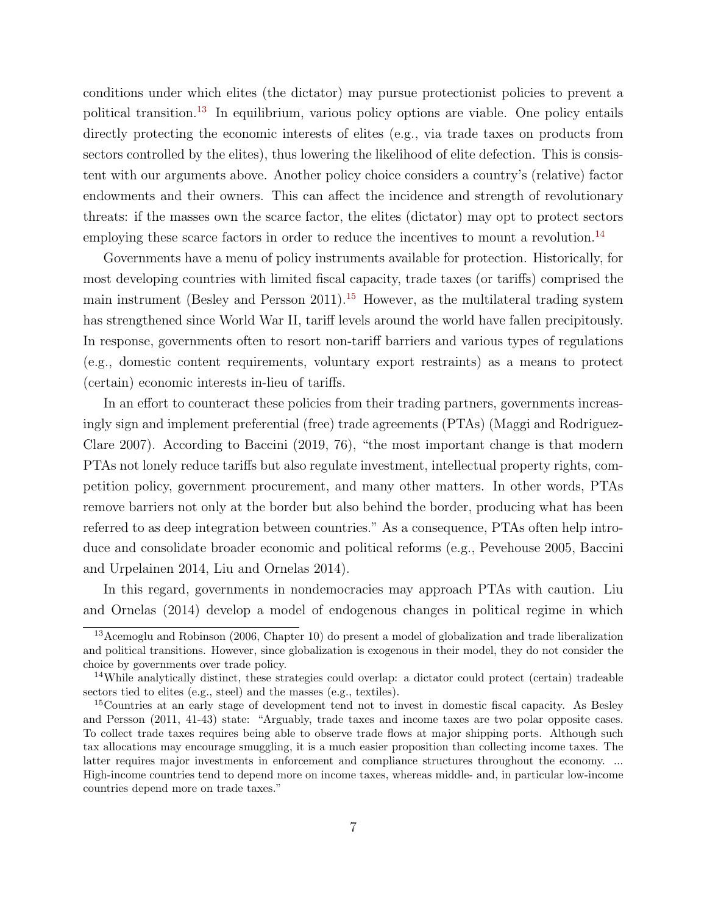conditions under which elites (the dictator) may pursue protectionist policies to prevent a political transition.[13] In equilibrium, various policy options are viable. One policy entails directly protecting the economic interests of elites (e.g., via trade taxes on products from sectors controlled by the elites), thus lowering the likelihood of elite defection. This is consistent with our arguments above. Another policy choice considers a country's (relative) factor endowments and their owners. This can affect the incidence and strength of revolutionary threats: if the masses own the scarce factor, the elites (dictator) may opt to protect sectors employing these scarce factors in order to reduce the incentives to mount a revolution.[14]

Governments have a menu of policy instruments available for protection. Historically, for most developing countries with limited fiscal capacity, trade taxes (or tariffs) comprised the main instrument (Besley and Persson 2011).[15] However, as the multilateral trading system has strengthened since World War II, tariff levels around the world have fallen precipitously. In response, governments often to resort non-tariff barriers and various types of regulations (e.g., domestic content requirements, voluntary export restraints) as a means to protect (certain) economic interests in-lieu of tariffs.

In an effort to counteract these policies from their trading partners, governments increasingly sign and implement preferential (free) trade agreements (PTAs) (Maggi and Rodriguez-Clare 2007). According to Baccini (2019, 76), "the most important change is that modern PTAs not lonely reduce tariffs but also regulate investment, intellectual property rights, competition policy, government procurement, and many other matters. In other words, PTAs remove barriers not only at the border but also behind the border, producing what has been referred to as deep integration between countries." As a consequence, PTAs often help introduce and consolidate broader economic and political reforms (e.g., Pevehouse 2005, Baccini and Urpelainen 2014, Liu and Ornelas 2014).

In this regard, governments in nondemocracies may approach PTAs with caution. Liu and Ornelas (2014) develop a model of endogenous changes in political regime in which

[13] Acemoglu and Robinson (2006, Chapter 10) do present a model of globalization and trade liberalization and political transitions. However, since globalization is exogenous in their model, they do not consider the choice by governments over trade policy.

[14] While analytically distinct, these strategies could overlap: a dictator could protect (certain) tradeable sectors tied to elites (e.g., steel) and the masses (e.g., textiles).

[15] Countries at an early stage of development tend not to invest in domestic fiscal capacity. As Besley and Persson (2011, 41-43) state: "Arguably, trade taxes and income taxes are two polar opposite cases. To collect trade taxes requires being able to observe trade flows at major shipping ports. Although such tax allocations may encourage smuggling, it is a much easier proposition than collecting income taxes. The latter requires major investments in enforcement and compliance structures throughout the economy. ... High-income countries tend to depend more on income taxes, whereas middle- and, in particular low-income countries depend more on trade taxes."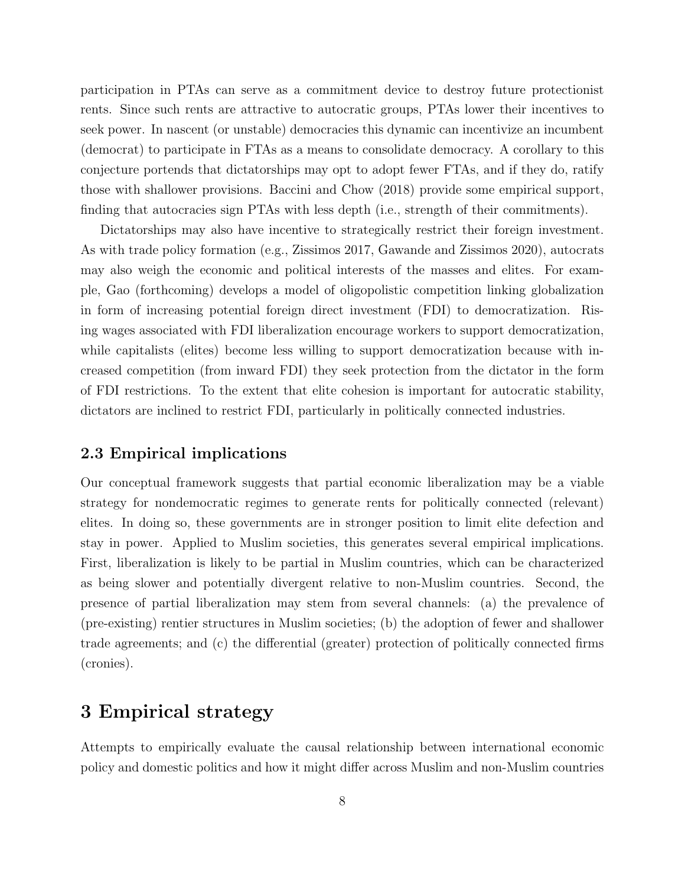participation in PTAs can serve as a commitment device to destroy future protectionist rents. Since such rents are attractive to autocratic groups, PTAs lower their incentives to seek power. In nascent (or unstable) democracies this dynamic can incentivize an incumbent (democrat) to participate in FTAs as a means to consolidate democracy. A corollary to this conjecture portends that dictatorships may opt to adopt fewer FTAs, and if they do, ratify those with shallower provisions. Baccini and Chow (2018) provide some empirical support, finding that autocracies sign PTAs with less depth (i.e., strength of their commitments).

Dictatorships may also have incentive to strategically restrict their foreign investment. As with trade policy formation (e.g., Zissimos 2017, Gawande and Zissimos 2020), autocrats may also weigh the economic and political interests of the masses and elites. For example, Gao (forthcoming) develops a model of oligopolistic competition linking globalization in form of increasing potential foreign direct investment (FDI) to democratization. Rising wages associated with FDI liberalization encourage workers to support democratization, while capitalists (elites) become less willing to support democratization because with increased competition (from inward FDI) they seek protection from the dictator in the form of FDI restrictions. To the extent that elite cohesion is important for autocratic stability, dictators are inclined to restrict FDI, particularly in politically connected industries.

### 2.3 Empirical implications

Our conceptual framework suggests that partial economic liberalization may be a viable strategy for nondemocratic regimes to generate rents for politically connected (relevant) elites. In doing so, these governments are in stronger position to limit elite defection and stay in power. Applied to Muslim societies, this generates several empirical implications. First, liberalization is likely to be partial in Muslim countries, which can be characterized as being slower and potentially divergent relative to non-Muslim countries. Second, the presence of partial liberalization may stem from several channels: (a) the prevalence of (pre-existing) rentier structures in Muslim societies; (b) the adoption of fewer and shallower trade agreements; and (c) the differential (greater) protection of politically connected firms (cronies).

## 3 Empirical strategy

Attempts to empirically evaluate the causal relationship between international economic policy and domestic politics and how it might differ across Muslim and non-Muslim countries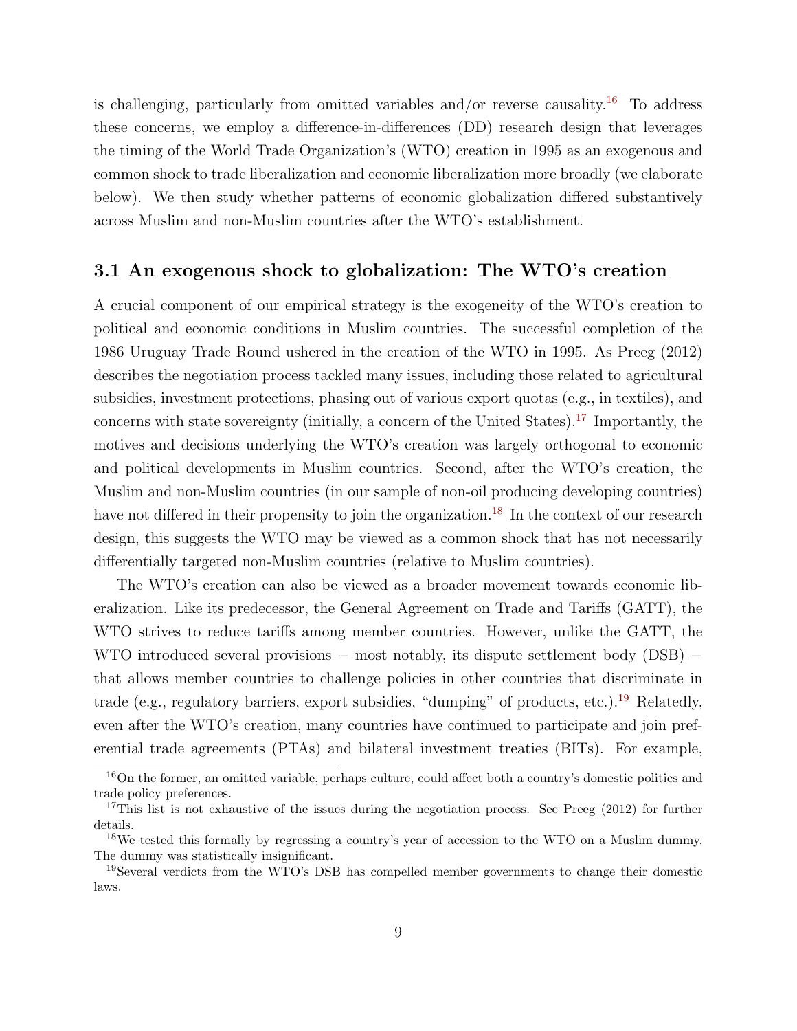is challenging, particularly from omitted variables and/or reverse causality.[16] To address these concerns, we employ a difference-in-differences (DD) research design that leverages the timing of the World Trade Organization's (WTO) creation in 1995 as an exogenous and common shock to trade liberalization and economic liberalization more broadly (we elaborate below). We then study whether patterns of economic globalization differed substantively across Muslim and non-Muslim countries after the WTO's establishment.

### 3.1 An exogenous shock to globalization: The WTO's creation

A crucial component of our empirical strategy is the exogeneity of the WTO's creation to political and economic conditions in Muslim countries. The successful completion of the 1986 Uruguay Trade Round ushered in the creation of the WTO in 1995. As Preeg (2012) describes the negotiation process tackled many issues, including those related to agricultural subsidies, investment protections, phasing out of various export quotas (e.g., in textiles), and concerns with state sovereignty (initially, a concern of the United States).[17] Importantly, the motives and decisions underlying the WTO's creation was largely orthogonal to economic and political developments in Muslim countries. Second, after the WTO's creation, the Muslim and non-Muslim countries (in our sample of non-oil producing developing countries) have not differed in their propensity to join the organization.[18] In the context of our research design, this suggests the WTO may be viewed as a common shock that has not necessarily differentially targeted non-Muslim countries (relative to Muslim countries).

The WTO's creation can also be viewed as a broader movement towards economic liberalization. Like its predecessor, the General Agreement on Trade and Tariffs (GATT), the WTO strives to reduce tariffs among member countries. However, unlike the GATT, the WTO introduced several provisions − most notably, its dispute settlement body (DSB) − that allows member countries to challenge policies in other countries that discriminate in trade (e.g., regulatory barriers, export subsidies, "dumping" of products, etc.).[19] Relatedly, even after the WTO's creation, many countries have continued to participate and join preferential trade agreements (PTAs) and bilateral investment treaties (BITs). For example,

[16] On the former, an omitted variable, perhaps culture, could affect both a country's domestic politics and trade policy preferences.

[17] This list is not exhaustive of the issues during the negotiation process. See Preeg (2012) for further details.

[18] We tested this formally by regressing a country's year of accession to the WTO on a Muslim dummy. The dummy was statistically insignificant.

[19] Several verdicts from the WTO's DSB has compelled member governments to change their domestic laws.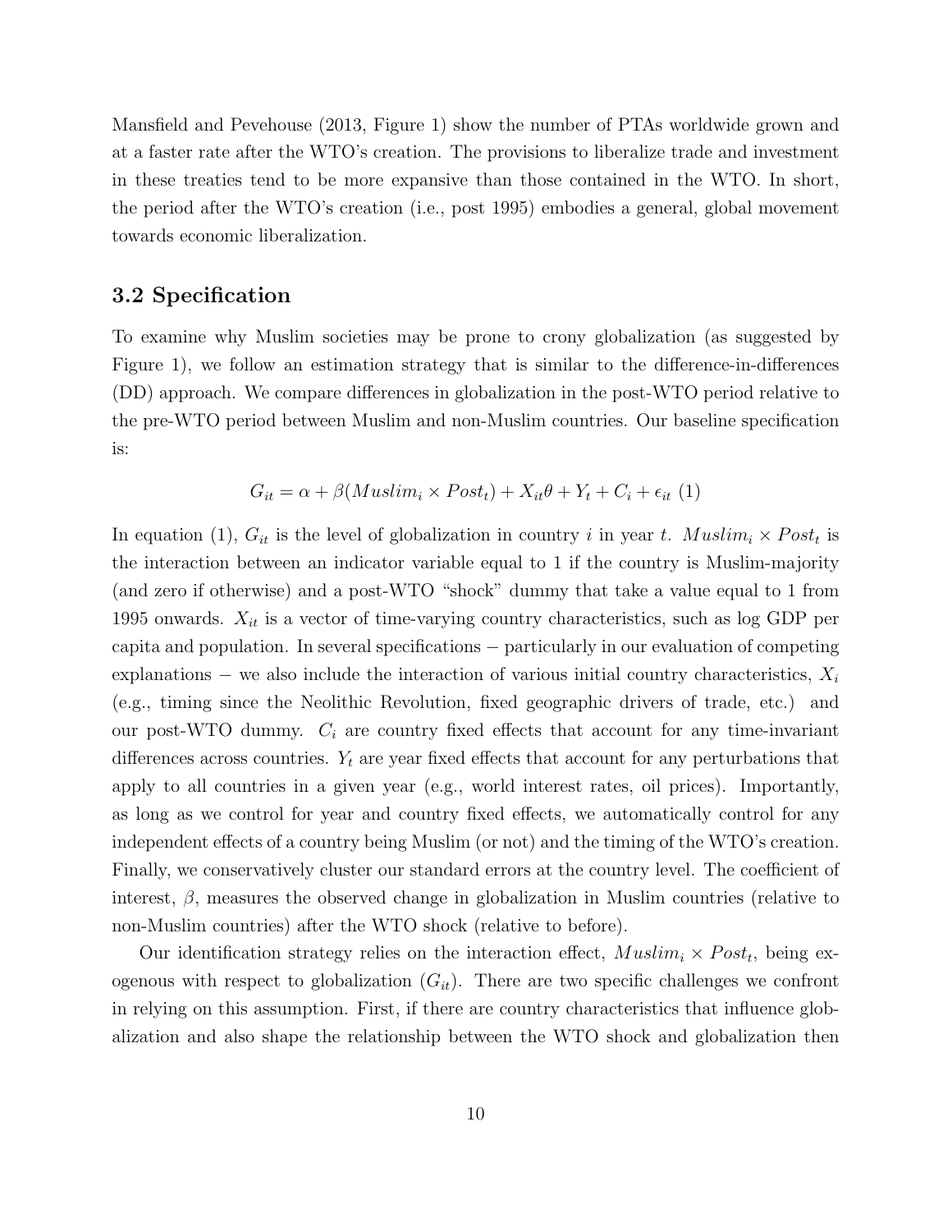Mansfield and Pevehouse (2013, Figure 1) show the number of PTAs worldwide grown and at a faster rate after the WTO's creation. The provisions to liberalize trade and investment in these treaties tend to be more expansive than those contained in the WTO. In short, the period after the WTO's creation (i.e., post 1995) embodies a general, global movement towards economic liberalization.

### 3.2 Specification

To examine why Muslim societies may be prone to crony globalization (as suggested by Figure 1), we follow an estimation strategy that is similar to the difference-in-differences (DD) approach. We compare differences in globalization in the post-WTO period relative to the pre-WTO period between Muslim and non-Muslim countries. Our baseline specification is:

$$G_{it} = \alpha + \beta(Muslim_i \times Post_t) + X_{it}\theta + Y_t + C_i + \epsilon_{it} \quad (1)$$

In equation (1), $G_{it}$ is the level of globalization in country $i$ in year $t$. $Muslim_i \times Post_t$ is the interaction between an indicator variable equal to 1 if the country is Muslim-majority (and zero if otherwise) and a post-WTO "shock" dummy that take a value equal to 1 from 1995 onwards. $X_{it}$ is a vector of time-varying country characteristics, such as log GDP per capita and population. In several specifications − particularly in our evaluation of competing explanations − we also include the interaction of various initial country characteristics, $X_i$ (e.g., timing since the Neolithic Revolution, fixed geographic drivers of trade, etc.) and our post-WTO dummy. $C_i$ are country fixed effects that account for any time-invariant differences across countries. $Y_t$ are year fixed effects that account for any perturbations that apply to all countries in a given year (e.g., world interest rates, oil prices). Importantly, as long as we control for year and country fixed effects, we automatically control for any independent effects of a country being Muslim (or not) and the timing of the WTO's creation. Finally, we conservatively cluster our standard errors at the country level. The coefficient of interest, $\beta$, measures the observed change in globalization in Muslim countries (relative to non-Muslim countries) after the WTO shock (relative to before).

Our identification strategy relies on the interaction effect, $Muslim_i \times Post_t$, being exogenous with respect to globalization ($G_{it}$). There are two specific challenges we confront in relying on this assumption. First, if there are country characteristics that influence globalization and also shape the relationship between the WTO shock and globalization then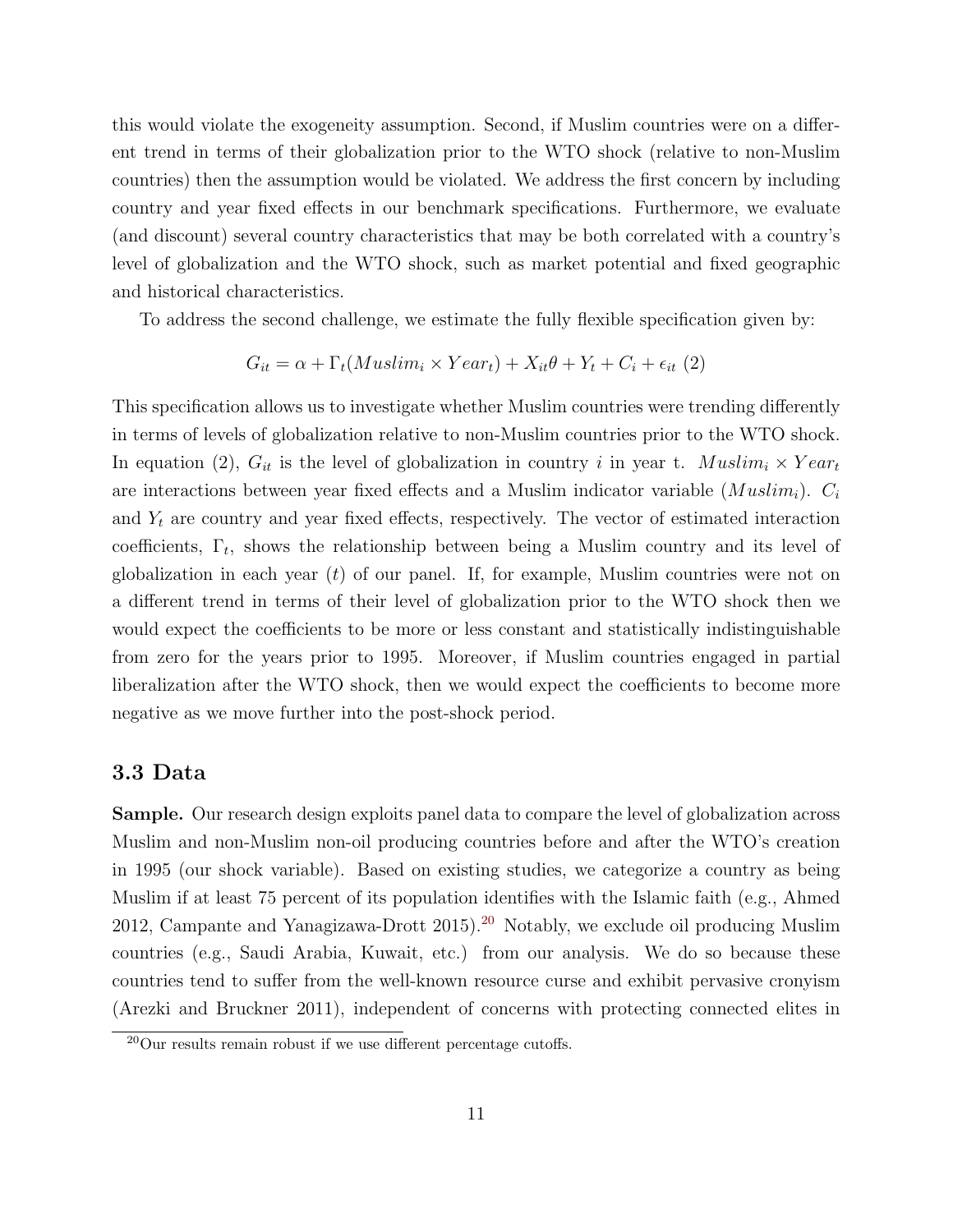this would violate the exogeneity assumption. Second, if Muslim countries were on a different trend in terms of their globalization prior to the WTO shock (relative to non-Muslim countries) then the assumption would be violated. We address the first concern by including country and year fixed effects in our benchmark specifications. Furthermore, we evaluate (and discount) several country characteristics that may be both correlated with a country's level of globalization and the WTO shock, such as market potential and fixed geographic and historical characteristics.

To address the second challenge, we estimate the fully flexible specification given by:

$$G_{it} = \alpha + \Gamma_t(Muslim_i \times Year_t) + X_{it}\theta + Y_t + C_i + \epsilon_{it} \text{ (2)}$$

This specification allows us to investigate whether Muslim countries were trending differently in terms of levels of globalization relative to non-Muslim countries prior to the WTO shock. In equation (2), $G_{it}$ is the level of globalization in country $i$ in year t. $Muslim_i \times Year_t$ are interactions between year fixed effects and a Muslim indicator variable ($Muslim_i$). $C_i$ and $Y_t$ are country and year fixed effects, respectively. The vector of estimated interaction coefficients, $\Gamma_t$, shows the relationship between being a Muslim country and its level of globalization in each year ($t$) of our panel. If, for example, Muslim countries were not on a different trend in terms of their level of globalization prior to the WTO shock then we would expect the coefficients to be more or less constant and statistically indistinguishable from zero for the years prior to 1995. Moreover, if Muslim countries engaged in partial liberalization after the WTO shock, then we would expect the coefficients to become more negative as we move further into the post-shock period.

### 3.3 Data

**Sample.** Our research design exploits panel data to compare the level of globalization across Muslim and non-Muslim non-oil producing countries before and after the WTO's creation in 1995 (our shock variable). Based on existing studies, we categorize a country as being Muslim if at least 75 percent of its population identifies with the Islamic faith (e.g., Ahmed 2012, Campante and Yanagizawa-Drott 2015).[20] Notably, we exclude oil producing Muslim countries (e.g., Saudi Arabia, Kuwait, etc.) from our analysis. We do so because these countries tend to suffer from the well-known resource curse and exhibit pervasive cronyism (Arezki and Bruckner 2011), independent of concerns with protecting connected elites in

[20] Our results remain robust if we use different percentage cutoffs.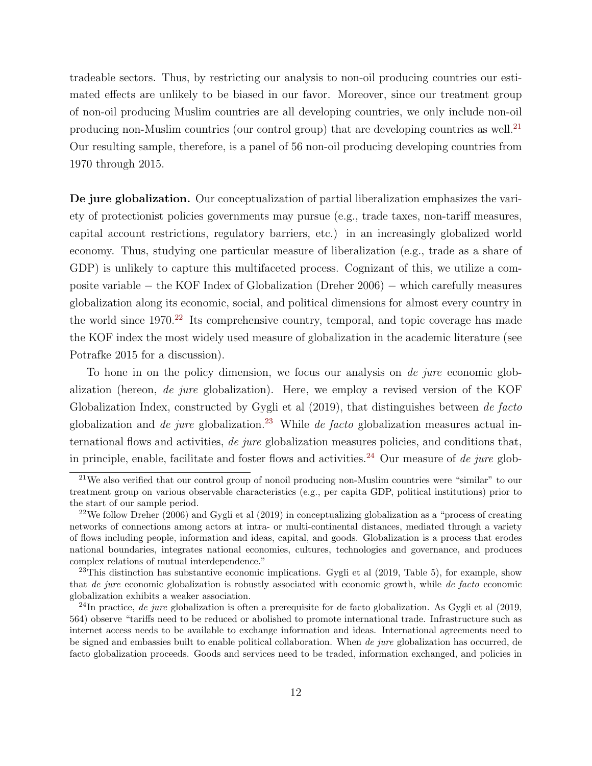tradeable sectors. Thus, by restricting our analysis to non-oil producing countries our estimated effects are unlikely to be biased in our favor. Moreover, since our treatment group of non-oil producing Muslim countries are all developing countries, we only include non-oil producing non-Muslim countries (our control group) that are developing countries as well.[21] Our resulting sample, therefore, is a panel of 56 non-oil producing developing countries from 1970 through 2015.

**De jure globalization.** Our conceptualization of partial liberalization emphasizes the variety of protectionist policies governments may pursue (e.g., trade taxes, non-tariff measures, capital account restrictions, regulatory barriers, etc.) in an increasingly globalized world economy. Thus, studying one particular measure of liberalization (e.g., trade as a share of GDP) is unlikely to capture this multifaceted process. Cognizant of this, we utilize a composite variable − the KOF Index of Globalization (Dreher 2006) − which carefully measures globalization along its economic, social, and political dimensions for almost every country in the world since 1970.[22] Its comprehensive country, temporal, and topic coverage has made the KOF index the most widely used measure of globalization in the academic literature (see Potrafke 2015 for a discussion).

To hone in on the policy dimension, we focus our analysis on *de jure* economic globalization (hereon, *de jure* globalization). Here, we employ a revised version of the KOF Globalization Index, constructed by Gygli et al (2019), that distinguishes between *de facto* globalization and *de jure* globalization.[23] While *de facto* globalization measures actual international flows and activities, *de jure* globalization measures policies, and conditions that, in principle, enable, facilitate and foster flows and activities.[24] Our measure of *de jure* glob-

[21]We also verified that our control group of nonoil producing non-Muslim countries were "similar" to our treatment group on various observable characteristics (e.g., per capita GDP, political institutions) prior to the start of our sample period.

[22]We follow Dreher (2006) and Gygli et al (2019) in conceptualizing globalization as a "process of creating networks of connections among actors at intra- or multi-continental distances, mediated through a variety of flows including people, information and ideas, capital, and goods. Globalization is a process that erodes national boundaries, integrates national economies, cultures, technologies and governance, and produces complex relations of mutual interdependence."

[23]This distinction has substantive economic implications. Gygli et al (2019, Table 5), for example, show that *de jure* economic globalization is robustly associated with economic growth, while *de facto* economic globalization exhibits a weaker association.

[24]In practice, *de jure* globalization is often a prerequisite for de facto globalization. As Gygli et al (2019, 564) observe "tariffs need to be reduced or abolished to promote international trade. Infrastructure such as internet access needs to be available to exchange information and ideas. International agreements need to be signed and embassies built to enable political collaboration. When *de jure* globalization has occurred, de facto globalization proceeds. Goods and services need to be traded, information exchanged, and policies in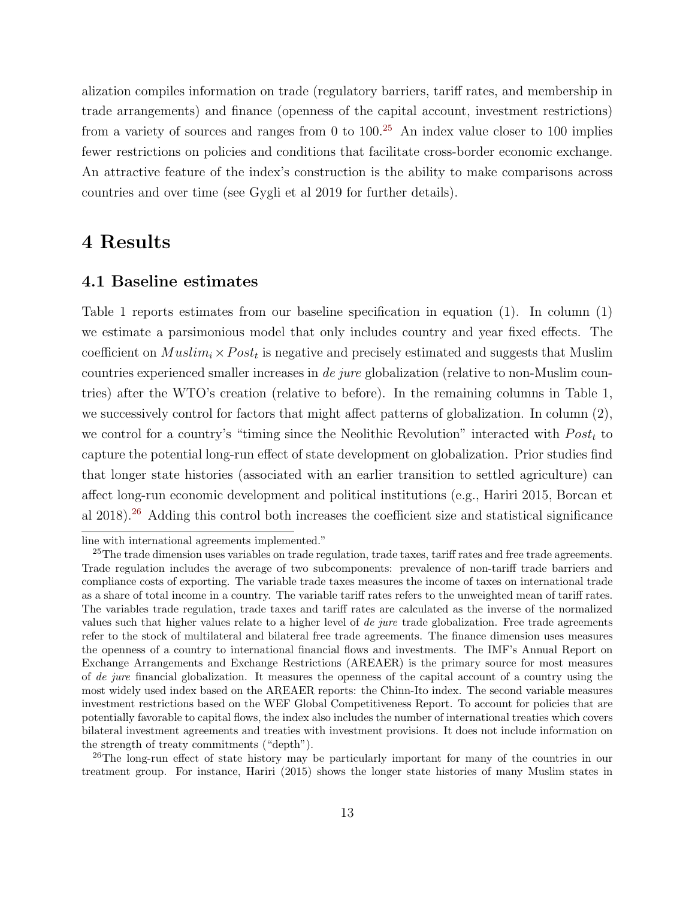alization compiles information on trade (regulatory barriers, tariff rates, and membership in trade arrangements) and finance (openness of the capital account, investment restrictions) from a variety of sources and ranges from 0 to 100.[25] An index value closer to 100 implies fewer restrictions on policies and conditions that facilitate cross-border economic exchange. An attractive feature of the index's construction is the ability to make comparisons across countries and over time (see Gygli et al 2019 for further details).

# 4 Results

## 4.1 Baseline estimates

Table 1 reports estimates from our baseline specification in equation (1). In column (1) we estimate a parsimonious model that only includes country and year fixed effects. The coefficient on $Muslim_i \times Post_t$ is negative and precisely estimated and suggests that Muslim countries experienced smaller increases in *de jure* globalization (relative to non-Muslim countries) after the WTO's creation (relative to before). In the remaining columns in Table 1, we successively control for factors that might affect patterns of globalization. In column (2), we control for a country's "timing since the Neolithic Revolution" interacted with $Post_t$ to capture the potential long-run effect of state development on globalization. Prior studies find that longer state histories (associated with an earlier transition to settled agriculture) can affect long-run economic development and political institutions (e.g., Hariri 2015, Borcan et al 2018).[26] Adding this control both increases the coefficient size and statistical significance

line with international agreements implemented."

[25] The trade dimension uses variables on trade regulation, trade taxes, tariff rates and free trade agreements. Trade regulation includes the average of two subcomponents: prevalence of non-tariff trade barriers and compliance costs of exporting. The variable trade taxes measures the income of taxes on international trade as a share of total income in a country. The variable tariff rates refers to the unweighted mean of tariff rates. The variables trade regulation, trade taxes and tariff rates are calculated as the inverse of the normalized values such that higher values relate to a higher level of *de jure* trade globalization. Free trade agreements refer to the stock of multilateral and bilateral free trade agreements. The finance dimension uses measures the openness of a country to international financial flows and investments. The IMF's Annual Report on Exchange Arrangements and Exchange Restrictions (AREAER) is the primary source for most measures of *de jure* financial globalization. It measures the openness of the capital account of a country using the most widely used index based on the AREAER reports: the Chinn-Ito index. The second variable measures investment restrictions based on the WEF Global Competitiveness Report. To account for policies that are potentially favorable to capital flows, the index also includes the number of international treaties which covers bilateral investment agreements and treaties with investment provisions. It does not include information on the strength of treaty commitments ("depth").

[26] The long-run effect of state history may be particularly important for many of the countries in our treatment group. For instance, Hariri (2015) shows the longer state histories of many Muslim states in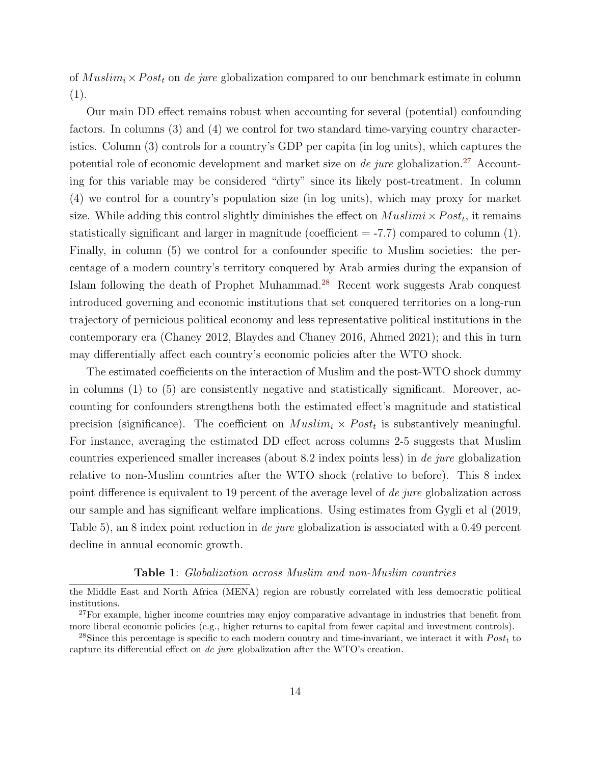of $Muslim_i \times Post_t$ on *de jure* globalization compared to our benchmark estimate in column (1).

Our main DD effect remains robust when accounting for several (potential) confounding factors. In columns (3) and (4) we control for two standard time-varying country characteristics. Column (3) controls for a country's GDP per capita (in log units), which captures the potential role of economic development and market size on *de jure* globalization.[27] Accounting for this variable may be considered "dirty" since its likely post-treatment. In column (4) we control for a country's population size (in log units), which may proxy for market size. While adding this control slightly diminishes the effect on $Muslimi \times Post_t$, it remains statistically significant and larger in magnitude (coefficient = -7.7) compared to column (1). Finally, in column (5) we control for a confounder specific to Muslim societies: the percentage of a modern country's territory conquered by Arab armies during the expansion of Islam following the death of Prophet Muhammad.[28] Recent work suggests Arab conquest introduced governing and economic institutions that set conquered territories on a long-run trajectory of pernicious political economy and less representative political institutions in the contemporary era (Chaney 2012, Blaydes and Chaney 2016, Ahmed 2021); and this in turn may differentially affect each country's economic policies after the WTO shock.

The estimated coefficients on the interaction of Muslim and the post-WTO shock dummy in columns (1) to (5) are consistently negative and statistically significant. Moreover, accounting for confounders strengthens both the estimated effect's magnitude and statistical precision (significance). The coefficient on $Muslim_i \times Post_t$ is substantively meaningful. For instance, averaging the estimated DD effect across columns 2-5 suggests that Muslim countries experienced smaller increases (about 8.2 index points less) in *de jure* globalization relative to non-Muslim countries after the WTO shock (relative to before). This 8 index point difference is equivalent to 19 percent of the average level of *de jure* globalization across our sample and has significant welfare implications. Using estimates from Gygli et al (2019, Table 5), an 8 index point reduction in *de jure* globalization is associated with a 0.49 percent decline in annual economic growth.

**Table 1**: *Globalization across Muslim and non-Muslim countries*

the Middle East and North Africa (MENA) region are robustly correlated with less democratic political institutions.

[27] For example, higher income countries may enjoy comparative advantage in industries that benefit from more liberal economic policies (e.g., higher returns to capital from fewer capital and investment controls).

[28] Since this percentage is specific to each modern country and time-invariant, we interact it with $Post_t$ to capture its differential effect on *de jure* globalization after the WTO's creation.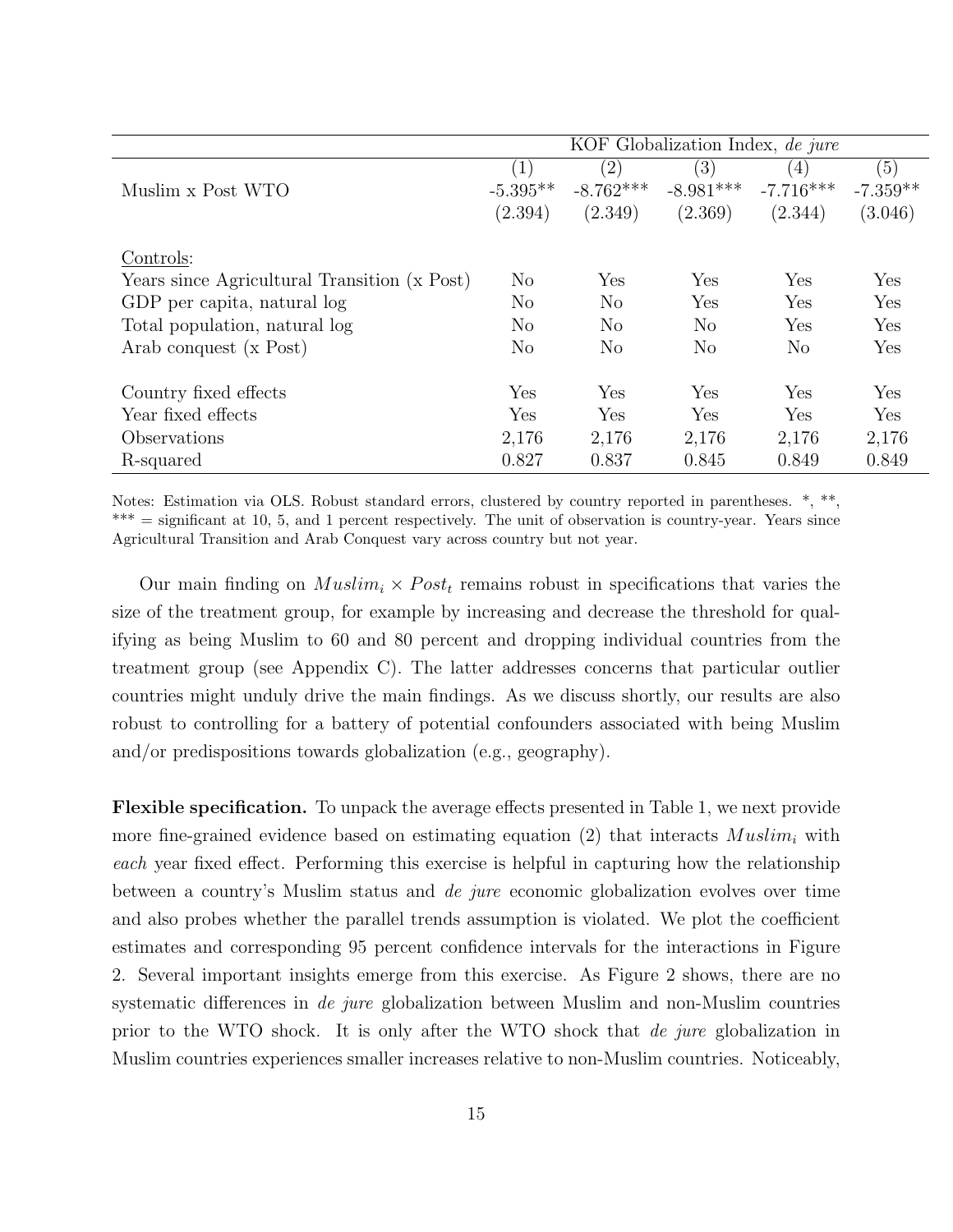| | KOF Globalization Index, *de jure* | | | | |
|---|---|---|---|---|---|
| | (1) | (2) | (3) | (4) | (5) |
| Muslim x Post WTO | -5.395** | -8.762*** | -8.981*** | -7.716*** | -7.359** |
| | (2.394) | (2.349) | (2.369) | (2.344) | (3.046) |
| Controls: | | | | | |
| Years since Agricultural Transition (x Post) | No | Yes | Yes | Yes | Yes |
| GDP per capita, natural log | No | No | Yes | Yes | Yes |
| Total population, natural log | No | No | No | Yes | Yes |
| Arab conquest (x Post) | No | No | No | No | Yes |
| Country fixed effects | Yes | Yes | Yes | Yes | Yes |
| Year fixed effects | Yes | Yes | Yes | Yes | Yes |
| Observations | 2,176 | 2,176 | 2,176 | 2,176 | 2,176 |
| R-squared | 0.827 | 0.837 | 0.845 | 0.849 | 0.849 |

Notes: Estimation via OLS. Robust standard errors, clustered by country reported in parentheses. *, **, *** = significant at 10, 5, and 1 percent respectively. The unit of observation is country-year. Years since Agricultural Transition and Arab Conquest vary across country but not year.

Our main finding on $Muslim_i \times Post_t$ remains robust in specifications that varies the size of the treatment group, for example by increasing and decrease the threshold for qualifying as being Muslim to 60 and 80 percent and dropping individual countries from the treatment group (see Appendix C). The latter addresses concerns that particular outlier countries might unduly drive the main findings. As we discuss shortly, our results are also robust to controlling for a battery of potential confounders associated with being Muslim and/or predispositions towards globalization (e.g., geography).

**Flexible specification.** To unpack the average effects presented in Table 1, we next provide more fine-grained evidence based on estimating equation (2) that interacts $Muslim_i$ with *each* year fixed effect. Performing this exercise is helpful in capturing how the relationship between a country's Muslim status and *de jure* economic globalization evolves over time and also probes whether the parallel trends assumption is violated. We plot the coefficient estimates and corresponding 95 percent confidence intervals for the interactions in Figure 2. Several important insights emerge from this exercise. As Figure 2 shows, there are no systematic differences in *de jure* globalization between Muslim and non-Muslim countries prior to the WTO shock. It is only after the WTO shock that *de jure* globalization in Muslim countries experiences smaller increases relative to non-Muslim countries. Noticeably,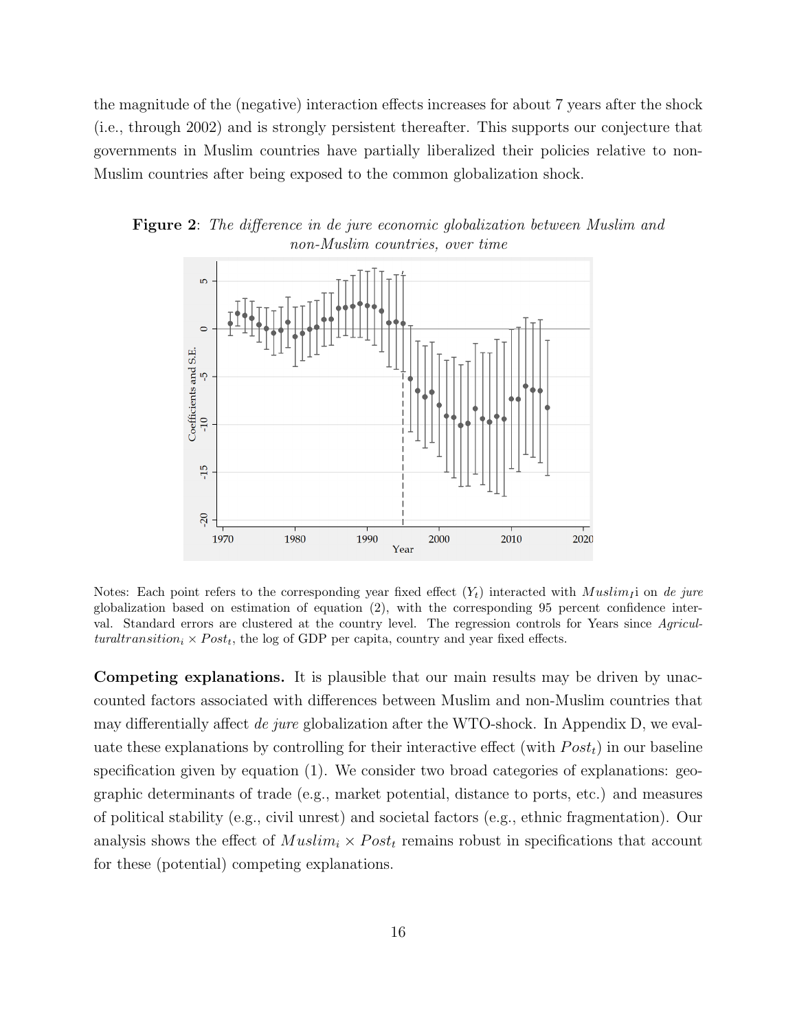the magnitude of the (negative) interaction effects increases for about 7 years after the shock (i.e., through 2002) and is strongly persistent thereafter. This supports our conjecture that governments in Muslim countries have partially liberalized their policies relative to non-Muslim countries after being exposed to the common globalization shock.

**Figure 2**: *The difference in de jure economic globalization between Muslim and non-Muslim countries, over time*

Coefficients and S.E.
5
0
-5
-10
-15
-20
1970
1980
1990
2000
2010
2020
Year

Notes: Each point refers to the corresponding year fixed effect ($Y_t$) interacted with $Muslim_I$i on *de jure* globalization based on estimation of equation (2), with the corresponding 95 percent confidence interval. Standard errors are clustered at the country level. The regression controls for Years since $Agriculturaltransition_i \times Post_t$, the log of GDP per capita, country and year fixed effects.

**Competing explanations.** It is plausible that our main results may be driven by unaccounted factors associated with differences between Muslim and non-Muslim countries that may differentially affect *de jure* globalization after the WTO-shock. In Appendix D, we evaluate these explanations by controlling for their interactive effect (with $Post_t$) in our baseline specification given by equation (1). We consider two broad categories of explanations: geographic determinants of trade (e.g., market potential, distance to ports, etc.) and measures of political stability (e.g., civil unrest) and societal factors (e.g., ethnic fragmentation). Our analysis shows the effect of $Muslim_i \times Post_t$ remains robust in specifications that account for these (potential) competing explanations.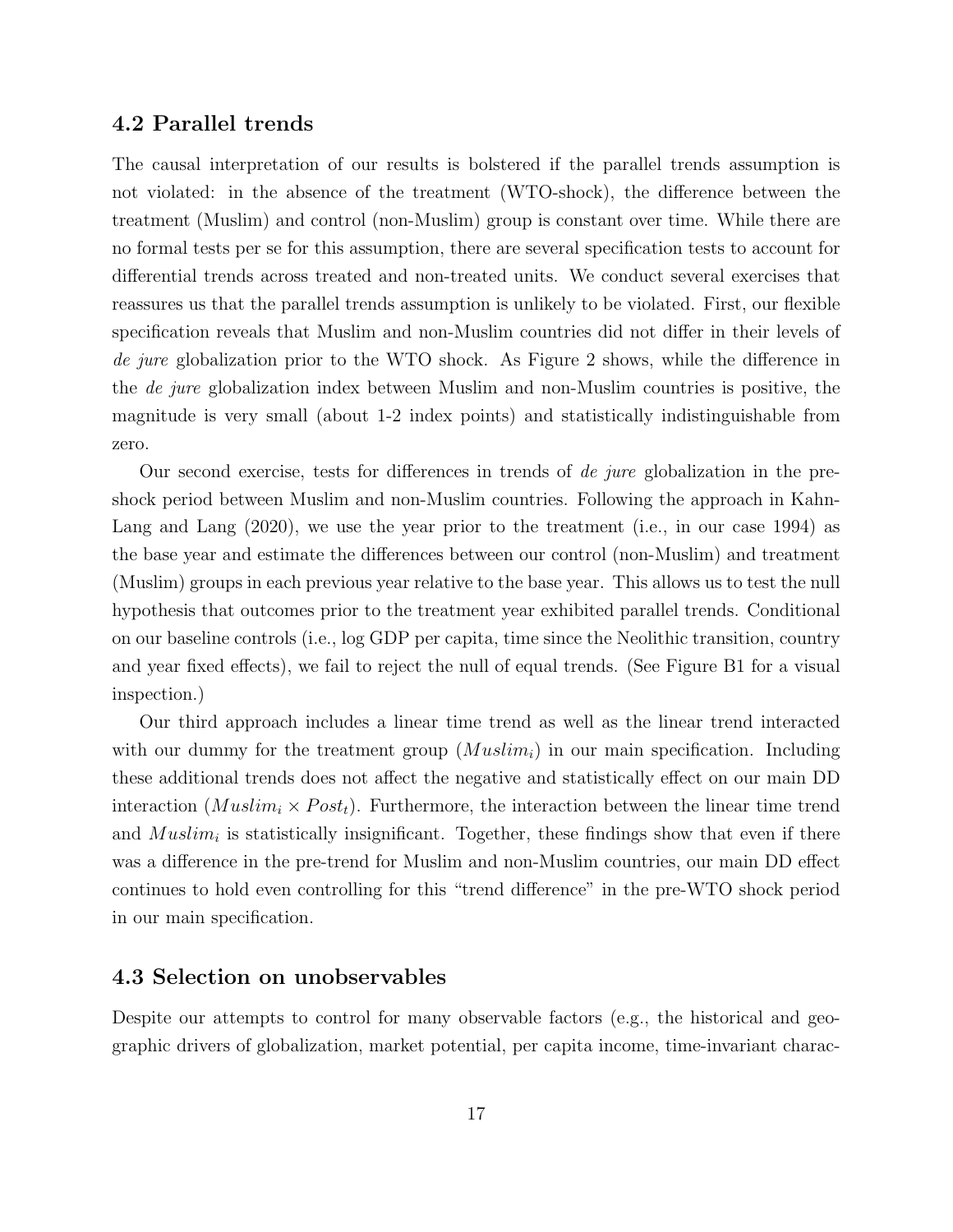### 4.2 Parallel trends

The causal interpretation of our results is bolstered if the parallel trends assumption is not violated: in the absence of the treatment (WTO-shock), the difference between the treatment (Muslim) and control (non-Muslim) group is constant over time. While there are no formal tests per se for this assumption, there are several specification tests to account for differential trends across treated and non-treated units. We conduct several exercises that reassures us that the parallel trends assumption is unlikely to be violated. First, our flexible specification reveals that Muslim and non-Muslim countries did not differ in their levels of *de jure* globalization prior to the WTO shock. As Figure 2 shows, while the difference in the *de jure* globalization index between Muslim and non-Muslim countries is positive, the magnitude is very small (about 1-2 index points) and statistically indistinguishable from zero.

Our second exercise, tests for differences in trends of *de jure* globalization in the pre-shock period between Muslim and non-Muslim countries. Following the approach in Kahn-Lang and Lang (2020), we use the year prior to the treatment (i.e., in our case 1994) as the base year and estimate the differences between our control (non-Muslim) and treatment (Muslim) groups in each previous year relative to the base year. This allows us to test the null hypothesis that outcomes prior to the treatment year exhibited parallel trends. Conditional on our baseline controls (i.e., log GDP per capita, time since the Neolithic transition, country and year fixed effects), we fail to reject the null of equal trends. (See Figure B1 for a visual inspection.)

Our third approach includes a linear time trend as well as the linear trend interacted with our dummy for the treatment group ($Muslim_i$) in our main specification. Including these additional trends does not affect the negative and statistically effect on our main DD interaction ($Muslim_i \times Post_t$). Furthermore, the interaction between the linear time trend and $Muslim_i$ is statistically insignificant. Together, these findings show that even if there was a difference in the pre-trend for Muslim and non-Muslim countries, our main DD effect continues to hold even controlling for this "trend difference" in the pre-WTO shock period in our main specification.

### 4.3 Selection on unobservables

Despite our attempts to control for many observable factors (e.g., the historical and geographic drivers of globalization, market potential, per capita income, time-invariant charac-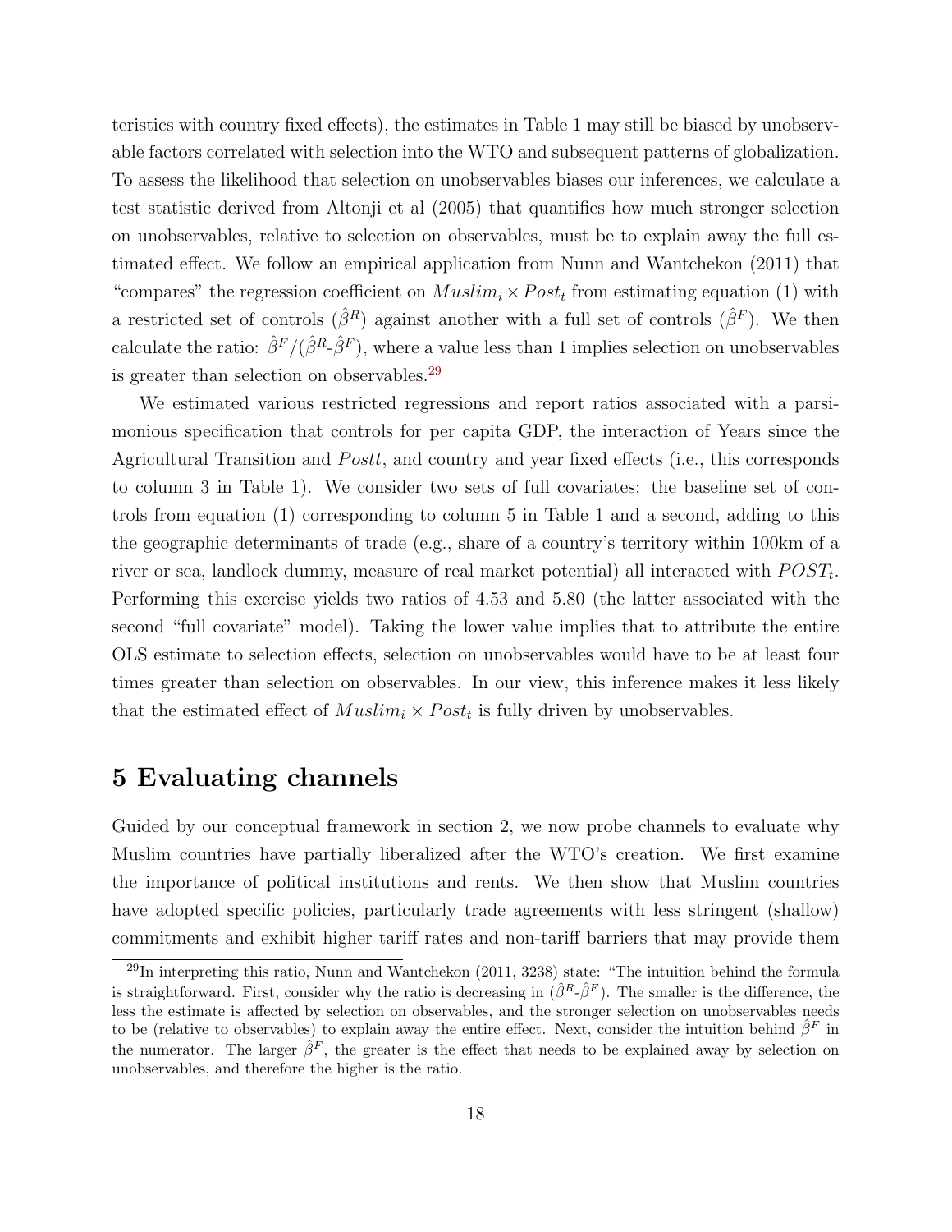teristics with country fixed effects), the estimates in Table 1 may still be biased by unobservable factors correlated with selection into the WTO and subsequent patterns of globalization. To assess the likelihood that selection on unobservables biases our inferences, we calculate a test statistic derived from Altonji et al (2005) that quantifies how much stronger selection on unobservables, relative to selection on observables, must be to explain away the full estimated effect. We follow an empirical application from Nunn and Wantchekon (2011) that "compares" the regression coefficient on $Muslim_i \times Post_t$ from estimating equation (1) with a restricted set of controls ($\hat{\beta}^R$) against another with a full set of controls ($\hat{\beta}^F$). We then calculate the ratio: $\hat{\beta}^F/(\hat{\beta}^R$-$\hat{\beta}^F)$, where a value less than 1 implies selection on unobservables is greater than selection on observables.[29]

We estimated various restricted regressions and report ratios associated with a parsimonious specification that controls for per capita GDP, the interaction of Years since the Agricultural Transition and $Postt$, and country and year fixed effects (i.e., this corresponds to column 3 in Table 1). We consider two sets of full covariates: the baseline set of controls from equation (1) corresponding to column 5 in Table 1 and a second, adding to this the geographic determinants of trade (e.g., share of a country's territory within 100km of a river or sea, landlock dummy, measure of real market potential) all interacted with $POST_t$. Performing this exercise yields two ratios of 4.53 and 5.80 (the latter associated with the second "full covariate" model). Taking the lower value implies that to attribute the entire OLS estimate to selection effects, selection on unobservables would have to be at least four times greater than selection on observables. In our view, this inference makes it less likely that the estimated effect of $Muslim_i \times Post_t$ is fully driven by unobservables.

# 5 Evaluating channels

Guided by our conceptual framework in section 2, we now probe channels to evaluate why Muslim countries have partially liberalized after the WTO's creation. We first examine the importance of political institutions and rents. We then show that Muslim countries have adopted specific policies, particularly trade agreements with less stringent (shallow) commitments and exhibit higher tariff rates and non-tariff barriers that may provide them

[29] In interpreting this ratio, Nunn and Wantchekon (2011, 3238) state: "The intuition behind the formula is straightforward. First, consider why the ratio is decreasing in ($\hat{\beta}^R$-$\hat{\beta}^F$). The smaller is the difference, the less the estimate is affected by selection on observables, and the stronger selection on unobservables needs to be (relative to observables) to explain away the entire effect. Next, consider the intuition behind $\hat{\beta}^F$ in the numerator. The larger $\hat{\beta}^F$, the greater is the effect that needs to be explained away by selection on unobservables, and therefore the higher is the ratio.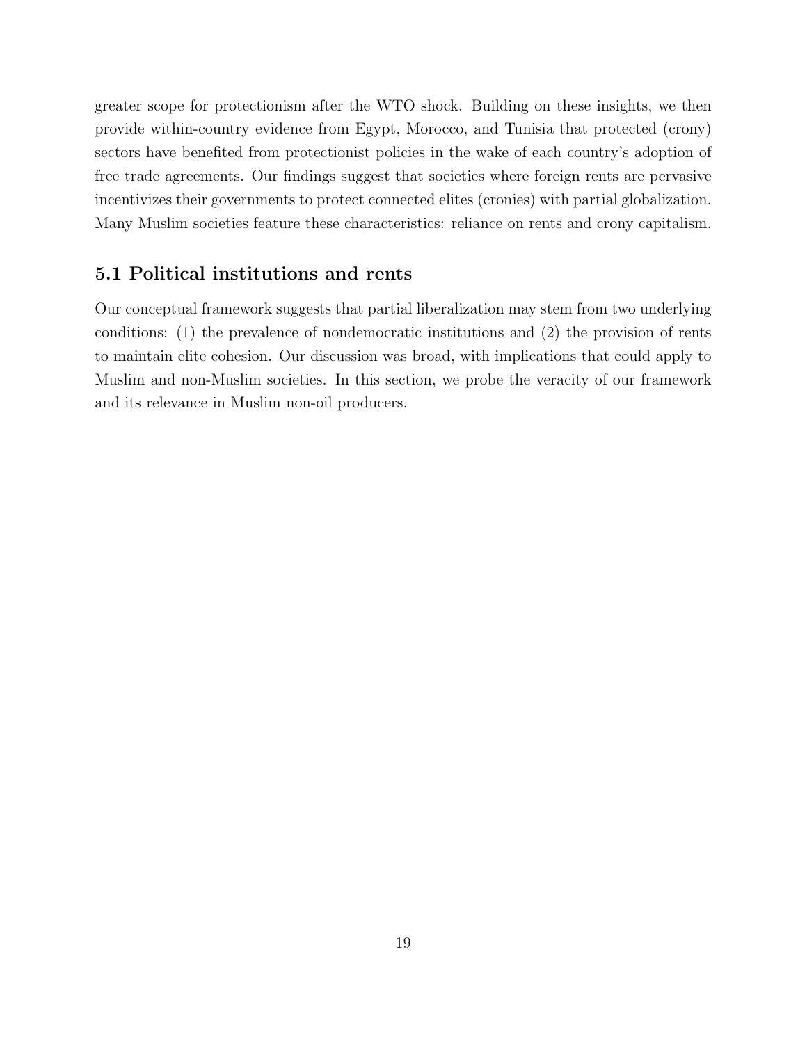greater scope for protectionism after the WTO shock. Building on these insights, we then provide within-country evidence from Egypt, Morocco, and Tunisia that protected (crony) sectors have benefited from protectionist policies in the wake of each country's adoption of free trade agreements. Our findings suggest that societies where foreign rents are pervasive incentivizes their governments to protect connected elites (cronies) with partial globalization. Many Muslim societies feature these characteristics: reliance on rents and crony capitalism.

## 5.1 Political institutions and rents

Our conceptual framework suggests that partial liberalization may stem from two underlying conditions: (1) the prevalence of nondemocratic institutions and (2) the provision of rents to maintain elite cohesion. Our discussion was broad, with implications that could apply to Muslim and non-Muslim societies. In this section, we probe the veracity of our framework and its relevance in Muslim non-oil producers.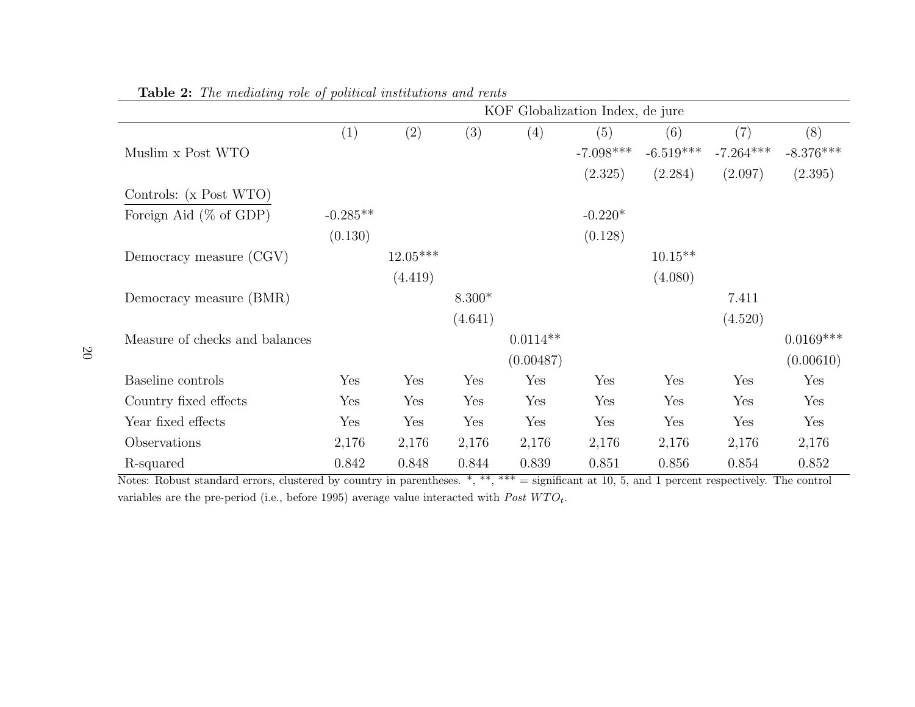**Table 2:** *The mediating role of political institutions and rents*

| | KOF Globalization Index, de jure | | | | | | | |
|---|---|---|---|---|---|---|---|---|
| | (1) | (2) | (3) | (4) | (5) | (6) | (7) | (8) |
| Muslim x Post WTO | | | | | -7.098*** | -6.519*** | -7.264*** | -8.376*** |
| | | | | | (2.325) | (2.284) | (2.097) | (2.395) |
| Controls: (x Post WTO) | | | | | | | | |
| Foreign Aid (% of GDP) | -0.285** | | | | -0.220* | | | |
| | (0.130) | | | | (0.128) | | | |
| Democracy measure (CGV) | | 12.05*** | | | | 10.15** | | |
| | | (4.419) | | | | (4.080) | | |
| Democracy measure (BMR) | | | 8.300* | | | | 7.411 | |
| | | | (4.641) | | | | (4.520) | |
| Measure of checks and balances | | | | 0.0114** | | | | 0.0169*** |
| | | | | (0.00487) | | | | (0.00610) |
| Baseline controls | Yes | Yes | Yes | Yes | Yes | Yes | Yes | Yes |
| Country fixed effects | Yes | Yes | Yes | Yes | Yes | Yes | Yes | Yes |
| Year fixed effects | Yes | Yes | Yes | Yes | Yes | Yes | Yes | Yes |
| Observations | 2,176 | 2,176 | 2,176 | 2,176 | 2,176 | 2,176 | 2,176 | 2,176 |
| R-squared | 0.842 | 0.848 | 0.844 | 0.839 | 0.851 | 0.856 | 0.854 | 0.852 |

Notes: Robust standard errors, clustered by country in parentheses. *, **, *** = significant at 10, 5, and 1 percent respectively. The control variables are the pre-period (i.e., before 1995) average value interacted with $Post\ WTO_t$.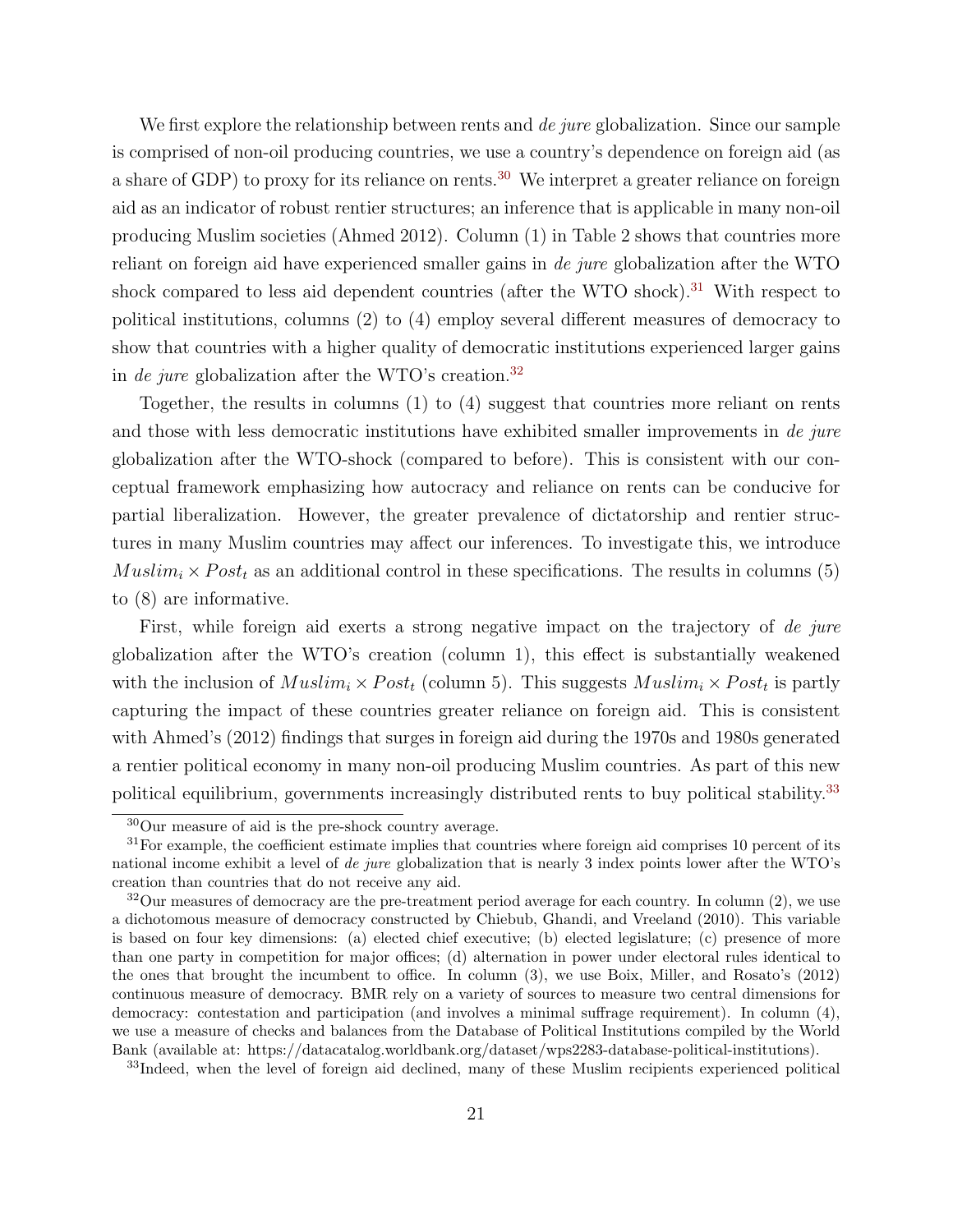We first explore the relationship between rents and *de jure* globalization. Since our sample is comprised of non-oil producing countries, we use a country's dependence on foreign aid (as a share of GDP) to proxy for its reliance on rents.[30] We interpret a greater reliance on foreign aid as an indicator of robust rentier structures; an inference that is applicable in many non-oil producing Muslim societies (Ahmed 2012). Column (1) in Table 2 shows that countries more reliant on foreign aid have experienced smaller gains in *de jure* globalization after the WTO shock compared to less aid dependent countries (after the WTO shock).[31] With respect to political institutions, columns (2) to (4) employ several different measures of democracy to show that countries with a higher quality of democratic institutions experienced larger gains in *de jure* globalization after the WTO's creation.[32]

Together, the results in columns (1) to (4) suggest that countries more reliant on rents and those with less democratic institutions have exhibited smaller improvements in *de jure* globalization after the WTO-shock (compared to before). This is consistent with our conceptual framework emphasizing how autocracy and reliance on rents can be conducive for partial liberalization. However, the greater prevalence of dictatorship and rentier structures in many Muslim countries may affect our inferences. To investigate this, we introduce $Muslim_i \times Post_t$ as an additional control in these specifications. The results in columns (5) to (8) are informative.

First, while foreign aid exerts a strong negative impact on the trajectory of *de jure* globalization after the WTO's creation (column 1), this effect is substantially weakened with the inclusion of $Muslim_i \times Post_t$ (column 5). This suggests $Muslim_i \times Post_t$ is partly capturing the impact of these countries greater reliance on foreign aid. This is consistent with Ahmed's (2012) findings that surges in foreign aid during the 1970s and 1980s generated a rentier political economy in many non-oil producing Muslim countries. As part of this new political equilibrium, governments increasingly distributed rents to buy political stability.[33]

[30] Our measure of aid is the pre-shock country average.

[31] For example, the coefficient estimate implies that countries where foreign aid comprises 10 percent of its national income exhibit a level of *de jure* globalization that is nearly 3 index points lower after the WTO's creation than countries that do not receive any aid.

[32] Our measures of democracy are the pre-treatment period average for each country. In column (2), we use a dichotomous measure of democracy constructed by Chiebub, Ghandi, and Vreeland (2010). This variable is based on four key dimensions: (a) elected chief executive; (b) elected legislature; (c) presence of more than one party in competition for major offices; (d) alternation in power under electoral rules identical to the ones that brought the incumbent to office. In column (3), we use Boix, Miller, and Rosato's (2012) continuous measure of democracy. BMR rely on a variety of sources to measure two central dimensions for democracy: contestation and participation (and involves a minimal suffrage requirement). In column (4), we use a measure of checks and balances from the Database of Political Institutions compiled by the World Bank (available at: https://datacatalog.worldbank.org/dataset/wps2283-database-political-institutions).

[33] Indeed, when the level of foreign aid declined, many of these Muslim recipients experienced political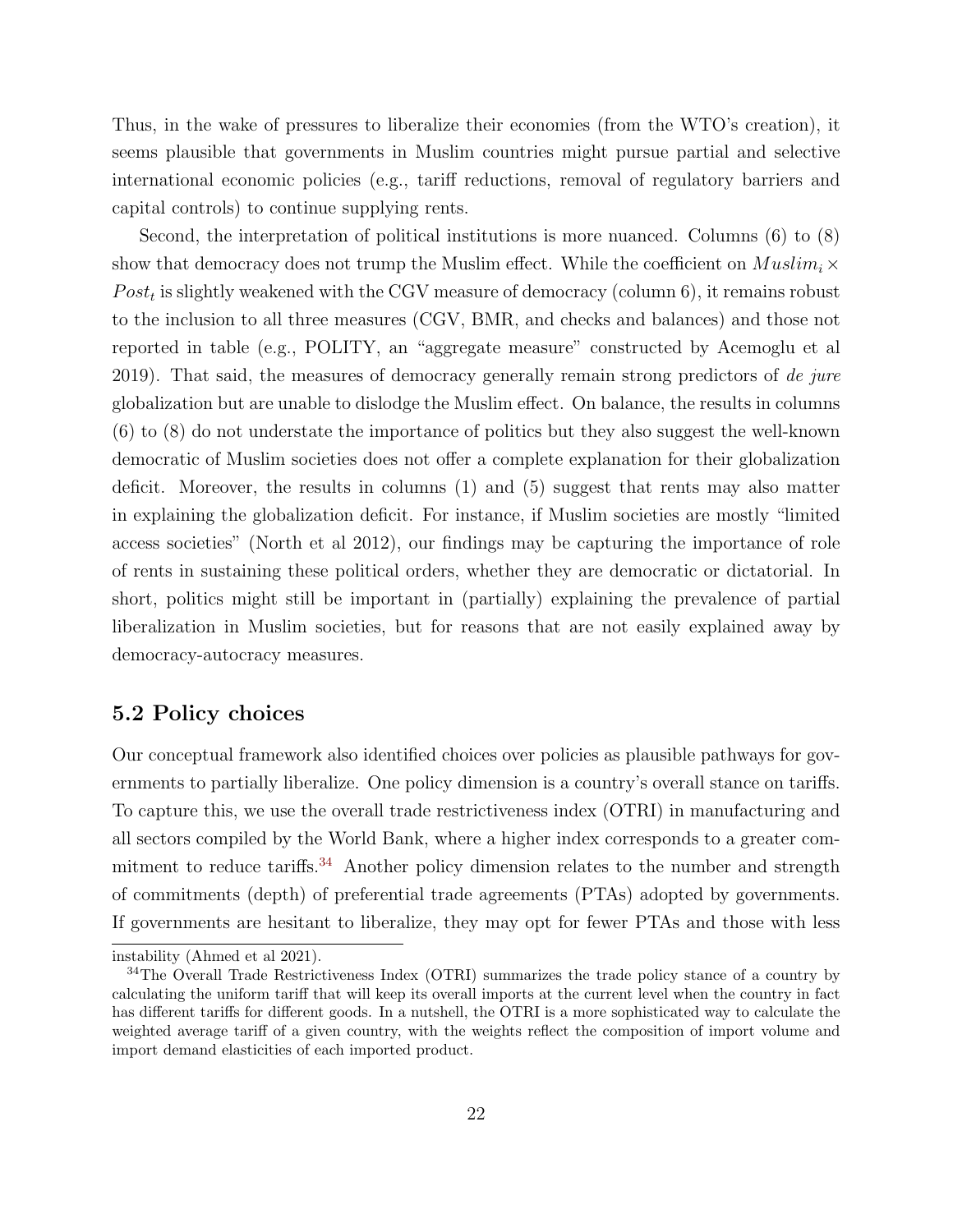Thus, in the wake of pressures to liberalize their economies (from the WTO's creation), it seems plausible that governments in Muslim countries might pursue partial and selective international economic policies (e.g., tariff reductions, removal of regulatory barriers and capital controls) to continue supplying rents.

Second, the interpretation of political institutions is more nuanced. Columns (6) to (8) show that democracy does not trump the Muslim effect. While the coefficient on $Muslim_i \times Post_t$ is slightly weakened with the CGV measure of democracy (column 6), it remains robust to the inclusion to all three measures (CGV, BMR, and checks and balances) and those not reported in table (e.g., POLITY, an "aggregate measure" constructed by Acemoglu et al 2019). That said, the measures of democracy generally remain strong predictors of *de jure* globalization but are unable to dislodge the Muslim effect. On balance, the results in columns (6) to (8) do not understate the importance of politics but they also suggest the well-known democratic of Muslim societies does not offer a complete explanation for their globalization deficit. Moreover, the results in columns (1) and (5) suggest that rents may also matter in explaining the globalization deficit. For instance, if Muslim societies are mostly "limited access societies" (North et al 2012), our findings may be capturing the importance of role of rents in sustaining these political orders, whether they are democratic or dictatorial. In short, politics might still be important in (partially) explaining the prevalence of partial liberalization in Muslim societies, but for reasons that are not easily explained away by democracy-autocracy measures.

## 5.2 Policy choices

Our conceptual framework also identified choices over policies as plausible pathways for governments to partially liberalize. One policy dimension is a country's overall stance on tariffs. To capture this, we use the overall trade restrictiveness index (OTRI) in manufacturing and all sectors compiled by the World Bank, where a higher index corresponds to a greater commitment to reduce tariffs.[34] Another policy dimension relates to the number and strength of commitments (depth) of preferential trade agreements (PTAs) adopted by governments. If governments are hesitant to liberalize, they may opt for fewer PTAs and those with less

instability (Ahmed et al 2021).

[34] The Overall Trade Restrictiveness Index (OTRI) summarizes the trade policy stance of a country by calculating the uniform tariff that will keep its overall imports at the current level when the country in fact has different tariffs for different goods. In a nutshell, the OTRI is a more sophisticated way to calculate the weighted average tariff of a given country, with the weights reflect the composition of import volume and import demand elasticities of each imported product.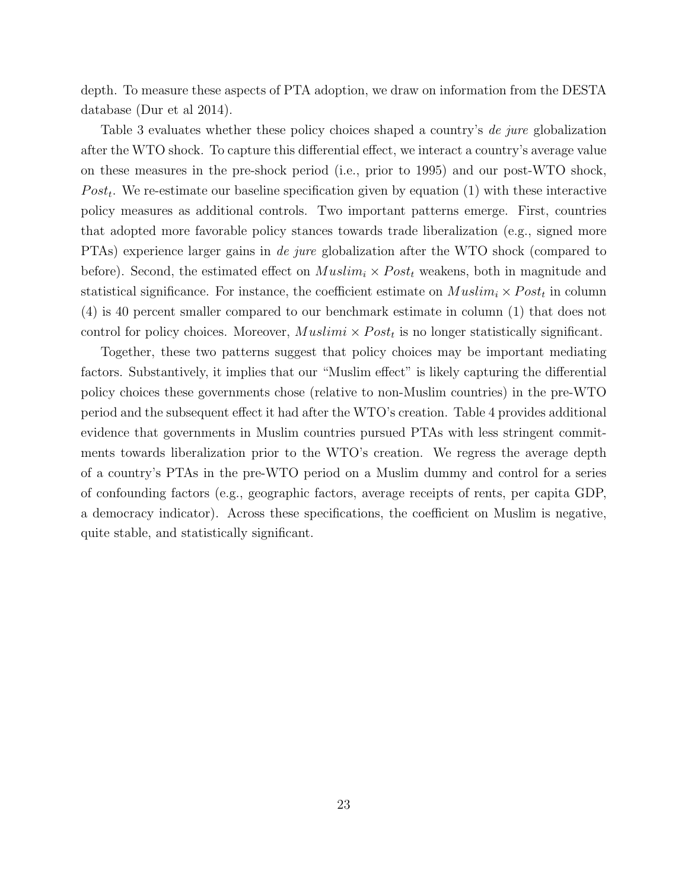depth. To measure these aspects of PTA adoption, we draw on information from the DESTA database (Dur et al 2014).

Table 3 evaluates whether these policy choices shaped a country's *de jure* globalization after the WTO shock. To capture this differential effect, we interact a country's average value on these measures in the pre-shock period (i.e., prior to 1995) and our post-WTO shock, $Post_t$. We re-estimate our baseline specification given by equation (1) with these interactive policy measures as additional controls. Two important patterns emerge. First, countries that adopted more favorable policy stances towards trade liberalization (e.g., signed more PTAs) experience larger gains in *de jure* globalization after the WTO shock (compared to before). Second, the estimated effect on $Muslim_i \times Post_t$ weakens, both in magnitude and statistical significance. For instance, the coefficient estimate on $Muslim_i \times Post_t$ in column (4) is 40 percent smaller compared to our benchmark estimate in column (1) that does not control for policy choices. Moreover, $Muslimi \times Post_t$ is no longer statistically significant.

Together, these two patterns suggest that policy choices may be important mediating factors. Substantively, it implies that our "Muslim effect" is likely capturing the differential policy choices these governments chose (relative to non-Muslim countries) in the pre-WTO period and the subsequent effect it had after the WTO's creation. Table 4 provides additional evidence that governments in Muslim countries pursued PTAs with less stringent commitments towards liberalization prior to the WTO's creation. We regress the average depth of a country's PTAs in the pre-WTO period on a Muslim dummy and control for a series of confounding factors (e.g., geographic factors, average receipts of rents, per capita GDP, a democracy indicator). Across these specifications, the coefficient on Muslim is negative, quite stable, and statistically significant.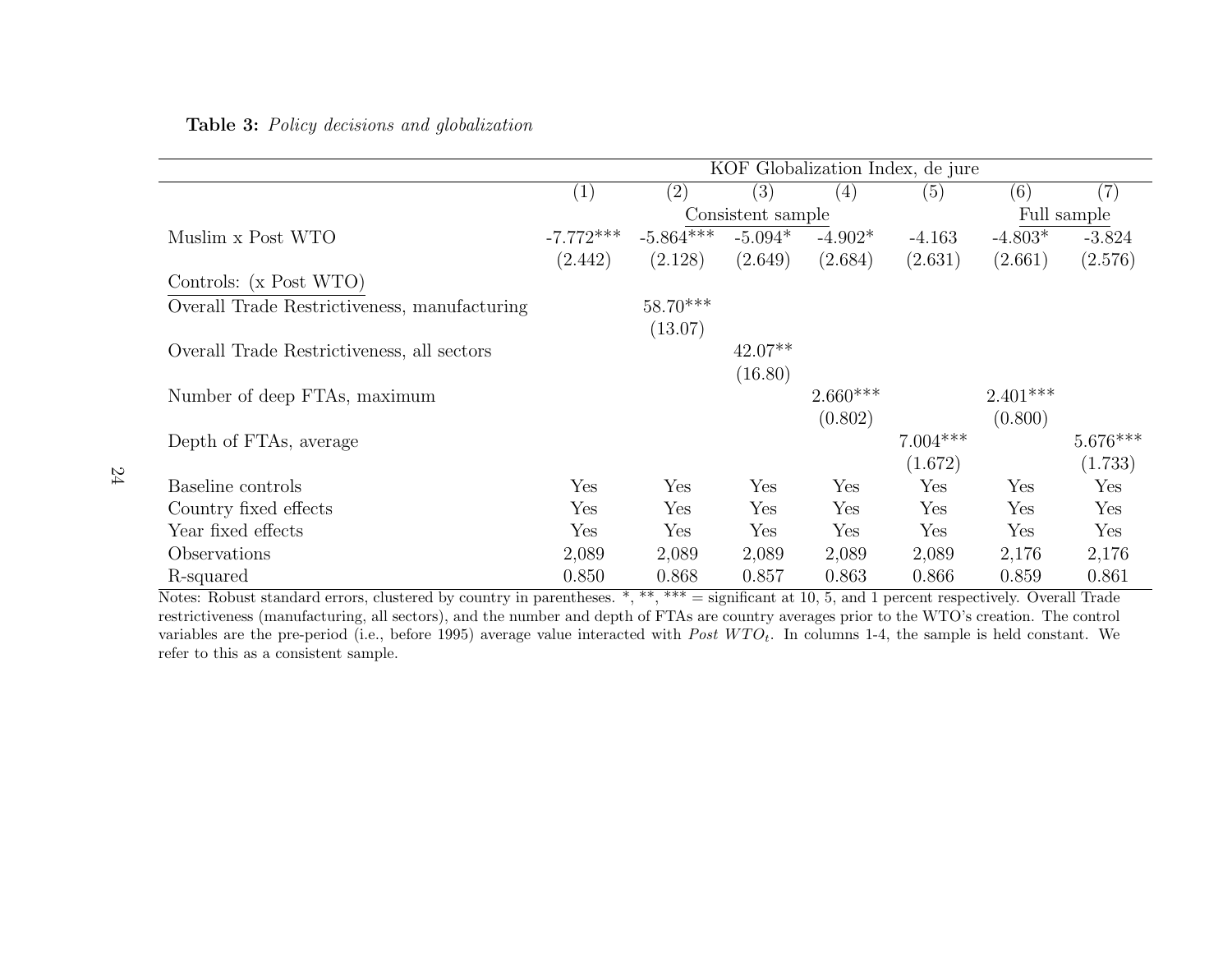**Table 3:** *Policy decisions and globalization*

| | KOF Globalization Index, de jure | | | | | | |
|---|---|---|---|---|---|---|---|
| | (1) | (2) | (3) | (4) | (5) | (6) | (7) |
| | | Consistent sample | | | | Full sample | |
| Muslim x Post WTO | -7.772*** | -5.864*** | -5.094* | -4.902* | -4.163 | -4.803* | -3.824 |
| | (2.442) | (2.128) | (2.649) | (2.684) | (2.631) | (2.661) | (2.576) |
| Controls: (x Post WTO) | | | | | | | |
| Overall Trade Restrictiveness, manufacturing | | 58.70*** | | | | | |
| | | (13.07) | | | | | |
| Overall Trade Restrictiveness, all sectors | | | 42.07** | | | | |
| | | | (16.80) | | | | |
| Number of deep FTAs, maximum | | | | 2.660*** | | 2.401*** | |
| | | | | (0.802) | | (0.800) | |
| Depth of FTAs, average | | | | | 7.004*** | | 5.676*** |
| | | | | | (1.672) | | (1.733) |
| Baseline controls | Yes | Yes | Yes | Yes | Yes | Yes | Yes |
| Country fixed effects | Yes | Yes | Yes | Yes | Yes | Yes | Yes |
| Year fixed effects | Yes | Yes | Yes | Yes | Yes | Yes | Yes |
| Observations | 2,089 | 2,089 | 2,089 | 2,089 | 2,089 | 2,176 | 2,176 |
| R-squared | 0.850 | 0.868 | 0.857 | 0.863 | 0.866 | 0.859 | 0.861 |

Notes: Robust standard errors, clustered by country in parentheses. *, **, *** = significant at 10, 5, and 1 percent respectively. Overall Trade restrictiveness (manufacturing, all sectors), and the number and depth of FTAs are country averages prior to the WTO's creation. The control variables are the pre-period (i.e., before 1995) average value interacted with $Post\ WTO_t$. In columns 1-4, the sample is held constant. We refer to this as a consistent sample.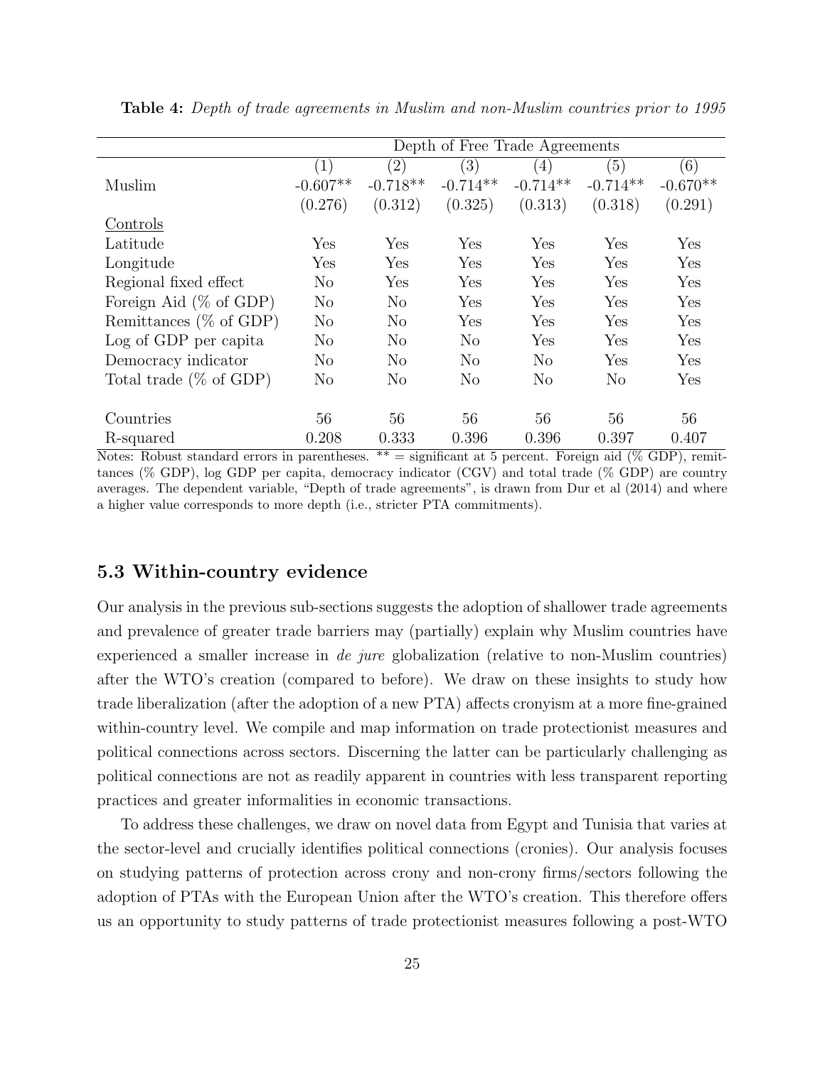**Table 4:** *Depth of trade agreements in Muslim and non-Muslim countries prior to 1995*

| | Depth of Free Trade Agreements | | | | | |
|---|---|---|---|---|---|---|
| | (1) | (2) | (3) | (4) | (5) | (6) |
| Muslim | -0.607** | -0.718** | -0.714** | -0.714** | -0.714** | -0.670** |
| | (0.276) | (0.312) | (0.325) | (0.313) | (0.318) | (0.291) |
| Controls | | | | | | |
| Latitude | Yes | Yes | Yes | Yes | Yes | Yes |
| Longitude | Yes | Yes | Yes | Yes | Yes | Yes |
| Regional fixed effect | No | Yes | Yes | Yes | Yes | Yes |
| Foreign Aid (% of GDP) | No | No | Yes | Yes | Yes | Yes |
| Remittances (% of GDP) | No | No | Yes | Yes | Yes | Yes |
| Log of GDP per capita | No | No | No | Yes | Yes | Yes |
| Democracy indicator | No | No | No | No | Yes | Yes |
| Total trade (% of GDP) | No | No | No | No | No | Yes |
| Countries | 56 | 56 | 56 | 56 | 56 | 56 |
| R-squared | 0.208 | 0.333 | 0.396 | 0.396 | 0.397 | 0.407 |

Notes: Robust standard errors in parentheses. ** = significant at 5 percent. Foreign aid (% GDP), remittances (% GDP), log GDP per capita, democracy indicator (CGV) and total trade (% GDP) are country averages. The dependent variable, "Depth of trade agreements", is drawn from Dur et al (2014) and where a higher value corresponds to more depth (i.e., stricter PTA commitments).

### 5.3 Within-country evidence

Our analysis in the previous sub-sections suggests the adoption of shallower trade agreements and prevalence of greater trade barriers may (partially) explain why Muslim countries have experienced a smaller increase in *de jure* globalization (relative to non-Muslim countries) after the WTO's creation (compared to before). We draw on these insights to study how trade liberalization (after the adoption of a new PTA) affects cronyism at a more fine-grained within-country level. We compile and map information on trade protectionist measures and political connections across sectors. Discerning the latter can be particularly challenging as political connections are not as readily apparent in countries with less transparent reporting practices and greater informalities in economic transactions.

To address these challenges, we draw on novel data from Egypt and Tunisia that varies at the sector-level and crucially identifies political connections (cronies). Our analysis focuses on studying patterns of protection across crony and non-crony firms/sectors following the adoption of PTAs with the European Union after the WTO's creation. This therefore offers us an opportunity to study patterns of trade protectionist measures following a post-WTO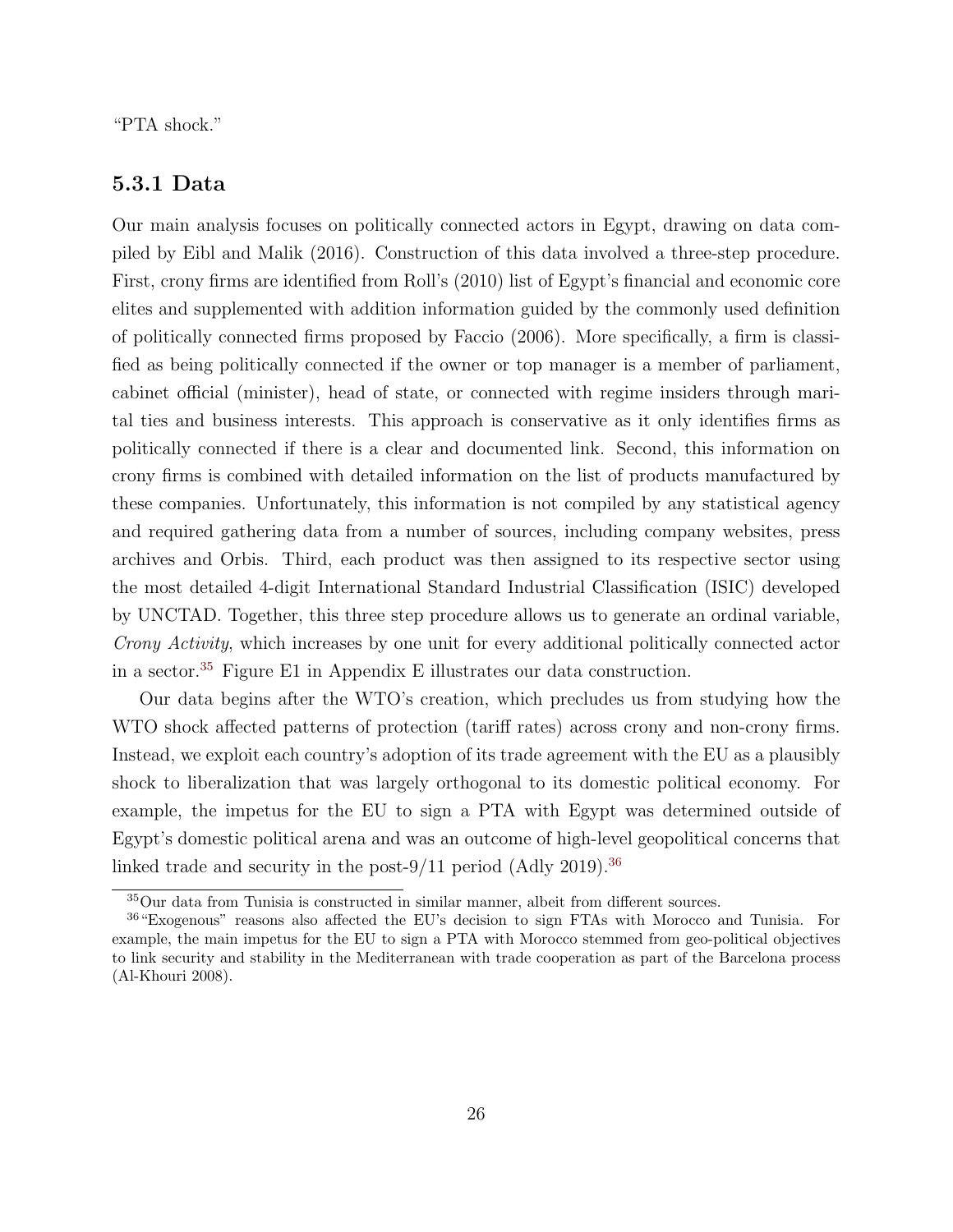"PTA shock."

### 5.3.1 Data

Our main analysis focuses on politically connected actors in Egypt, drawing on data compiled by Eibl and Malik (2016). Construction of this data involved a three-step procedure. First, crony firms are identified from Roll's (2010) list of Egypt's financial and economic core elites and supplemented with addition information guided by the commonly used definition of politically connected firms proposed by Faccio (2006). More specifically, a firm is classified as being politically connected if the owner or top manager is a member of parliament, cabinet official (minister), head of state, or connected with regime insiders through marital ties and business interests. This approach is conservative as it only identifies firms as politically connected if there is a clear and documented link. Second, this information on crony firms is combined with detailed information on the list of products manufactured by these companies. Unfortunately, this information is not compiled by any statistical agency and required gathering data from a number of sources, including company websites, press archives and Orbis. Third, each product was then assigned to its respective sector using the most detailed 4-digit International Standard Industrial Classification (ISIC) developed by UNCTAD. Together, this three step procedure allows us to generate an ordinal variable, *Crony Activity*, which increases by one unit for every additional politically connected actor in a sector.[35] Figure E1 in Appendix E illustrates our data construction.

Our data begins after the WTO's creation, which precludes us from studying how the WTO shock affected patterns of protection (tariff rates) across crony and non-crony firms. Instead, we exploit each country's adoption of its trade agreement with the EU as a plausibly shock to liberalization that was largely orthogonal to its domestic political economy. For example, the impetus for the EU to sign a PTA with Egypt was determined outside of Egypt's domestic political arena and was an outcome of high-level geopolitical concerns that linked trade and security in the post-9/11 period (Adly 2019).[36]

[35] Our data from Tunisia is constructed in similar manner, albeit from different sources.

[36] "Exogenous" reasons also affected the EU's decision to sign FTAs with Morocco and Tunisia. For example, the main impetus for the EU to sign a PTA with Morocco stemmed from geo-political objectives to link security and stability in the Mediterranean with trade cooperation as part of the Barcelona process (Al-Khouri 2008).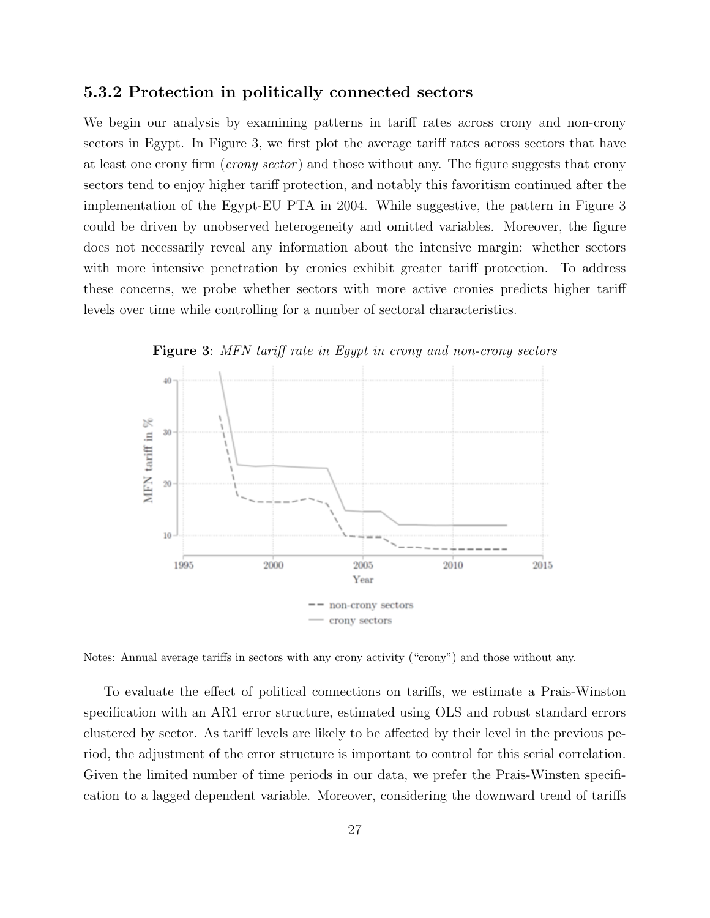### 5.3.2 Protection in politically connected sectors

We begin our analysis by examining patterns in tariff rates across crony and non-crony sectors in Egypt. In Figure 3, we first plot the average tariff rates across sectors that have at least one crony firm (*crony sector*) and those without any. The figure suggests that crony sectors tend to enjoy higher tariff protection, and notably this favoritism continued after the implementation of the Egypt-EU PTA in 2004. While suggestive, the pattern in Figure 3 could be driven by unobserved heterogeneity and omitted variables. Moreover, the figure does not necessarily reveal any information about the intensive margin: whether sectors with more intensive penetration by cronies exhibit greater tariff protection. To address these concerns, we probe whether sectors with more active cronies predicts higher tariff levels over time while controlling for a number of sectoral characteristics.

**Figure 3**: *MFN tariff rate in Egypt in crony and non-crony sectors*

MFN tariff in %

40

30

20

10

1995 2000 2005 2010 2015

Year

non-crony sectors

crony sectors

Notes: Annual average tariffs in sectors with any crony activity ("crony") and those without any.

To evaluate the effect of political connections on tariffs, we estimate a Prais-Winston specification with an AR1 error structure, estimated using OLS and robust standard errors clustered by sector. As tariff levels are likely to be affected by their level in the previous period, the adjustment of the error structure is important to control for this serial correlation. Given the limited number of time periods in our data, we prefer the Prais-Winsten specification to a lagged dependent variable. Moreover, considering the downward trend of tariffs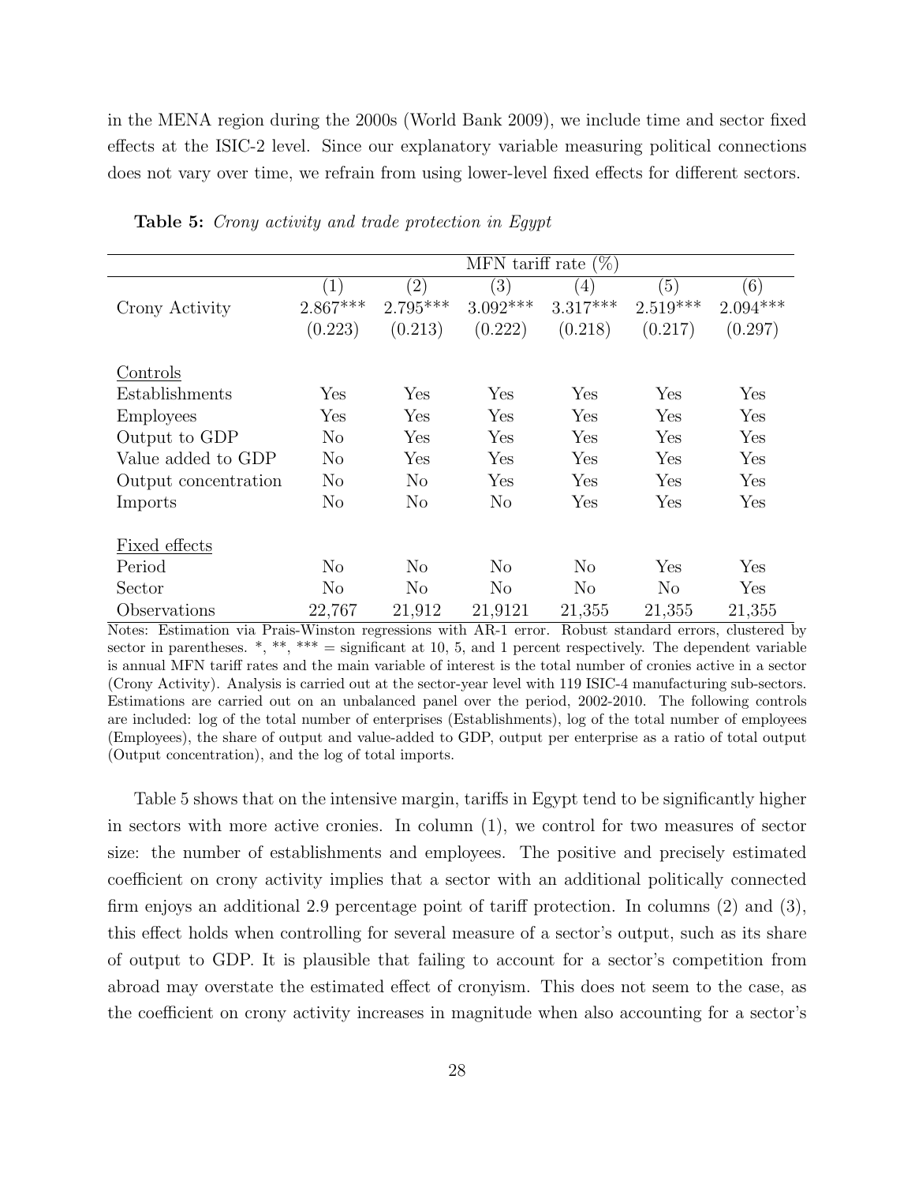in the MENA region during the 2000s (World Bank 2009), we include time and sector fixed effects at the ISIC-2 level. Since our explanatory variable measuring political connections does not vary over time, we refrain from using lower-level fixed effects for different sectors.

**Table 5:** *Crony activity and trade protection in Egypt*

| | MFN tariff rate (%) | | | | | |
|---|---|---|---|---|---|---|
| | (1) | (2) | (3) | (4) | (5) | (6) |
| Crony Activity | 2.867*** | 2.795*** | 3.092*** | 3.317*** | 2.519*** | 2.094*** |
| | (0.223) | (0.213) | (0.222) | (0.218) | (0.217) | (0.297) |
| Controls | | | | | | |
| Establishments | Yes | Yes | Yes | Yes | Yes | Yes |
| Employees | Yes | Yes | Yes | Yes | Yes | Yes |
| Output to GDP | No | Yes | Yes | Yes | Yes | Yes |
| Value added to GDP | No | Yes | Yes | Yes | Yes | Yes |
| Output concentration | No | No | Yes | Yes | Yes | Yes |
| Imports | No | No | No | Yes | Yes | Yes |
| Fixed effects | | | | | | |
| Period | No | No | No | No | Yes | Yes |
| Sector | No | No | No | No | No | Yes |
| Observations | 22,767 | 21,912 | 21,9121 | 21,355 | 21,355 | 21,355 |

Notes: Estimation via Prais-Winston regressions with AR-1 error. Robust standard errors, clustered by sector in parentheses. *, **, *** = significant at 10, 5, and 1 percent respectively. The dependent variable is annual MFN tariff rates and the main variable of interest is the total number of cronies active in a sector (Crony Activity). Analysis is carried out at the sector-year level with 119 ISIC-4 manufacturing sub-sectors. Estimations are carried out on an unbalanced panel over the period, 2002-2010. The following controls are included: log of the total number of enterprises (Establishments), log of the total number of employees (Employees), the share of output and value-added to GDP, output per enterprise as a ratio of total output (Output concentration), and the log of total imports.

Table 5 shows that on the intensive margin, tariffs in Egypt tend to be significantly higher in sectors with more active cronies. In column (1), we control for two measures of sector size: the number of establishments and employees. The positive and precisely estimated coefficient on crony activity implies that a sector with an additional politically connected firm enjoys an additional 2.9 percentage point of tariff protection. In columns (2) and (3), this effect holds when controlling for several measure of a sector's output, such as its share of output to GDP. It is plausible that failing to account for a sector's competition from abroad may overstate the estimated effect of cronyism. This does not seem to the case, as the coefficient on crony activity increases in magnitude when also accounting for a sector's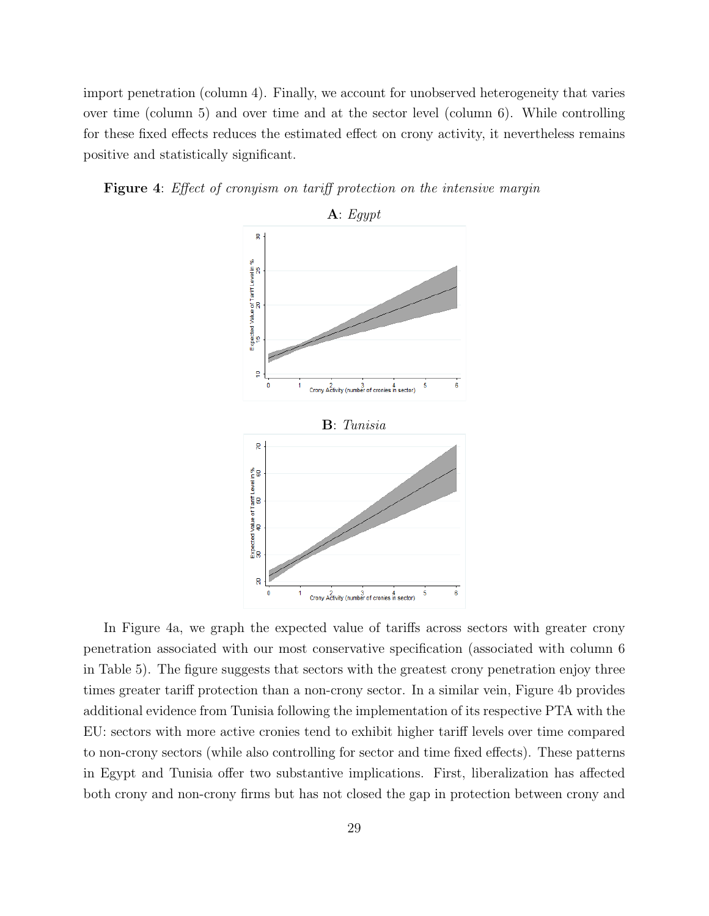import penetration (column 4). Finally, we account for unobserved heterogeneity that varies over time (column 5) and over time and at the sector level (column 6). While controlling for these fixed effects reduces the estimated effect on crony activity, it nevertheless remains positive and statistically significant.

**Figure 4**: *Effect of cronyism on tariff protection on the intensive margin*

**A**: *Egypt*

Expected Value of Tariff Level in %

10
15
20
25
30

0
1
2
3
4
5
6

Crony Activity (number of cronies in sector)

**B**: *Tunisia*

Expected Value of Tariff Level in %

20
30
40
50
60
70

0
1
2
3
4
5
6

Crony Activity (number of cronies in sector)

In Figure 4a, we graph the expected value of tariffs across sectors with greater crony penetration associated with our most conservative specification (associated with column 6 in Table 5). The figure suggests that sectors with the greatest crony penetration enjoy three times greater tariff protection than a non-crony sector. In a similar vein, Figure 4b provides additional evidence from Tunisia following the implementation of its respective PTA with the EU: sectors with more active cronies tend to exhibit higher tariff levels over time compared to non-crony sectors (while also controlling for sector and time fixed effects). These patterns in Egypt and Tunisia offer two substantive implications. First, liberalization has affected both crony and non-crony firms but has not closed the gap in protection between crony and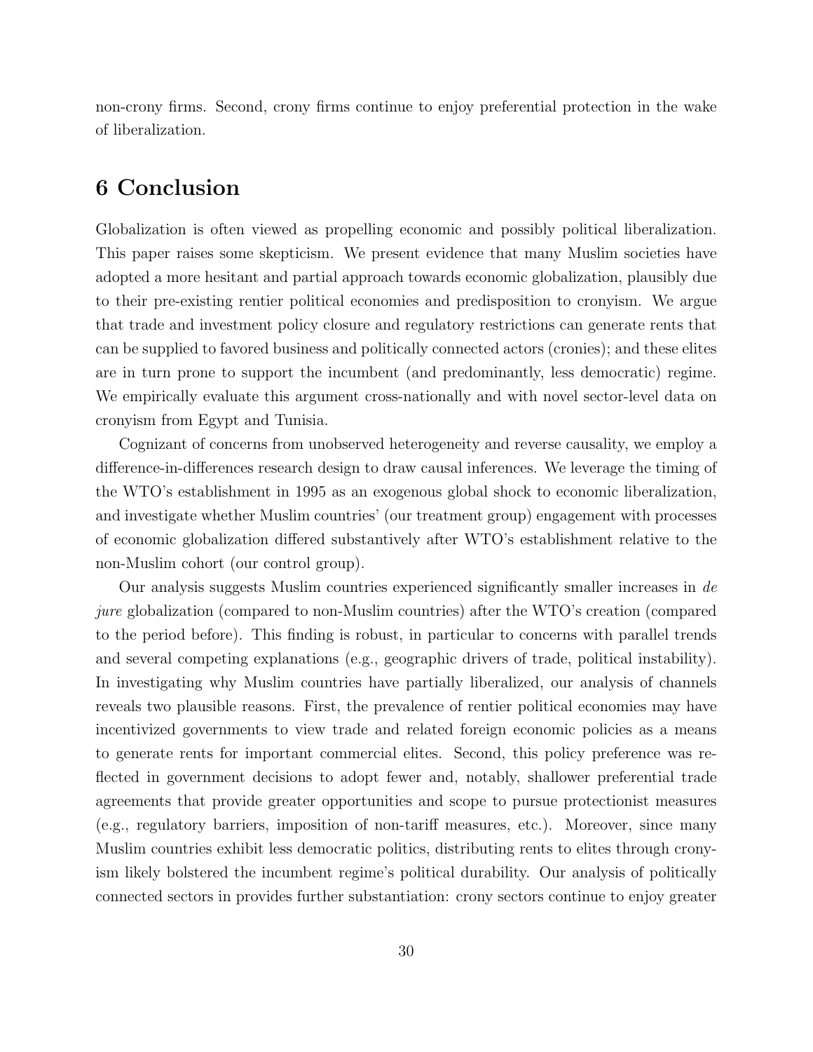non-crony firms. Second, crony firms continue to enjoy preferential protection in the wake of liberalization.

# 6 Conclusion

Globalization is often viewed as propelling economic and possibly political liberalization. This paper raises some skepticism. We present evidence that many Muslim societies have adopted a more hesitant and partial approach towards economic globalization, plausibly due to their pre-existing rentier political economies and predisposition to cronyism. We argue that trade and investment policy closure and regulatory restrictions can generate rents that can be supplied to favored business and politically connected actors (cronies); and these elites are in turn prone to support the incumbent (and predominantly, less democratic) regime. We empirically evaluate this argument cross-nationally and with novel sector-level data on cronyism from Egypt and Tunisia.

Cognizant of concerns from unobserved heterogeneity and reverse causality, we employ a difference-in-differences research design to draw causal inferences. We leverage the timing of the WTO's establishment in 1995 as an exogenous global shock to economic liberalization, and investigate whether Muslim countries' (our treatment group) engagement with processes of economic globalization differed substantively after WTO's establishment relative to the non-Muslim cohort (our control group).

Our analysis suggests Muslim countries experienced significantly smaller increases in *de jure* globalization (compared to non-Muslim countries) after the WTO's creation (compared to the period before). This finding is robust, in particular to concerns with parallel trends and several competing explanations (e.g., geographic drivers of trade, political instability). In investigating why Muslim countries have partially liberalized, our analysis of channels reveals two plausible reasons. First, the prevalence of rentier political economies may have incentivized governments to view trade and related foreign economic policies as a means to generate rents for important commercial elites. Second, this policy preference was reflected in government decisions to adopt fewer and, notably, shallower preferential trade agreements that provide greater opportunities and scope to pursue protectionist measures (e.g., regulatory barriers, imposition of non-tariff measures, etc.). Moreover, since many Muslim countries exhibit less democratic politics, distributing rents to elites through cronyism likely bolstered the incumbent regime's political durability. Our analysis of politically connected sectors in provides further substantiation: crony sectors continue to enjoy greater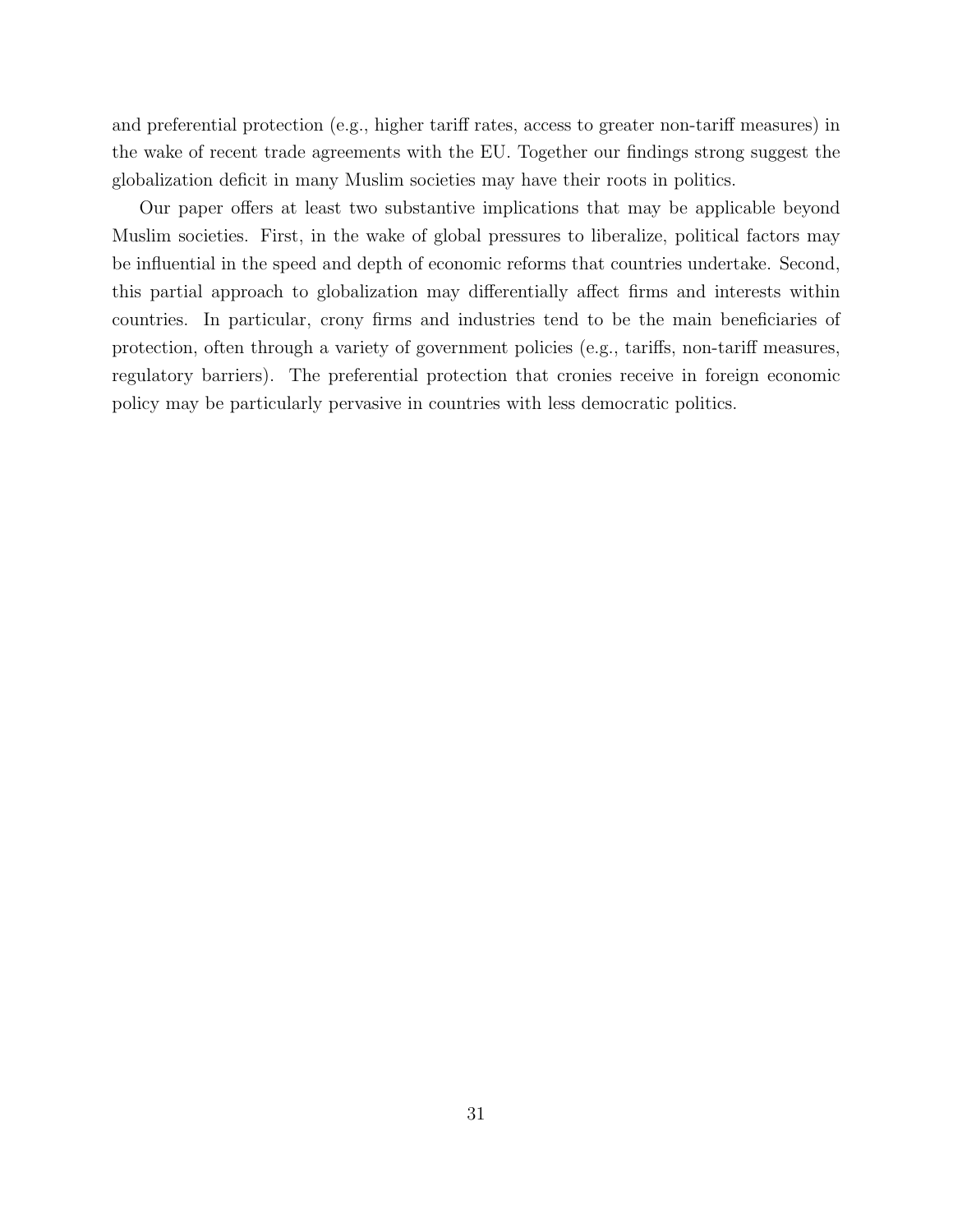and preferential protection (e.g., higher tariff rates, access to greater non-tariff measures) in the wake of recent trade agreements with the EU. Together our findings strong suggest the globalization deficit in many Muslim societies may have their roots in politics.

Our paper offers at least two substantive implications that may be applicable beyond Muslim societies. First, in the wake of global pressures to liberalize, political factors may be influential in the speed and depth of economic reforms that countries undertake. Second, this partial approach to globalization may differentially affect firms and interests within countries. In particular, crony firms and industries tend to be the main beneficiaries of protection, often through a variety of government policies (e.g., tariffs, non-tariff measures, regulatory barriers). The preferential protection that cronies receive in foreign economic policy may be particularly pervasive in countries with less democratic politics.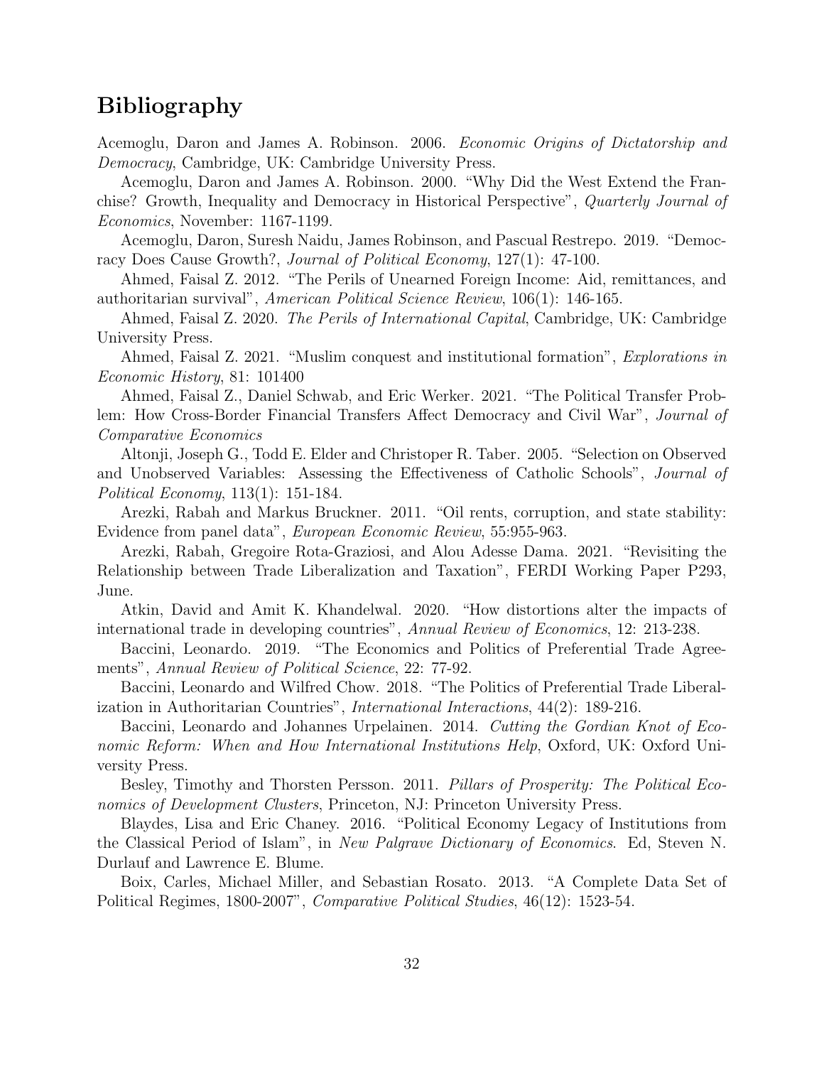## Bibliography

Acemoglu, Daron and James A. Robinson. 2006. *Economic Origins of Dictatorship and Democracy*, Cambridge, UK: Cambridge University Press.

Acemoglu, Daron and James A. Robinson. 2000. "Why Did the West Extend the Franchise? Growth, Inequality and Democracy in Historical Perspective", *Quarterly Journal of Economics*, November: 1167-1199.

Acemoglu, Daron, Suresh Naidu, James Robinson, and Pascual Restrepo. 2019. "Democracy Does Cause Growth?, *Journal of Political Economy*, 127(1): 47-100.

Ahmed, Faisal Z. 2012. "The Perils of Unearned Foreign Income: Aid, remittances, and authoritarian survival", *American Political Science Review*, 106(1): 146-165.

Ahmed, Faisal Z. 2020. *The Perils of International Capital*, Cambridge, UK: Cambridge University Press.

Ahmed, Faisal Z. 2021. "Muslim conquest and institutional formation", *Explorations in Economic History*, 81: 101400

Ahmed, Faisal Z., Daniel Schwab, and Eric Werker. 2021. "The Political Transfer Problem: How Cross-Border Financial Transfers Affect Democracy and Civil War", *Journal of Comparative Economics*

Altonji, Joseph G., Todd E. Elder and Christoper R. Taber. 2005. "Selection on Observed and Unobserved Variables: Assessing the Effectiveness of Catholic Schools", *Journal of Political Economy*, 113(1): 151-184.

Arezki, Rabah and Markus Bruckner. 2011. "Oil rents, corruption, and state stability: Evidence from panel data", *European Economic Review*, 55:955-963.

Arezki, Rabah, Gregoire Rota-Graziosi, and Alou Adesse Dama. 2021. "Revisiting the Relationship between Trade Liberalization and Taxation", FERDI Working Paper P293, June.

Atkin, David and Amit K. Khandelwal. 2020. "How distortions alter the impacts of international trade in developing countries", *Annual Review of Economics*, 12: 213-238.

Baccini, Leonardo. 2019. "The Economics and Politics of Preferential Trade Agreements", *Annual Review of Political Science*, 22: 77-92.

Baccini, Leonardo and Wilfred Chow. 2018. "The Politics of Preferential Trade Liberalization in Authoritarian Countries", *International Interactions*, 44(2): 189-216.

Baccini, Leonardo and Johannes Urpelainen. 2014. *Cutting the Gordian Knot of Economic Reform: When and How International Institutions Help*, Oxford, UK: Oxford University Press.

Besley, Timothy and Thorsten Persson. 2011. *Pillars of Prosperity: The Political Economics of Development Clusters*, Princeton, NJ: Princeton University Press.

Blaydes, Lisa and Eric Chaney. 2016. "Political Economy Legacy of Institutions from the Classical Period of Islam", in *New Palgrave Dictionary of Economics*. Ed, Steven N. Durlauf and Lawrence E. Blume.

Boix, Carles, Michael Miller, and Sebastian Rosato. 2013. "A Complete Data Set of Political Regimes, 1800-2007", *Comparative Political Studies*, 46(12): 1523-54.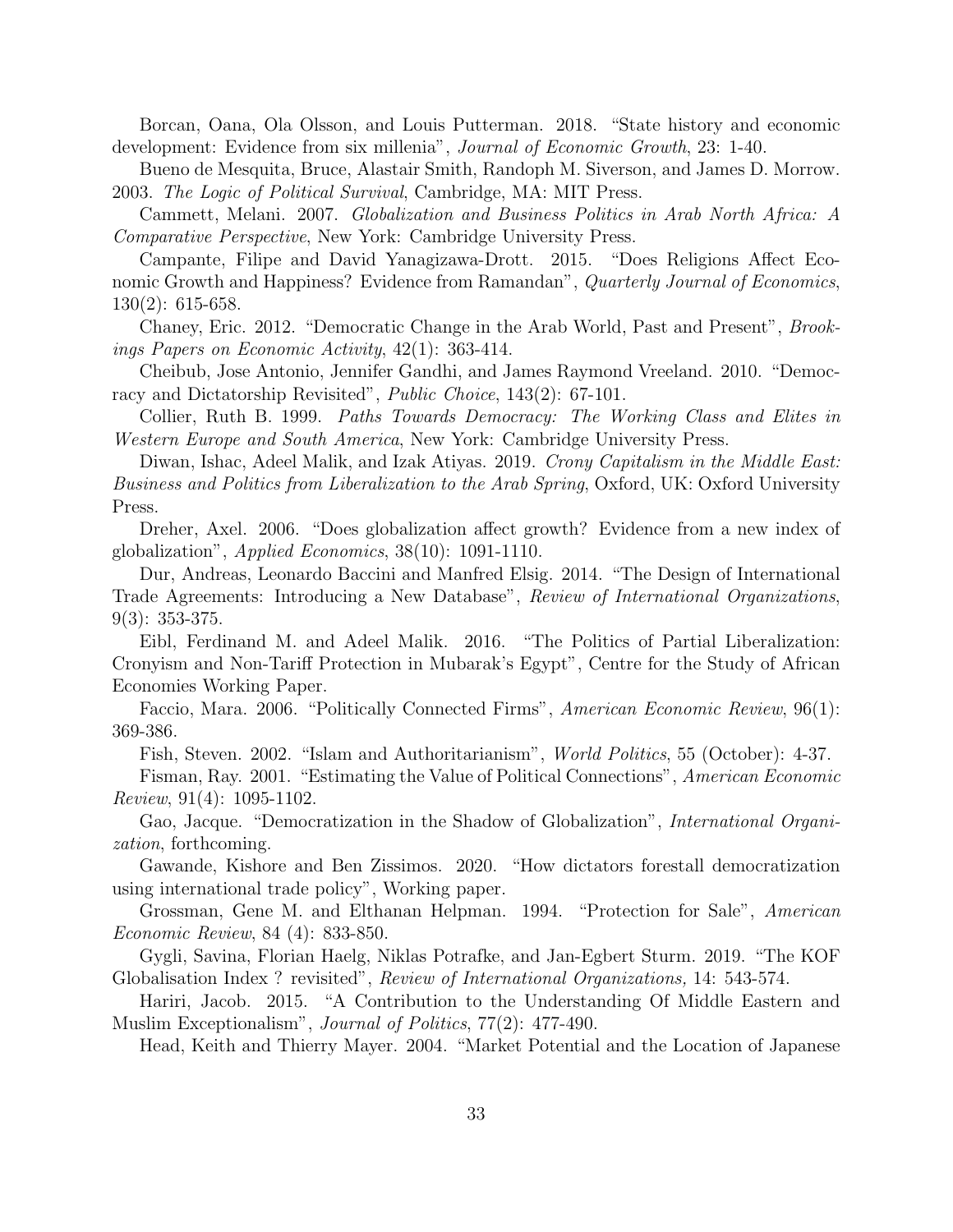Borcan, Oana, Ola Olsson, and Louis Putterman. 2018. "State history and economic development: Evidence from six millenia", *Journal of Economic Growth*, 23: 1-40.

Bueno de Mesquita, Bruce, Alastair Smith, Randoph M. Siverson, and James D. Morrow. 2003. *The Logic of Political Survival*, Cambridge, MA: MIT Press.

Cammett, Melani. 2007. *Globalization and Business Politics in Arab North Africa: A Comparative Perspective*, New York: Cambridge University Press.

Campante, Filipe and David Yanagizawa-Drott. 2015. "Does Religions Affect Economic Growth and Happiness? Evidence from Ramandan", *Quarterly Journal of Economics*, 130(2): 615-658.

Chaney, Eric. 2012. "Democratic Change in the Arab World, Past and Present", *Brookings Papers on Economic Activity*, 42(1): 363-414.

Cheibub, Jose Antonio, Jennifer Gandhi, and James Raymond Vreeland. 2010. "Democracy and Dictatorship Revisited", *Public Choice*, 143(2): 67-101.

Collier, Ruth B. 1999. *Paths Towards Democracy: The Working Class and Elites in Western Europe and South America*, New York: Cambridge University Press.

Diwan, Ishac, Adeel Malik, and Izak Atiyas. 2019. *Crony Capitalism in the Middle East: Business and Politics from Liberalization to the Arab Spring*, Oxford, UK: Oxford University Press.

Dreher, Axel. 2006. "Does globalization affect growth? Evidence from a new index of globalization", *Applied Economics*, 38(10): 1091-1110.

Dur, Andreas, Leonardo Baccini and Manfred Elsig. 2014. "The Design of International Trade Agreements: Introducing a New Database", *Review of International Organizations*, 9(3): 353-375.

Eibl, Ferdinand M. and Adeel Malik. 2016. "The Politics of Partial Liberalization: Cronyism and Non-Tariff Protection in Mubarak's Egypt", Centre for the Study of African Economies Working Paper.

Faccio, Mara. 2006. "Politically Connected Firms", *American Economic Review*, 96(1): 369-386.

Fish, Steven. 2002. "Islam and Authoritarianism", *World Politics*, 55 (October): 4-37.

Fisman, Ray. 2001. "Estimating the Value of Political Connections", *American Economic Review*, 91(4): 1095-1102.

Gao, Jacque. "Democratization in the Shadow of Globalization", *International Organization*, forthcoming.

Gawande, Kishore and Ben Zissimos. 2020. "How dictators forestall democratization using international trade policy", Working paper.

Grossman, Gene M. and Elthanan Helpman. 1994. "Protection for Sale", *American Economic Review*, 84 (4): 833-850.

Gygli, Savina, Florian Haelg, Niklas Potrafke, and Jan-Egbert Sturm. 2019. "The KOF Globalisation Index ? revisited", *Review of International Organizations,* 14: 543-574.

Hariri, Jacob. 2015. "A Contribution to the Understanding Of Middle Eastern and Muslim Exceptionalism", *Journal of Politics*, 77(2): 477-490.

Head, Keith and Thierry Mayer. 2004. "Market Potential and the Location of Japanese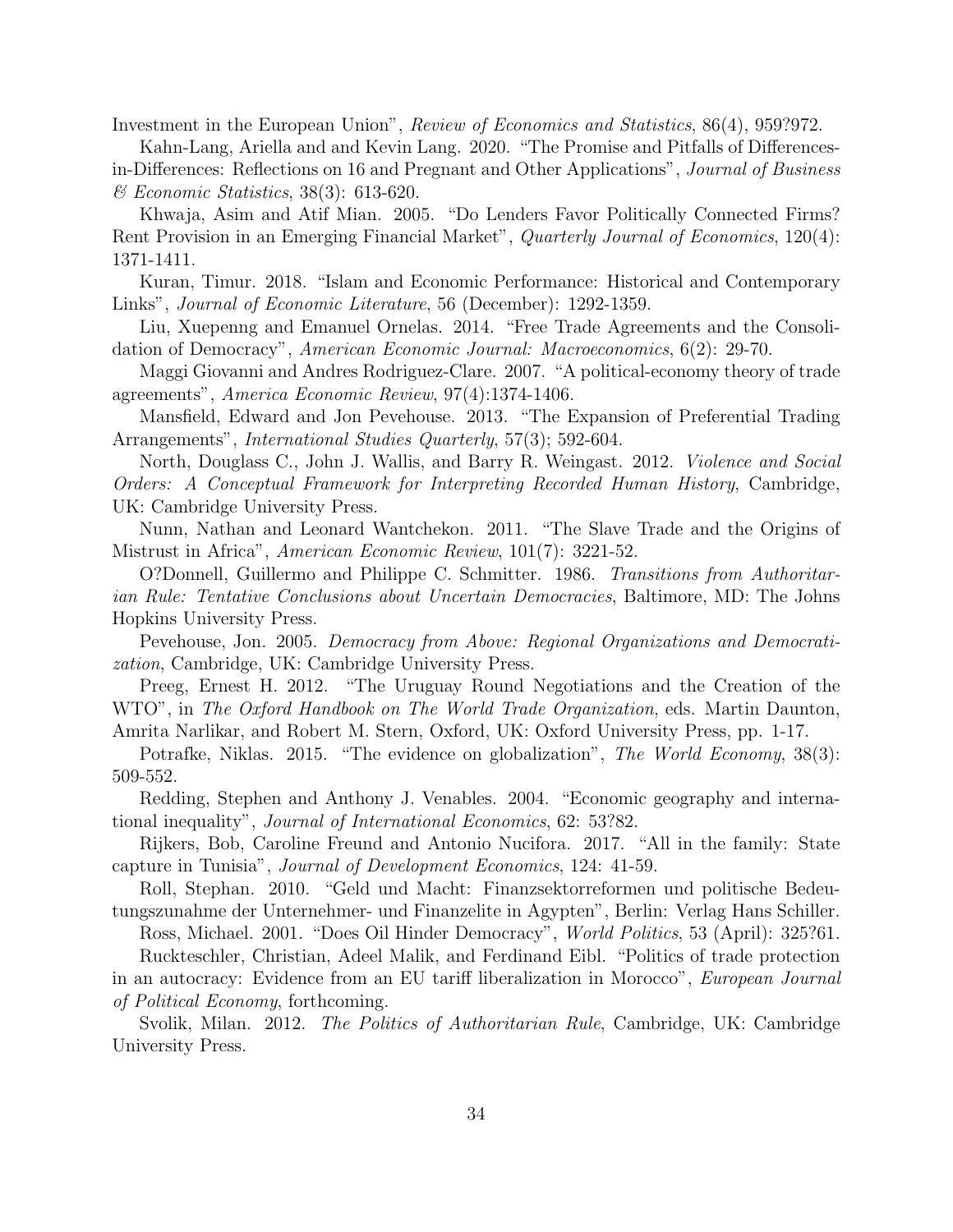Investment in the European Union", *Review of Economics and Statistics*, 86(4), 959?972.

Kahn-Lang, Ariella and and Kevin Lang. 2020. "The Promise and Pitfalls of Differences-in-Differences: Reflections on 16 and Pregnant and Other Applications", *Journal of Business & Economic Statistics*, 38(3): 613-620.

Khwaja, Asim and Atif Mian. 2005. "Do Lenders Favor Politically Connected Firms? Rent Provision in an Emerging Financial Market", *Quarterly Journal of Economics*, 120(4): 1371-1411.

Kuran, Timur. 2018. "Islam and Economic Performance: Historical and Contemporary Links", *Journal of Economic Literature*, 56 (December): 1292-1359.

Liu, Xuepenng and Emanuel Ornelas. 2014. "Free Trade Agreements and the Consolidation of Democracy", *American Economic Journal: Macroeconomics*, 6(2): 29-70.

Maggi Giovanni and Andres Rodriguez-Clare. 2007. "A political-economy theory of trade agreements", *America Economic Review*, 97(4):1374-1406.

Mansfield, Edward and Jon Pevehouse. 2013. "The Expansion of Preferential Trading Arrangements", *International Studies Quarterly*, 57(3); 592-604.

North, Douglass C., John J. Wallis, and Barry R. Weingast. 2012. *Violence and Social Orders: A Conceptual Framework for Interpreting Recorded Human History*, Cambridge, UK: Cambridge University Press.

Nunn, Nathan and Leonard Wantchekon. 2011. "The Slave Trade and the Origins of Mistrust in Africa", *American Economic Review*, 101(7): 3221-52.

O?Donnell, Guillermo and Philippe C. Schmitter. 1986. *Transitions from Authoritarian Rule: Tentative Conclusions about Uncertain Democracies*, Baltimore, MD: The Johns Hopkins University Press.

Pevehouse, Jon. 2005. *Democracy from Above: Regional Organizations and Democratization*, Cambridge, UK: Cambridge University Press.

Preeg, Ernest H. 2012. "The Uruguay Round Negotiations and the Creation of the WTO", in *The Oxford Handbook on The World Trade Organization*, eds. Martin Daunton, Amrita Narlikar, and Robert M. Stern, Oxford, UK: Oxford University Press, pp. 1-17.

Potrafke, Niklas. 2015. "The evidence on globalization", *The World Economy*, 38(3): 509-552.

Redding, Stephen and Anthony J. Venables. 2004. "Economic geography and international inequality", *Journal of International Economics*, 62: 53?82.

Rijkers, Bob, Caroline Freund and Antonio Nucifora. 2017. "All in the family: State capture in Tunisia", *Journal of Development Economics*, 124: 41-59.

Roll, Stephan. 2010. "Geld und Macht: Finanzsektorreformen und politische Bedeutungszunahme der Unternehmer- und Finanzelite in Agypten", Berlin: Verlag Hans Schiller.

Ross, Michael. 2001. "Does Oil Hinder Democracy", *World Politics*, 53 (April): 325?61.

Ruckteschler, Christian, Adeel Malik, and Ferdinand Eibl. "Politics of trade protection in an autocracy: Evidence from an EU tariff liberalization in Morocco", *European Journal of Political Economy*, forthcoming.

Svolik, Milan. 2012. *The Politics of Authoritarian Rule*, Cambridge, UK: Cambridge University Press.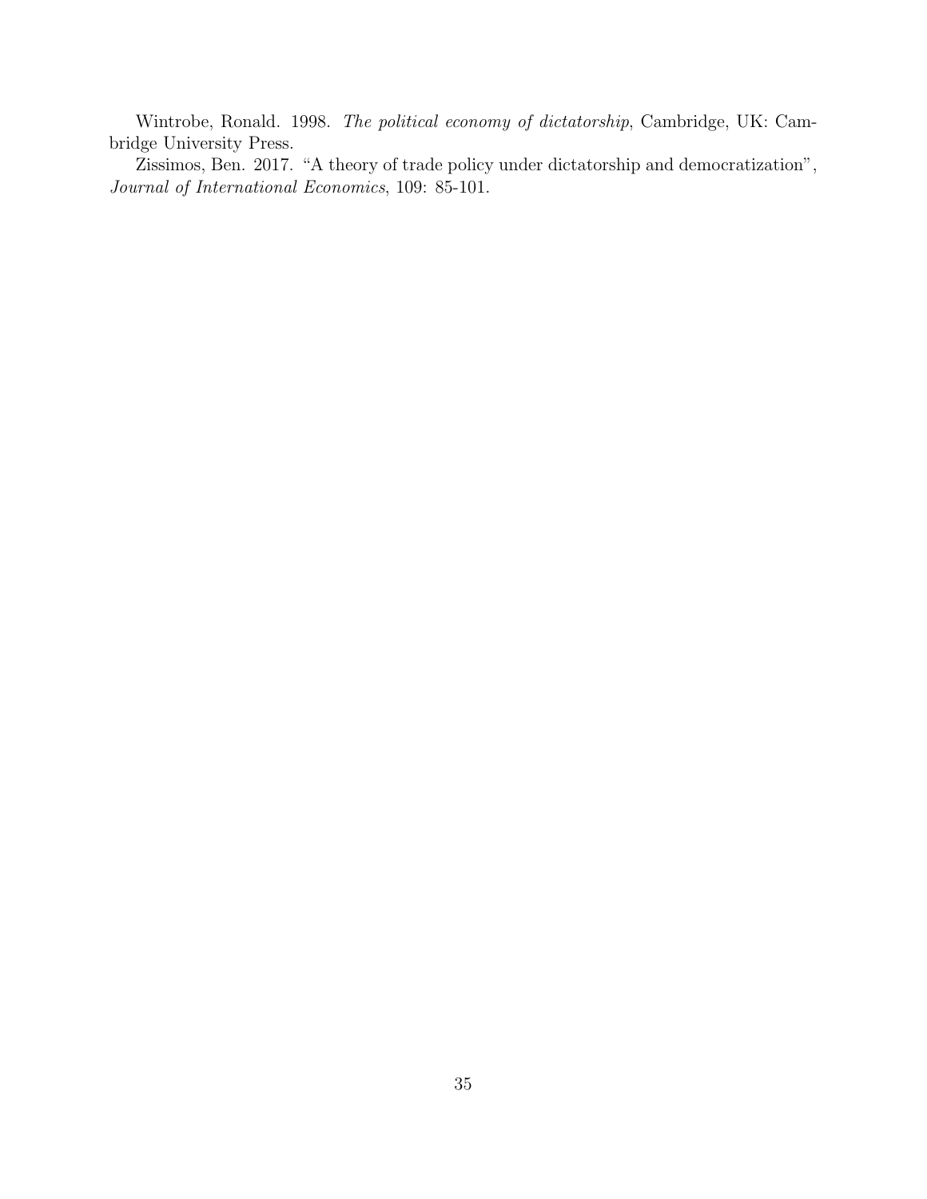Wintrobe, Ronald. 1998. *The political economy of dictatorship*, Cambridge, UK: Cambridge University Press.

Zissimos, Ben. 2017. "A theory of trade policy under dictatorship and democratization", *Journal of International Economics*, 109: 85-101.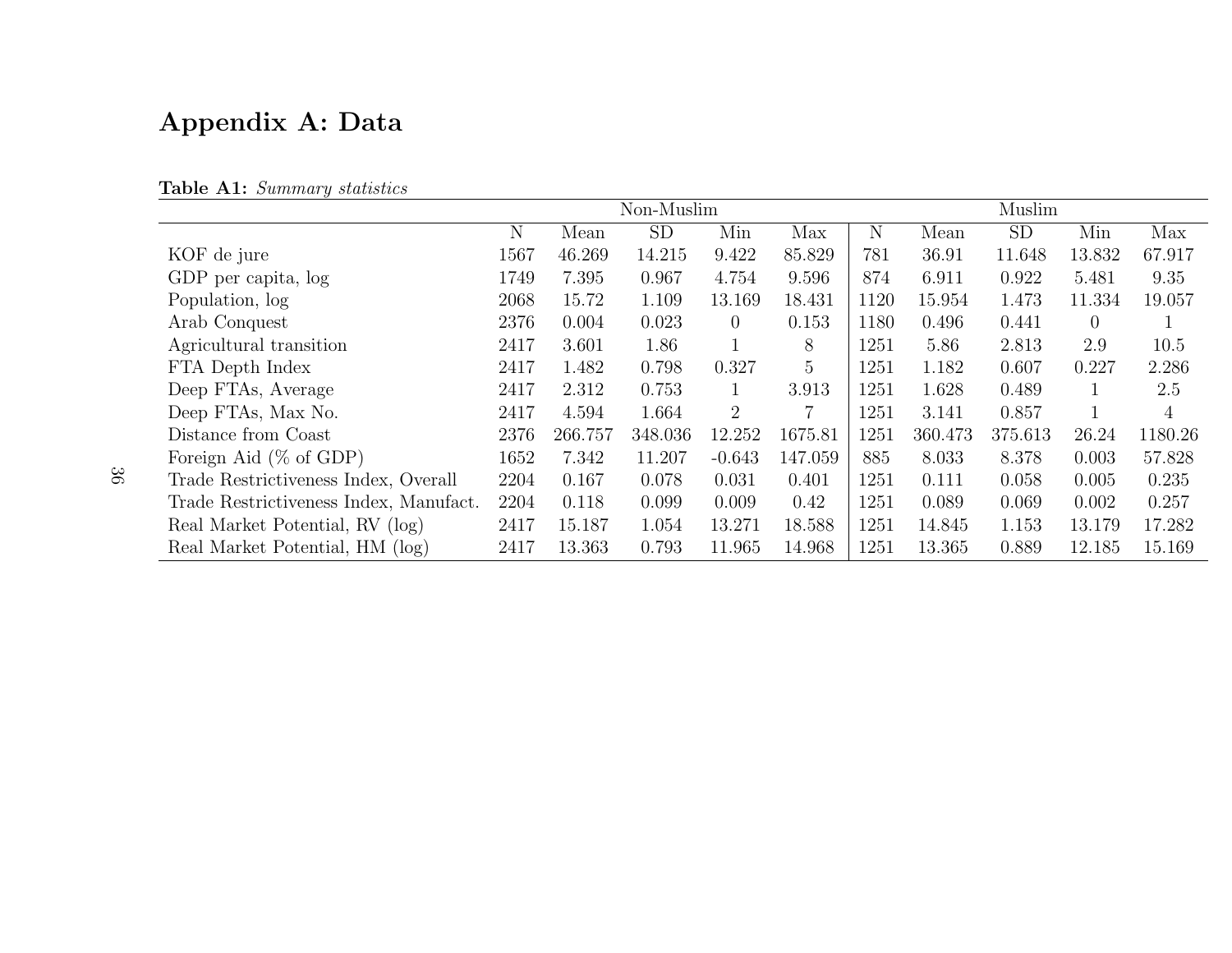# Appendix A: Data

**Table A1:** *Summary statistics*

| | Non-Muslim | | | | | Muslim | | | | |
|---|---|---|---|---|---|---|---|---|---|---|
| | N | Mean | SD | Min | Max | N | Mean | SD | Min | Max |
| KOF de jure | 1567 | 46.269 | 14.215 | 9.422 | 85.829 | 781 | 36.91 | 11.648 | 13.832 | 67.917 |
| GDP per capita, log | 1749 | 7.395 | 0.967 | 4.754 | 9.596 | 874 | 6.911 | 0.922 | 5.481 | 9.35 |
| Population, log | 2068 | 15.72 | 1.109 | 13.169 | 18.431 | 1120 | 15.954 | 1.473 | 11.334 | 19.057 |
| Arab Conquest | 2376 | 0.004 | 0.023 | 0 | 0.153 | 1180 | 0.496 | 0.441 | 0 | 1 |
| Agricultural transition | 2417 | 3.601 | 1.86 | 1 | 8 | 1251 | 5.86 | 2.813 | 2.9 | 10.5 |
| FTA Depth Index | 2417 | 1.482 | 0.798 | 0.327 | 5 | 1251 | 1.182 | 0.607 | 0.227 | 2.286 |
| Deep FTAs, Average | 2417 | 2.312 | 0.753 | 1 | 3.913 | 1251 | 1.628 | 0.489 | 1 | 2.5 |
| Deep FTAs, Max No. | 2417 | 4.594 | 1.664 | 2 | 7 | 1251 | 3.141 | 0.857 | 1 | 4 |
| Distance from Coast | 2376 | 266.757 | 348.036 | 12.252 | 1675.81 | 1251 | 360.473 | 375.613 | 26.24 | 1180.26 |
| Foreign Aid (% of GDP) | 1652 | 7.342 | 11.207 | -0.643 | 147.059 | 885 | 8.033 | 8.378 | 0.003 | 57.828 |
| Trade Restrictiveness Index, Overall | 2204 | 0.167 | 0.078 | 0.031 | 0.401 | 1251 | 0.111 | 0.058 | 0.005 | 0.235 |
| Trade Restrictiveness Index, Manufact. | 2204 | 0.118 | 0.099 | 0.009 | 0.42 | 1251 | 0.089 | 0.069 | 0.002 | 0.257 |
| Real Market Potential, RV (log) | 2417 | 15.187 | 1.054 | 13.271 | 18.588 | 1251 | 14.845 | 1.153 | 13.179 | 17.282 |
| Real Market Potential, HM (log) | 2417 | 13.363 | 0.793 | 11.965 | 14.968 | 1251 | 13.365 | 0.889 | 12.185 | 15.169 |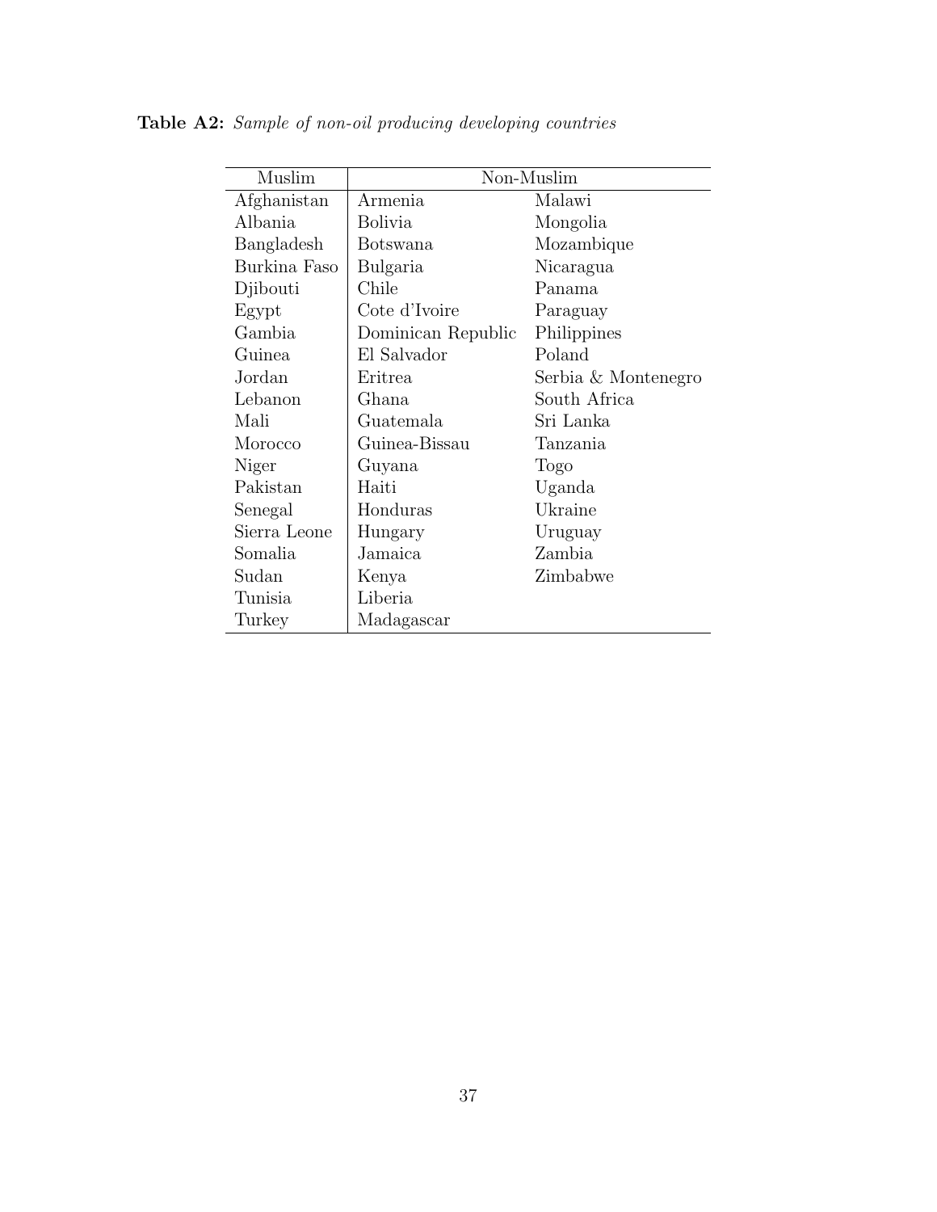**Table A2:** *Sample of non-oil producing developing countries*

| Muslim | Non-Muslim | |
|---|---|---|
| Afghanistan | Armenia | Malawi |
| Albania | Bolivia | Mongolia |
| Bangladesh | Botswana | Mozambique |
| Burkina Faso | Bulgaria | Nicaragua |
| Djibouti | Chile | Panama |
| Egypt | Cote d'Ivoire | Paraguay |
| Gambia | Dominican Republic | Philippines |
| Guinea | El Salvador | Poland |
| Jordan | Eritrea | Serbia & Montenegro |
| Lebanon | Ghana | South Africa |
| Mali | Guatemala | Sri Lanka |
| Morocco | Guinea-Bissau | Tanzania |
| Niger | Guyana | Togo |
| Pakistan | Haiti | Uganda |
| Senegal | Honduras | Ukraine |
| Sierra Leone | Hungary | Uruguay |
| Somalia | Jamaica | Zambia |
| Sudan | Kenya | Zimbabwe |
| Tunisia | Liberia | |
| Turkey | Madagascar | |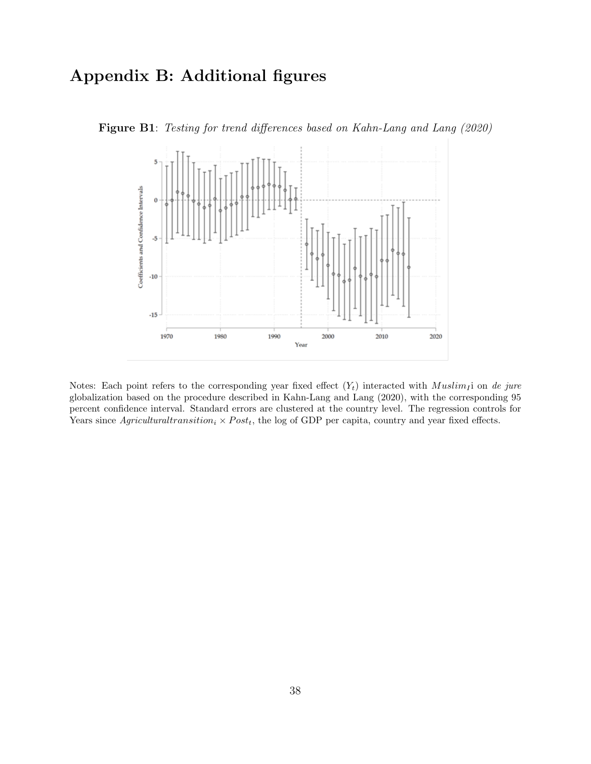# Appendix B: Additional figures

**Figure B1**: *Testing for trend differences based on Kahn-Lang and Lang (2020)*

Coefficients and Confidence Intervals

5

0

-5

-10

-15

1970 1980 1990 2000 2010 2020

Year

Notes: Each point refers to the corresponding year fixed effect ($Y_t$) interacted with $Muslim_I$i on *de jure* globalization based on the procedure described in Kahn-Lang and Lang (2020), with the corresponding 95 percent confidence interval. Standard errors are clustered at the country level. The regression controls for Years since $Agricultural transition_i \times Post_t$, the log of GDP per capita, country and year fixed effects.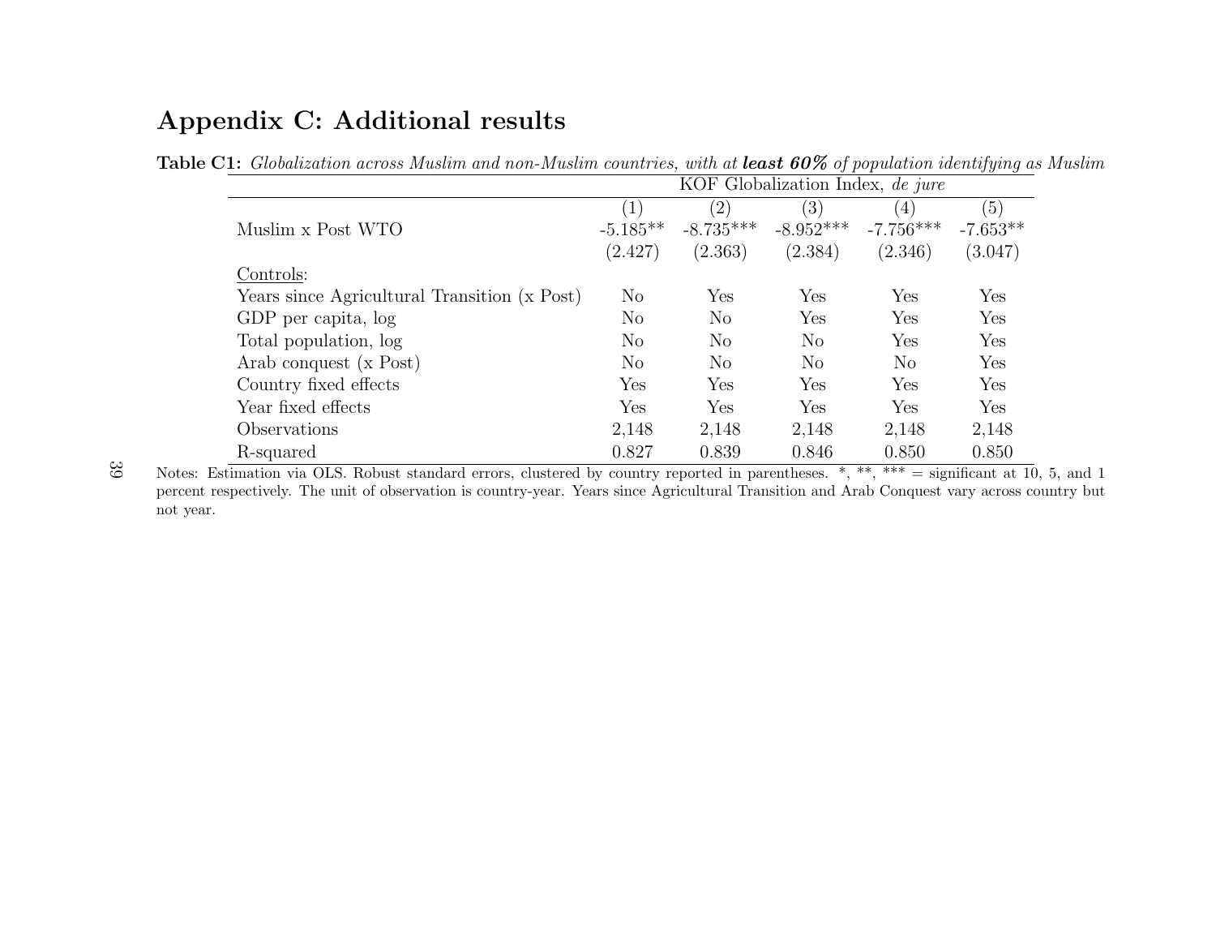# Appendix C: Additional results

**Table C1:** *Globalization across Muslim and non-Muslim countries, with at **least 60%** of population identifying as Muslim*

| | KOF Globalization Index, *de jure* | | | | |
|---|---|---|---|---|---|
| | (1) | (2) | (3) | (4) | (5) |
| Muslim x Post WTO | -5.185** | -8.735*** | -8.952*** | -7.756*** | -7.653** |
| | (2.427) | (2.363) | (2.384) | (2.346) | (3.047) |
| Controls: | | | | | |
| Years since Agricultural Transition (x Post) | No | Yes | Yes | Yes | Yes |
| GDP per capita, log | No | No | Yes | Yes | Yes |
| Total population, log | No | No | No | Yes | Yes |
| Arab conquest (x Post) | No | No | No | No | Yes |
| Country fixed effects | Yes | Yes | Yes | Yes | Yes |
| Year fixed effects | Yes | Yes | Yes | Yes | Yes |
| Observations | 2,148 | 2,148 | 2,148 | 2,148 | 2,148 |
| R-squared | 0.827 | 0.839 | 0.846 | 0.850 | 0.850 |

Notes: Estimation via OLS. Robust standard errors, clustered by country reported in parentheses. *, **, *** = significant at 10, 5, and 1 percent respectively. The unit of observation is country-year. Years since Agricultural Transition and Arab Conquest vary across country but not year.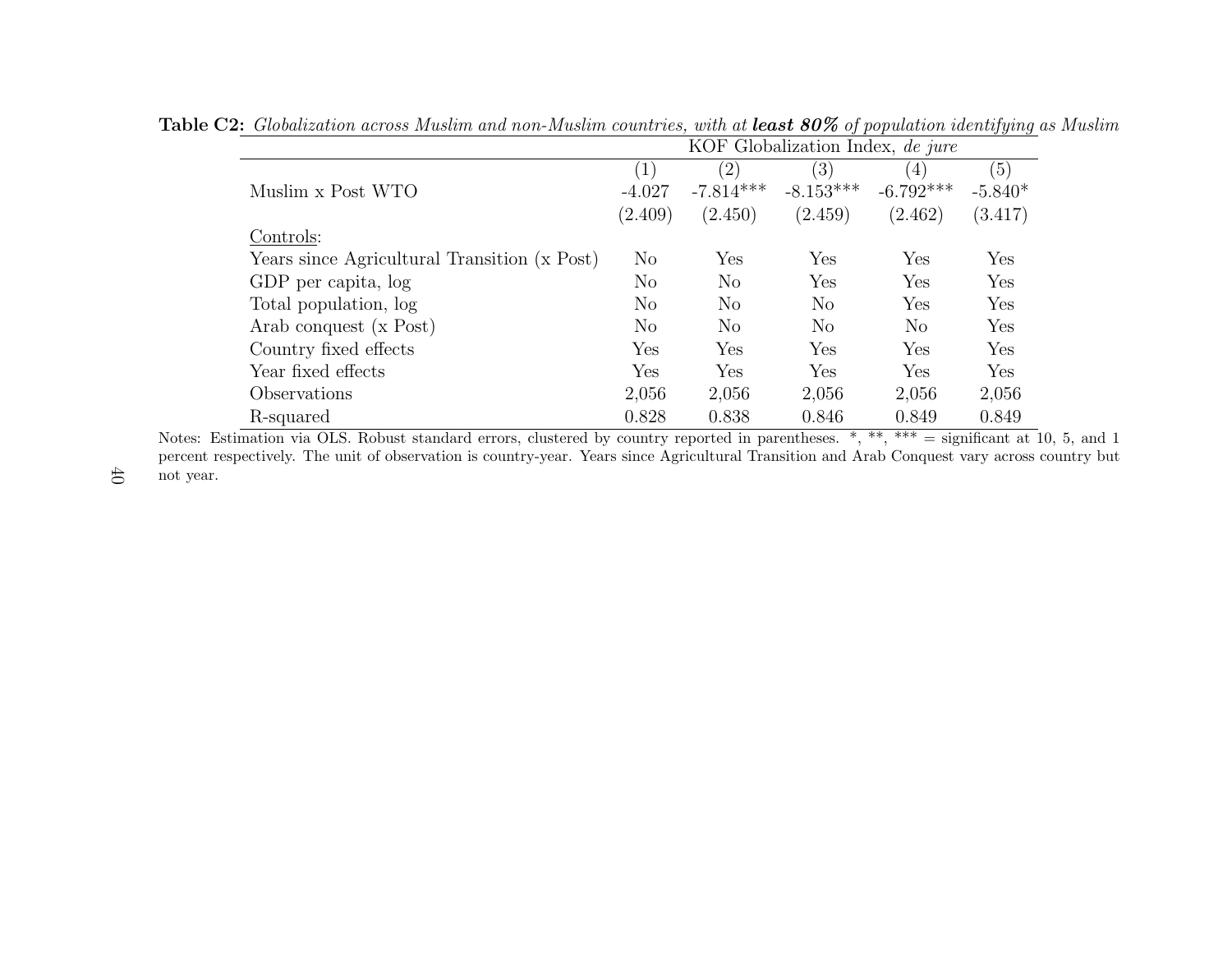**Table C2:** *Globalization across Muslim and non-Muslim countries, with at* ***least 80%*** *of population identifying as Muslim*

| | KOF Globalization Index, *de jure* | | | | |
|---|---|---|---|---|---|
| | (1) | (2) | (3) | (4) | (5) |
| Muslim x Post WTO | -4.027 | -7.814*** | -8.153*** | -6.792*** | -5.840* |
| | (2.409) | (2.450) | (2.459) | (2.462) | (3.417) |
| Controls: | | | | | |
| Years since Agricultural Transition (x Post) | No | Yes | Yes | Yes | Yes |
| GDP per capita, log | No | No | Yes | Yes | Yes |
| Total population, log | No | No | No | Yes | Yes |
| Arab conquest (x Post) | No | No | No | No | Yes |
| Country fixed effects | Yes | Yes | Yes | Yes | Yes |
| Year fixed effects | Yes | Yes | Yes | Yes | Yes |
| Observations | 2,056 | 2,056 | 2,056 | 2,056 | 2,056 |
| R-squared | 0.828 | 0.838 | 0.846 | 0.849 | 0.849 |

Notes: Estimation via OLS. Robust standard errors, clustered by country reported in parentheses. *, **, *** = significant at 10, 5, and 1 percent respectively. The unit of observation is country-year. Years since Agricultural Transition and Arab Conquest vary across country but not year.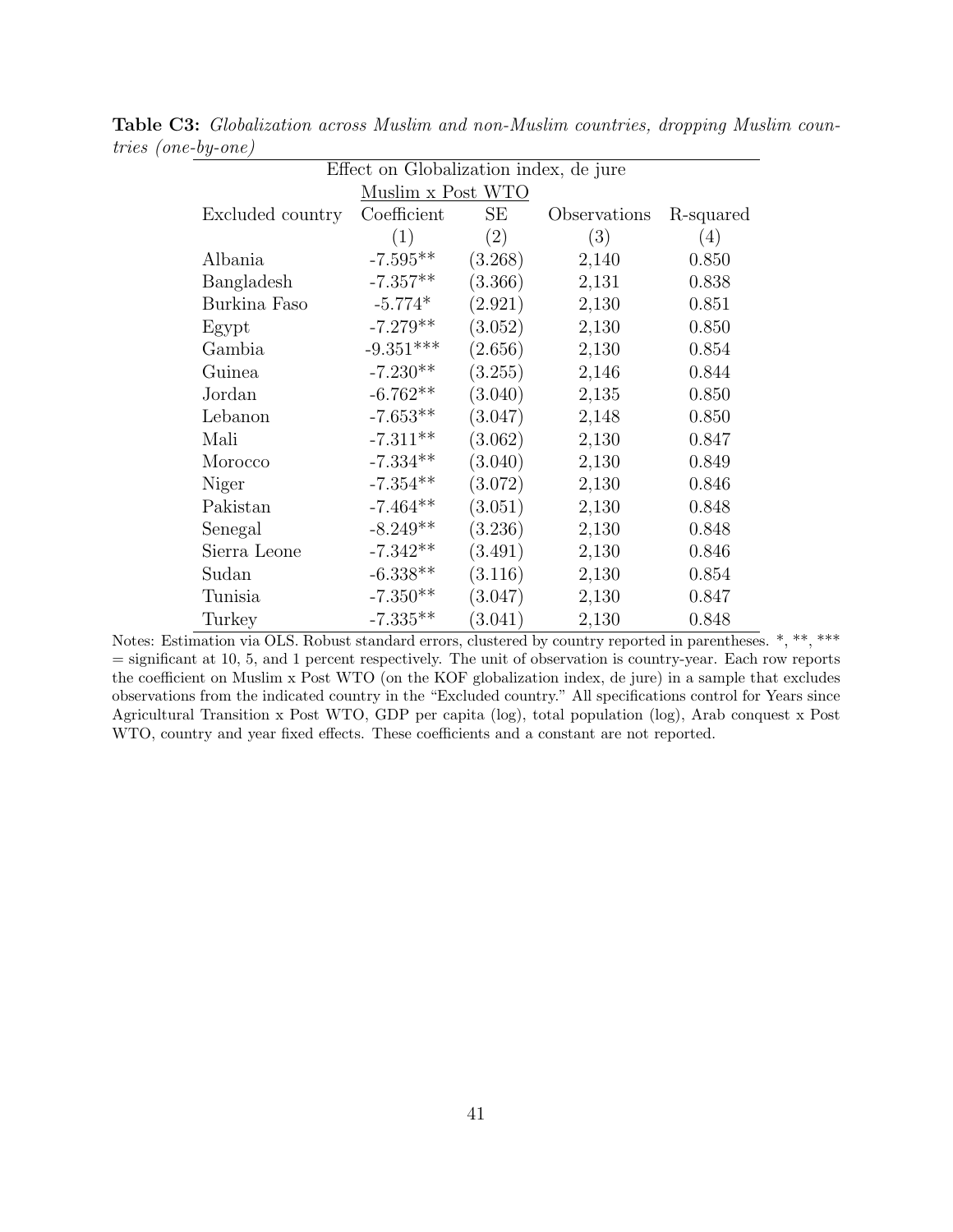**Table C3:** *Globalization across Muslim and non-Muslim countries, dropping Muslim countries (one-by-one)*

| | Effect on Globalization index, de jure | | | |
|---|---|---|---|---|
| | Muslim x Post WTO | | | |
| Excluded country | Coefficient | SE | Observations | R-squared |
| | (1) | (2) | (3) | (4) |
| Albania | -7.595** | (3.268) | 2,140 | 0.850 |
| Bangladesh | -7.357** | (3.366) | 2,131 | 0.838 |
| Burkina Faso | -5.774* | (2.921) | 2,130 | 0.851 |
| Egypt | -7.279** | (3.052) | 2,130 | 0.850 |
| Gambia | -9.351*** | (2.656) | 2,130 | 0.854 |
| Guinea | -7.230** | (3.255) | 2,146 | 0.844 |
| Jordan | -6.762** | (3.040) | 2,135 | 0.850 |
| Lebanon | -7.653** | (3.047) | 2,148 | 0.850 |
| Mali | -7.311** | (3.062) | 2,130 | 0.847 |
| Morocco | -7.334** | (3.040) | 2,130 | 0.849 |
| Niger | -7.354** | (3.072) | 2,130 | 0.846 |
| Pakistan | -7.464** | (3.051) | 2,130 | 0.848 |
| Senegal | -8.249** | (3.236) | 2,130 | 0.848 |
| Sierra Leone | -7.342** | (3.491) | 2,130 | 0.846 |
| Sudan | -6.338** | (3.116) | 2,130 | 0.854 |
| Tunisia | -7.350** | (3.047) | 2,130 | 0.847 |
| Turkey | -7.335** | (3.041) | 2,130 | 0.848 |

Notes: Estimation via OLS. Robust standard errors, clustered by country reported in parentheses. *, **, *** = significant at 10, 5, and 1 percent respectively. The unit of observation is country-year. Each row reports the coefficient on Muslim x Post WTO (on the KOF globalization index, de jure) in a sample that excludes observations from the indicated country in the "Excluded country." All specifications control for Years since Agricultural Transition x Post WTO, GDP per capita (log), total population (log), Arab conquest x Post WTO, country and year fixed effects. These coefficients and a constant are not reported.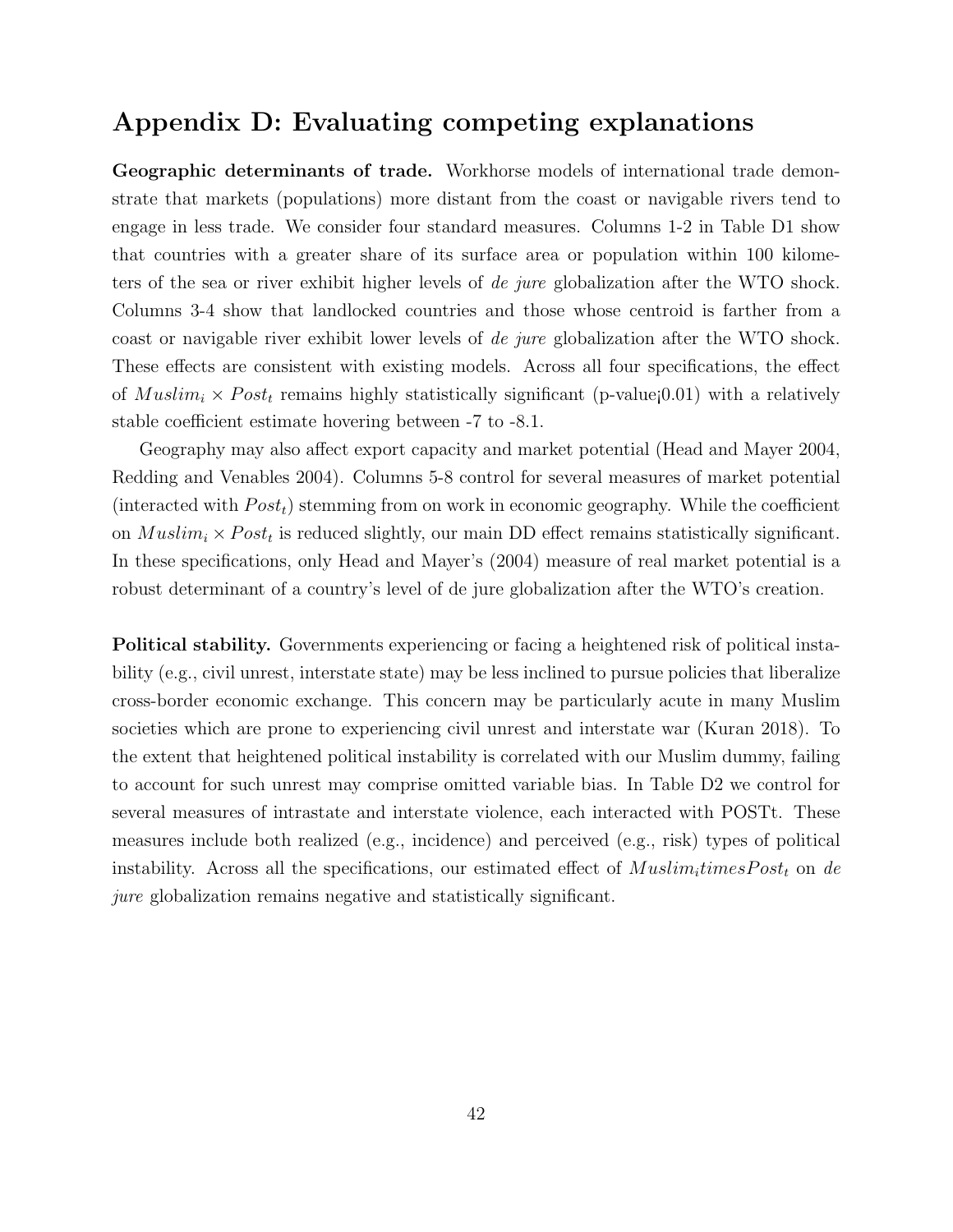## Appendix D: Evaluating competing explanations

**Geographic determinants of trade.** Workhorse models of international trade demonstrate that markets (populations) more distant from the coast or navigable rivers tend to engage in less trade. We consider four standard measures. Columns 1-2 in Table D1 show that countries with a greater share of its surface area or population within 100 kilometers of the sea or river exhibit higher levels of *de jure* globalization after the WTO shock. Columns 3-4 show that landlocked countries and those whose centroid is farther from a coast or navigable river exhibit lower levels of *de jure* globalization after the WTO shock. These effects are consistent with existing models. Across all four specifications, the effect of $Muslim_i \times Post_t$ remains highly statistically significant (p-value¡0.01) with a relatively stable coefficient estimate hovering between -7 to -8.1.

Geography may also affect export capacity and market potential (Head and Mayer 2004, Redding and Venables 2004). Columns 5-8 control for several measures of market potential (interacted with $Post_t$) stemming from on work in economic geography. While the coefficient on $Muslim_i \times Post_t$ is reduced slightly, our main DD effect remains statistically significant. In these specifications, only Head and Mayer's (2004) measure of real market potential is a robust determinant of a country's level of de jure globalization after the WTO's creation.

**Political stability.** Governments experiencing or facing a heightened risk of political instability (e.g., civil unrest, interstate state) may be less inclined to pursue policies that liberalize cross-border economic exchange. This concern may be particularly acute in many Muslim societies which are prone to experiencing civil unrest and interstate war (Kuran 2018). To the extent that heightened political instability is correlated with our Muslim dummy, failing to account for such unrest may comprise omitted variable bias. In Table D2 we control for several measures of intrastate and interstate violence, each interacted with POSTt. These measures include both realized (e.g., incidence) and perceived (e.g., risk) types of political instability. Across all the specifications, our estimated effect of $Muslim_i times Post_t$ on *de jure* globalization remains negative and statistically significant.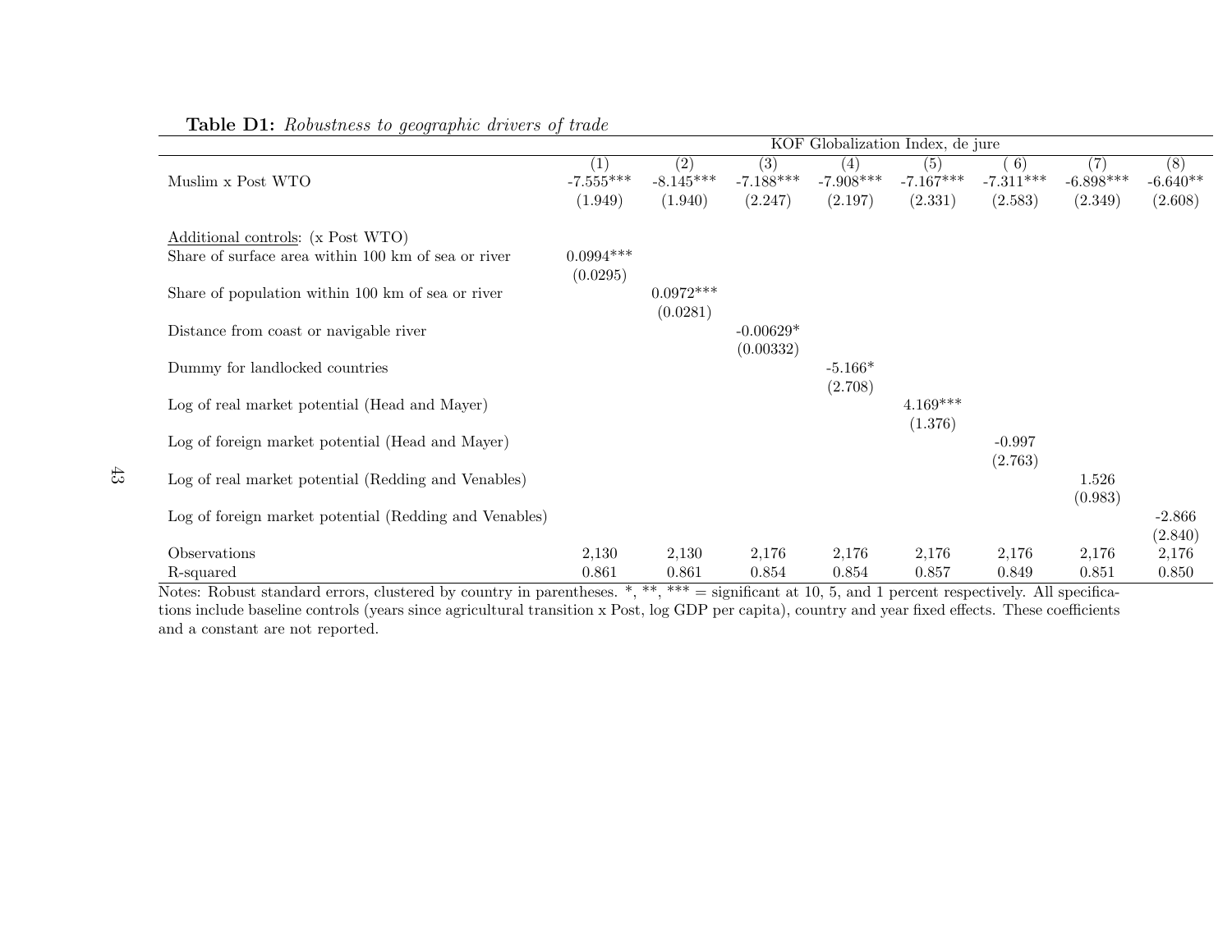**Table D1:** *Robustness to geographic drivers of trade*

| | KOF Globalization Index, de jure | | | | | | | |
|---|---|---|---|---|---|---|---|---|
| | (1) | (2) | (3) | (4) | (5) | ( 6) | (7) | (8) |
| Muslim x Post WTO | -7.555*** | -8.145*** | -7.188*** | -7.908*** | -7.167*** | -7.311*** | -6.898*** | -6.640** |
| | (1.949) | (1.940) | (2.247) | (2.197) | (2.331) | (2.583) | (2.349) | (2.608) |
| Additional controls: (x Post WTO) | | | | | | | | |
| Share of surface area within 100 km of sea or river | 0.0994*** | | | | | | | |
| | (0.0295) | | | | | | | |
| Share of population within 100 km of sea or river | | 0.0972*** | | | | | | |
| | | (0.0281) | | | | | | |
| Distance from coast or navigable river | | | -0.00629* | | | | | |
| | | | (0.00332) | | | | | |
| Dummy for landlocked countries | | | | -5.166* | | | | |
| | | | | (2.708) | | | | |
| Log of real market potential (Head and Mayer) | | | | | 4.169*** | | | |
| | | | | | (1.376) | | | |
| Log of foreign market potential (Head and Mayer) | | | | | | -0.997 | | |
| | | | | | | (2.763) | | |
| Log of real market potential (Redding and Venables) | | | | | | | 1.526 | |
| | | | | | | | (0.983) | |
| Log of foreign market potential (Redding and Venables) | | | | | | | | -2.866 |
| | | | | | | | | (2.840) |
| Observations | 2,130 | 2,130 | 2,176 | 2,176 | 2,176 | 2,176 | 2,176 | 2,176 |
| R-squared | 0.861 | 0.861 | 0.854 | 0.854 | 0.857 | 0.849 | 0.851 | 0.850 |

Notes: Robust standard errors, clustered by country in parentheses. *, **, *** = significant at 10, 5, and 1 percent respectively. All specifications include baseline controls (years since agricultural transition x Post, log GDP per capita), country and year fixed effects. These coefficients and a constant are not reported.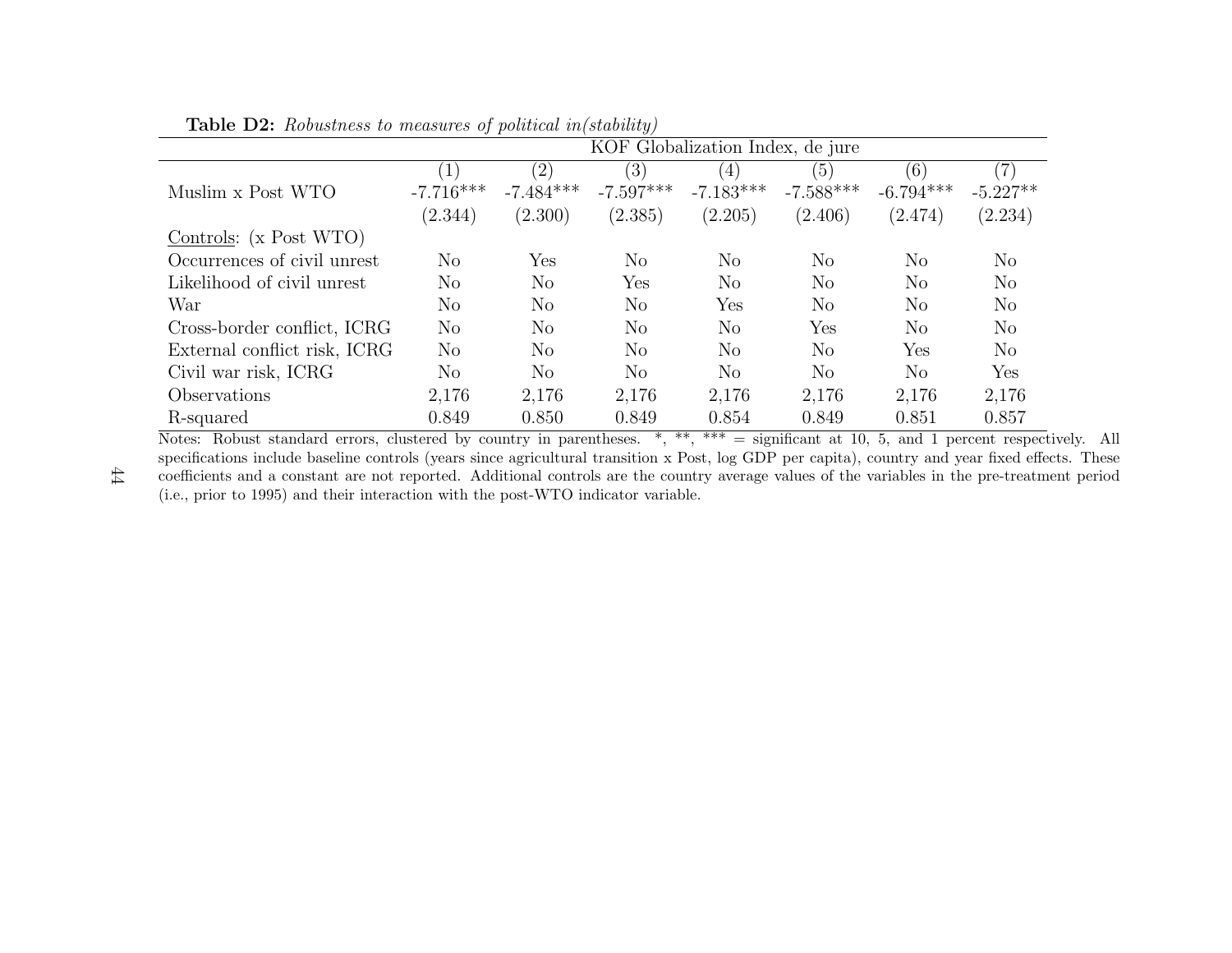**Table D2:** *Robustness to measures of political in(stability)*

| | KOF Globalization Index, de jure | | | | | | |
|---|---|---|---|---|---|---|---|
| | (1) | (2) | (3) | (4) | (5) | (6) | (7) |
| Muslim x Post WTO | -7.716*** | -7.484*** | -7.597*** | -7.183*** | -7.588*** | -6.794*** | -5.227** |
| | (2.344) | (2.300) | (2.385) | (2.205) | (2.406) | (2.474) | (2.234) |
| Controls: (x Post WTO) | | | | | | | |
| Occurrences of civil unrest | No | Yes | No | No | No | No | No |
| Likelihood of civil unrest | No | No | Yes | No | No | No | No |
| War | No | No | No | Yes | No | No | No |
| Cross-border conflict, ICRG | No | No | No | No | Yes | No | No |
| External conflict risk, ICRG | No | No | No | No | No | Yes | No |
| Civil war risk, ICRG | No | No | No | No | No | No | Yes |
| Observations | 2,176 | 2,176 | 2,176 | 2,176 | 2,176 | 2,176 | 2,176 |
| R-squared | 0.849 | 0.850 | 0.849 | 0.854 | 0.849 | 0.851 | 0.857 |

Notes: Robust standard errors, clustered by country in parentheses. *, **, *** = significant at 10, 5, and 1 percent respectively. All specifications include baseline controls (years since agricultural transition x Post, log GDP per capita), country and year fixed effects. These coefficients and a constant are not reported. Additional controls are the country average values of the variables in the pre-treatment period (i.e., prior to 1995) and their interaction with the post-WTO indicator variable.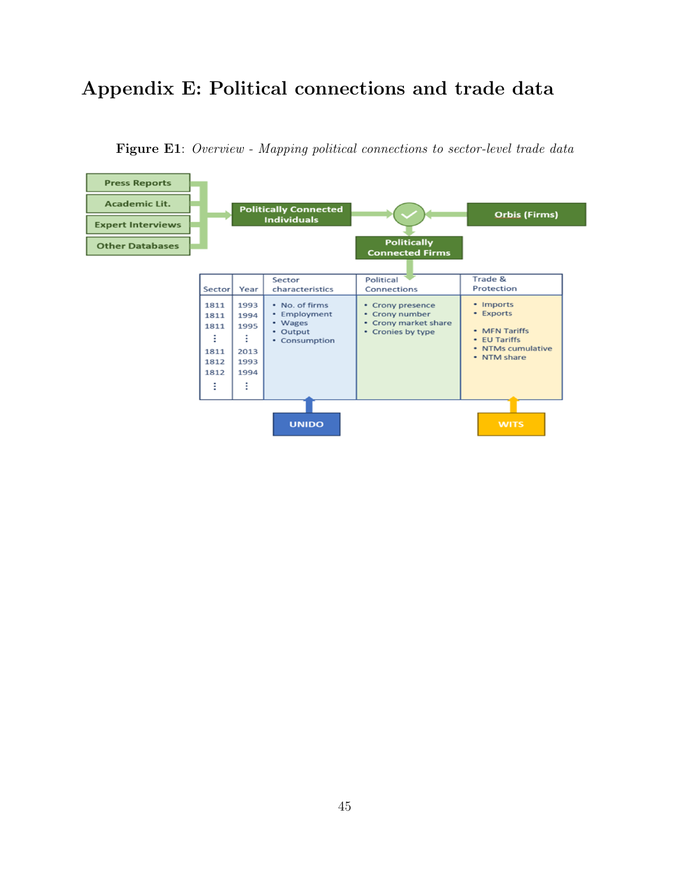# Appendix E: Political connections and trade data

**Figure E1**: *Overview - Mapping political connections to sector-level trade data*

Press Reports

Academic Lit.

Expert Interviews

Other Databases

Politically Connected Individuals

Orbis (Firms)

Politically Connected Firms

Sector

Year

1811 1993
1811 1994
1811 1995
⋮ ⋮
1811 2013
1812 1993
1812 1994
⋮ ⋮

Sector characteristics
- No. of firms
- Employment
- Wages
- Output
- Consumption

Political Connections
- Crony presence
- Crony number
- Crony market share
- Cronies by type

Trade & Protection
- Imports
- Exports
- MFN Tariffs
- EU Tariffs
- NTMs cumulative
- NTM share

UNIDO

WITS